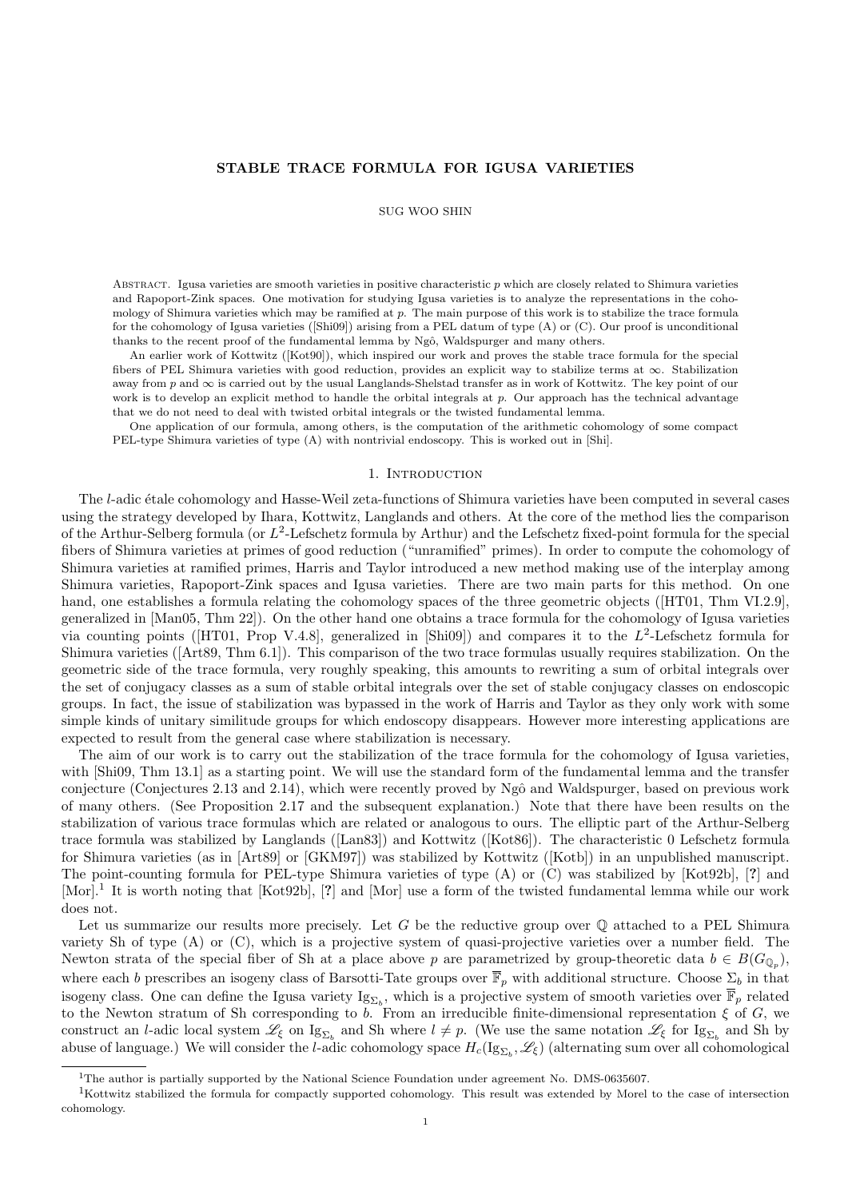# STABLE TRACE FORMULA FOR IGUSA VARIETIES

SUG WOO SHIN

Abstract. Igusa varieties are smooth varieties in positive characteristic $p$ which are closely related to Shimura varieties and Rapoport-Zink spaces. One motivation for studying Igusa varieties is to analyze the representations in the cohomology of Shimura varieties which may be ramified at $p$. The main purpose of this work is to stabilize the trace formula for the cohomology of Igusa varieties ([Shi09]) arising from a PEL datum of type (A) or (C). Our proof is unconditional thanks to the recent proof of the fundamental lemma by Ngô, Waldspurger and many others.

An earlier work of Kottwitz ([Kot90]), which inspired our work and proves the stable trace formula for the special fibers of PEL Shimura varieties with good reduction, provides an explicit way to stabilize terms at $\infty$. Stabilization away from $p$ and $\infty$ is carried out by the usual Langlands-Shelstad transfer as in work of Kottwitz. The key point of our work is to develop an explicit method to handle the orbital integrals at $p$. Our approach has the technical advantage that we do not need to deal with twisted orbital integrals or the twisted fundamental lemma.

One application of our formula, among others, is the computation of the arithmetic cohomology of some compact PEL-type Shimura varieties of type (A) with nontrivial endoscopy. This is worked out in [Shi].

## 1. Introduction

The $l$-adic étale cohomology and Hasse-Weil zeta-functions of Shimura varieties have been computed in several cases using the strategy developed by Ihara, Kottwitz, Langlands and others. At the core of the method lies the comparison of the Arthur-Selberg formula (or $L^2$-Lefschetz formula by Arthur) and the Lefschetz fixed-point formula for the special fibers of Shimura varieties at primes of good reduction ("unramified" primes). In order to compute the cohomology of Shimura varieties at ramified primes, Harris and Taylor introduced a new method making use of the interplay among Shimura varieties, Rapoport-Zink spaces and Igusa varieties. There are two main parts for this method. On one hand, one establishes a formula relating the cohomology spaces of the three geometric objects ([HT01, Thm VI.2.9], generalized in [Man05, Thm 22]). On the other hand one obtains a trace formula for the cohomology of Igusa varieties via counting points ([HT01, Prop V.4.8], generalized in [Shi09]) and compares it to the $L^2$-Lefschetz formula for Shimura varieties ([Art89, Thm 6.1]). This comparison of the two trace formulas usually requires stabilization. On the geometric side of the trace formula, very roughly speaking, this amounts to rewriting a sum of orbital integrals over the set of conjugacy classes as a sum of stable orbital integrals over the set of stable conjugacy classes on endoscopic groups. In fact, the issue of stabilization was bypassed in the work of Harris and Taylor as they only work with some simple kinds of unitary similitude groups for which endoscopy disappears. However more interesting applications are expected to result from the general case where stabilization is necessary.

The aim of our work is to carry out the stabilization of the trace formula for the cohomology of Igusa varieties, with [Shi09, Thm 13.1] as a starting point. We will use the standard form of the fundamental lemma and the transfer conjecture (Conjectures 2.13 and 2.14), which were recently proved by Ngô and Waldspurger, based on previous work of many others. (See Proposition 2.17 and the subsequent explanation.) Note that there have been results on the stabilization of various trace formulas which are related or analogous to ours. The elliptic part of the Arthur-Selberg trace formula was stabilized by Langlands ([Lan83]) and Kottwitz ([Kot86]). The characteristic 0 Lefschetz formula for Shimura varieties (as in [Art89] or [GKM97]) was stabilized by Kottwitz ([Kotb]) in an unpublished manuscript. The point-counting formula for PEL-type Shimura varieties of type (A) or (C) was stabilized by [Kot92b], [?] and [Mor].[1] It is worth noting that [Kot92b], [?] and [Mor] use a form of the twisted fundamental lemma while our work does not.

Let us summarize our results more precisely. Let $G$ be the reductive group over $\mathbb{Q}$ attached to a PEL Shimura variety Sh of type (A) or (C), which is a projective system of quasi-projective varieties over a number field. The Newton strata of the special fiber of Sh at a place above $p$ are parametrized by group-theoretic data $b \in B(G_{\mathbb{Q}_p})$, where each $b$ prescribes an isogeny class of Barsotti-Tate groups over $\overline{\mathbb{F}}_p$ with additional structure. Choose $\Sigma_b$ in that isogeny class. One can define the Igusa variety $\mathrm{Ig}_{\Sigma_b}$, which is a projective system of smooth varieties over $\overline{\mathbb{F}}_p$ related to the Newton stratum of Sh corresponding to $b$. From an irreducible finite-dimensional representation $\xi$ of $G$, we construct an $l$-adic local system $\mathscr{L}_\xi$ on $\mathrm{Ig}_{\Sigma_b}$ and Sh where $l \neq p$. (We use the same notation $\mathscr{L}_\xi$ for $\mathrm{Ig}_{\Sigma_b}$ and Sh by abuse of language.) We will consider the $l$-adic cohomology space $H_c(\mathrm{Ig}_{\Sigma_b}, \mathscr{L}_\xi)$ (alternating sum over all cohomological

[1] The author is partially supported by the National Science Foundation under agreement No. DMS-0635607.

[1] Kottwitz stabilized the formula for compactly supported cohomology. This result was extended by Morel to the case of intersection cohomology.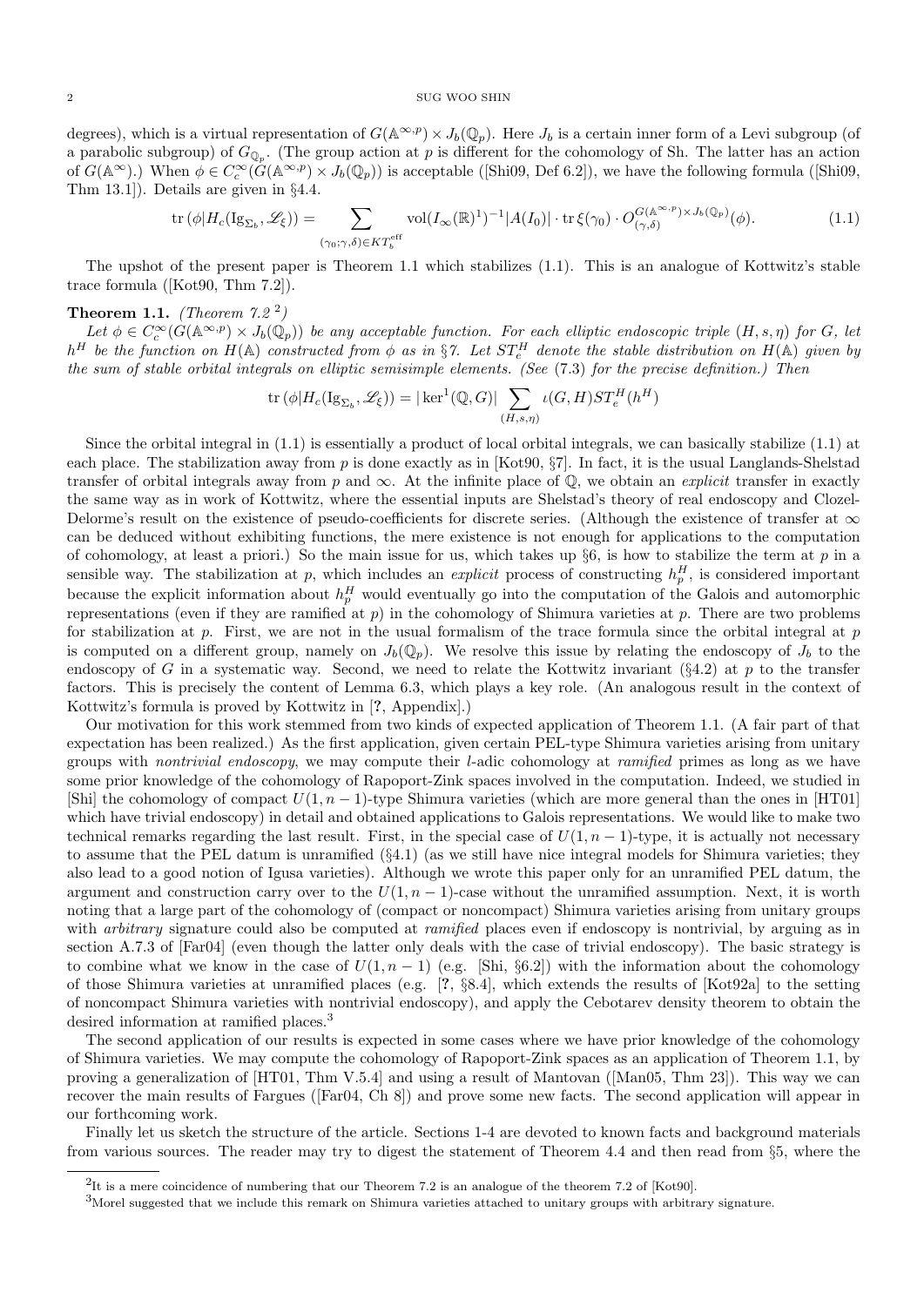degrees), which is a virtual representation of $G(\mathbb{A}^{\infty,p}) \times J_b(\mathbb{Q}_p)$. Here $J_b$ is a certain inner form of a Levi subgroup (of a parabolic subgroup) of $G_{\mathbb{Q}_p}$. (The group action at $p$ is different for the cohomology of Sh. The latter has an action of $G(\mathbb{A}^\infty)$.) When $\phi \in C_c^\infty(G(\mathbb{A}^{\infty,p}) \times J_b(\mathbb{Q}_p))$ is acceptable ([Shi09, Def 6.2]), we have the following formula ([Shi09, Thm 13.1]). Details are given in §4.4.

$$\operatorname{tr}(\phi | H_c(\mathrm{Ig}_{\Sigma_b}, \mathscr{L}_\xi)) = \sum_{(\gamma_0;\gamma,\delta)\in KT_b^{\mathrm{eff}}} \mathrm{vol}(I_\infty(\mathbb{R})^1)^{-1} |A(I_0)| \cdot \operatorname{tr}\xi(\gamma_0) \cdot O_{(\gamma,\delta)}^{G(\mathbb{A}^{\infty,p})\times J_b(\mathbb{Q}_p)}(\phi). \tag{1.1}$$

The upshot of the present paper is Theorem 1.1 which stabilizes (1.1). This is an analogue of Kottwitz's stable trace formula ([Kot90, Thm 7.2]).

**Theorem 1.1.** *(Theorem 7.2 [2])*
*Let $\phi \in C_c^\infty(G(\mathbb{A}^{\infty,p}) \times J_b(\mathbb{Q}_p))$ be any acceptable function. For each elliptic endoscopic triple $(H,s,\eta)$ for $G$, let $h^H$ be the function on $H(\mathbb{A})$ constructed from $\phi$ as in §7. Let $ST_e^H$ denote the stable distribution on $H(\mathbb{A})$ given by the sum of stable orbital integrals on elliptic semisimple elements. (See (7.3) for the precise definition.) Then*

$$\operatorname{tr}(\phi | H_c(\mathrm{Ig}_{\Sigma_b}, \mathscr{L}_\xi)) = |\ker{}^1(\mathbb{Q}, G)| \sum_{(H,s,\eta)} \iota(G,H) ST_e^H(h^H)$$

Since the orbital integral in (1.1) is essentially a product of local orbital integrals, we can basically stabilize (1.1) at each place. The stabilization away from $p$ is done exactly as in [Kot90, §7]. In fact, it is the usual Langlands-Shelstad transfer of orbital integrals away from $p$ and $\infty$. At the infinite place of $\mathbb{Q}$, we obtain an *explicit* transfer in exactly the same way as in work of Kottwitz, where the essential inputs are Shelstad's theory of real endoscopy and Clozel-Delorme's result on the existence of pseudo-coefficients for discrete series. (Although the existence of transfer at $\infty$ can be deduced without exhibiting functions, the mere existence is not enough for applications to the computation of cohomology, at least a priori.) So the main issue for us, which takes up §6, is how to stabilize the term at $p$ in a sensible way. The stabilization at $p$, which includes an *explicit* process of constructing $h_p^H$, is considered important because the explicit information about $h_p^H$ would eventually go into the computation of the Galois and automorphic representations (even if they are ramified at $p$) in the cohomology of Shimura varieties at $p$. There are two problems for stabilization at $p$. First, we are not in the usual formalism of the trace formula since the orbital integral at $p$ is computed on a different group, namely on $J_b(\mathbb{Q}_p)$. We resolve this issue by relating the endoscopy of $J_b$ to the endoscopy of $G$ in a systematic way. Second, we need to relate the Kottwitz invariant (§4.2) at $p$ to the transfer factors. This is precisely the content of Lemma 6.3, which plays a key role. (An analogous result in the context of Kottwitz's formula is proved by Kottwitz in [?, Appendix].)

Our motivation for this work stemmed from two kinds of expected application of Theorem 1.1. (A fair part of that expectation has been realized.) As the first application, given certain PEL-type Shimura varieties arising from unitary groups with *nontrivial endoscopy*, we may compute their $l$-adic cohomology at *ramified* primes as long as we have some prior knowledge of the cohomology of Rapoport-Zink spaces involved in the computation. Indeed, we studied in [Shi] the cohomology of compact $U(1,n-1)$-type Shimura varieties (which are more general than the ones in [HT01] which have trivial endoscopy) in detail and obtained applications to Galois representations. We would like to make two technical remarks regarding the last result. First, in the special case of $U(1,n-1)$-type, it is actually not necessary to assume that the PEL datum is unramified (§4.1) (as we still have nice integral models for Shimura varieties; they also lead to a good notion of Igusa varieties). Although we wrote this paper only for an unramified PEL datum, the argument and construction carry over to the $U(1,n-1)$-case without the unramified assumption. Next, it is worth noting that a large part of the cohomology of (compact or noncompact) Shimura varieties arising from unitary groups with *arbitrary* signature could also be computed at *ramified* places even if endoscopy is nontrivial, by arguing as in section A.7.3 of [Far04] (even though the latter only deals with the case of trivial endoscopy). The basic strategy is to combine what we know in the case of $U(1,n-1)$ (e.g. [Shi, §6.2]) with the information about the cohomology of those Shimura varieties at unramified places (e.g. [?, §8.4], which extends the results of [Kot92a] to the setting of noncompact Shimura varieties with nontrivial endoscopy), and apply the Cebotarev density theorem to obtain the desired information at ramified places.[3]

The second application of our results is expected in some cases where we have prior knowledge of the cohomology of Shimura varieties. We may compute the cohomology of Rapoport-Zink spaces as an application of Theorem 1.1, by proving a generalization of [HT01, Thm V.5.4] and using a result of Mantovan ([Man05, Thm 23]). This way we can recover the main results of Fargues ([Far04, Ch 8]) and prove some new facts. The second application will appear in our forthcoming work.

Finally let us sketch the structure of the article. Sections 1-4 are devoted to known facts and background materials from various sources. The reader may try to digest the statement of Theorem 4.4 and then read from §5, where the

[2] It is a mere coincidence of numbering that our Theorem 7.2 is an analogue of the theorem 7.2 of [Kot90].

[3] Morel suggested that we include this remark on Shimura varieties attached to unitary groups with arbitrary signature.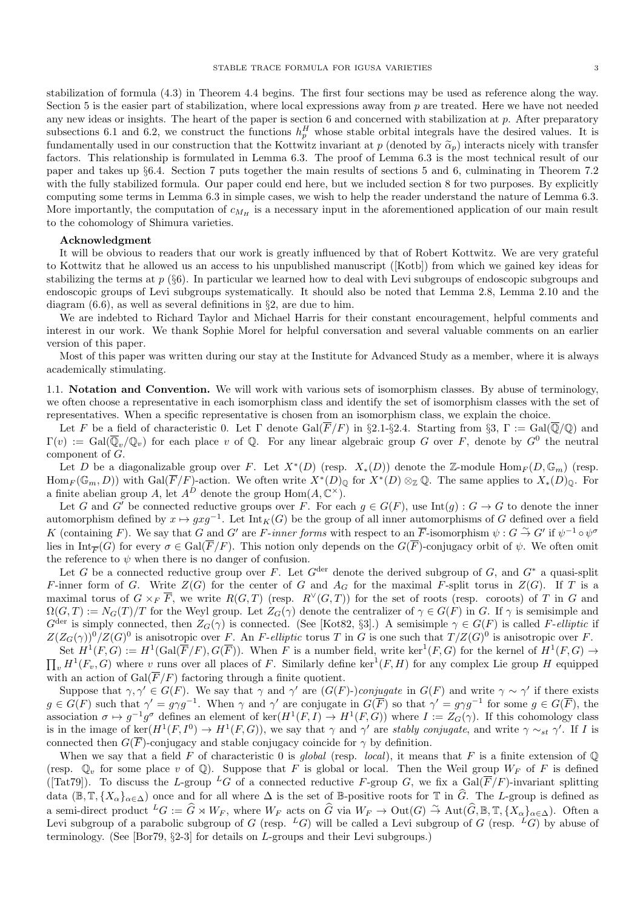stabilization of formula (4.3) in Theorem 4.4 begins. The first four sections may be used as reference along the way. Section 5 is the easier part of stabilization, where local expressions away from $p$ are treated. Here we have not needed any new ideas or insights. The heart of the paper is section 6 and concerned with stabilization at $p$. After preparatory subsections 6.1 and 6.2, we construct the functions $h_p^H$ whose stable orbital integrals have the desired values. It is fundamentally used in our construction that the Kottwitz invariant at $p$ (denoted by $\widetilde{\alpha}_p$) interacts nicely with transfer factors. This relationship is formulated in Lemma 6.3. The proof of Lemma 6.3 is the most technical result of our paper and takes up §6.4. Section 7 puts together the main results of sections 5 and 6, culminating in Theorem 7.2 with the fully stabilized formula. Our paper could end here, but we included section 8 for two purposes. By explicitly computing some terms in Lemma 6.3 in simple cases, we wish to help the reader understand the nature of Lemma 6.3. More importantly, the computation of $c_{M_H}$ is a necessary input in the aforementioned application of our main result to the cohomology of Shimura varieties.

**Acknowledgment**

It will be obvious to readers that our work is greatly influenced by that of Robert Kottwitz. We are very grateful to Kottwitz that he allowed us an access to his unpublished manuscript ([Kotb]) from which we gained key ideas for stabilizing the terms at $p$ (§6). In particular we learned how to deal with Levi subgroups of endoscopic subgroups and endoscopic groups of Levi subgroups systematically. It should also be noted that Lemma 2.8, Lemma 2.10 and the diagram (6.6), as well as several definitions in §2, are due to him.

We are indebted to Richard Taylor and Michael Harris for their constant encouragement, helpful comments and interest in our work. We thank Sophie Morel for helpful conversation and several valuable comments on an earlier version of this paper.

Most of this paper was written during our stay at the Institute for Advanced Study as a member, where it is always academically stimulating.

## 1.1. Notation and Convention.

We will work with various sets of isomorphism classes. By abuse of terminology, we often choose a representative in each isomorphism class and identify the set of isomorphism classes with the set of representatives. When a specific representative is chosen from an isomorphism class, we explain the choice.

Let $F$ be a field of characteristic 0. Let $\Gamma$ denote $\mathrm{Gal}(\overline{F}/F)$ in §2.1-§2.4. Starting from §3, $\Gamma := \mathrm{Gal}(\overline{\mathbb{Q}}/\mathbb{Q})$ and $\Gamma(v) := \mathrm{Gal}(\overline{\mathbb{Q}}_v/\mathbb{Q}_v)$ for each place $v$ of $\mathbb{Q}$. For any linear algebraic group $G$ over $F$, denote by $G^0$ the neutral component of $G$.

Let $D$ be a diagonalizable group over $F$. Let $X^*(D)$ (resp. $X_*(D)$) denote the $\mathbb{Z}$-module $\mathrm{Hom}_F(D, \mathbb{G}_m)$ (resp. $\mathrm{Hom}_F(\mathbb{G}_m, D)$) with $\mathrm{Gal}(\overline{F}/F)$-action. We often write $X^*(D)_{\mathbb{Q}}$ for $X^*(D)\otimes_{\mathbb{Z}}\mathbb{Q}$. The same applies to $X_*(D)_{\mathbb{Q}}$. For a finite abelian group $A$, let $A^D$ denote the group $\mathrm{Hom}(A, \mathbb{C}^\times)$.

Let $G$ and $G'$ be connected reductive groups over $F$. For each $g \in G(F)$, use $\mathrm{Int}(g): G \to G$ to denote the inner automorphism defined by $x \mapsto gxg^{-1}$. Let $\mathrm{Int}_K(G)$ be the group of all inner automorphisms of $G$ defined over a field $K$ (containing $F$). We say that $G$ and $G'$ are *$F$-inner forms* with respect to an $\overline{F}$-isomorphism $\psi: G \overset{\sim}{\to} G'$ if $\psi^{-1}\circ\psi^{\sigma}$ lies in $\mathrm{Int}_{\overline{F}}(G)$ for every $\sigma \in \mathrm{Gal}(\overline{F}/F)$. This notion only depends on the $G(\overline{F})$-conjugacy orbit of $\psi$. We often omit the reference to $\psi$ when there is no danger of confusion.

Let $G$ be a connected reductive group over $F$. Let $G^{\mathrm{der}}$ denote the derived subgroup of $G$, and $G^*$ a quasi-split $F$-inner form of $G$. Write $Z(G)$ for the center of $G$ and $A_G$ for the maximal $F$-split torus in $Z(G)$. If $T$ is a maximal torus of $G\times_F \overline{F}$, we write $R(G,T)$ (resp. $R^\vee(G,T)$) for the set of roots (resp. coroots) of $T$ in $G$ and $\Omega(G,T) := N_G(T)/T$ for the Weyl group. Let $Z_G(\gamma)$ denote the centralizer of $\gamma \in G(F)$ in $G$. If $\gamma$ is semisimple and $G^{\mathrm{der}}$ is simply connected, then $Z_G(\gamma)$ is connected. (See [Kot82, §3].) A semisimple $\gamma \in G(F)$ is called *$F$-elliptic* if $Z(Z_G(\gamma))^0/Z(G)^0$ is anisotropic over $F$. An *$F$-elliptic* torus $T$ in $G$ is one such that $T/Z(G)^0$ is anisotropic over $F$.

Set $H^1(F,G) := H^1(\mathrm{Gal}(\overline{F}/F), G(\overline{F}))$. When $F$ is a number field, write $\ker^1(F,G)$ for the kernel of $H^1(F,G) \to \prod_v H^1(F_v, G)$ where $v$ runs over all places of $F$. Similarly define $\ker^1(F,H)$ for any complex Lie group $H$ equipped with an action of $\mathrm{Gal}(\overline{F}/F)$ factoring through a finite quotient.

Suppose that $\gamma, \gamma' \in G(F)$. We say that $\gamma$ and $\gamma'$ are *($G(F)$-)conjugate* in $G(F)$ and write $\gamma \sim \gamma'$ if there exists $g \in G(F)$ such that $\gamma' = g\gamma g^{-1}$. When $\gamma$ and $\gamma'$ are conjugate in $G(\overline{F})$ so that $\gamma' = g\gamma g^{-1}$ for some $g \in G(\overline{F})$, the association $\sigma \mapsto g^{-1}g^{\sigma}$ defines an element of $\ker(H^1(F,I) \to H^1(F,G))$ where $I := Z_G(\gamma)$. If this cohomology class is in the image of $\ker(H^1(F,I^0) \to H^1(F,G))$, we say that $\gamma$ and $\gamma'$ are *stably conjugate*, and write $\gamma \sim_{st} \gamma'$. If $I$ is connected then $G(\overline{F})$-conjugacy and stable conjugacy coincide for $\gamma$ by definition.

When we say that a field $F$ of characteristic 0 is *global* (resp. *local*), it means that $F$ is a finite extension of $\mathbb{Q}$ (resp. $\mathbb{Q}_v$ for some place $v$ of $\mathbb{Q}$). Suppose that $F$ is global or local. Then the Weil group $W_F$ of $F$ is defined ([Tat79]). To discuss the $L$-group ${}^LG$ of a connected reductive $F$-group $G$, we fix a $\mathrm{Gal}(\overline{F}/F)$-invariant splitting data $(\mathbb{B}, \mathbb{T}, \{X_\alpha\}_{\alpha\in\Delta})$ once and for all where $\Delta$ is the set of $\mathbb{B}$-positive roots for $\mathbb{T}$ in $\widehat{G}$. The $L$-group is defined as a semi-direct product ${}^LG := \widehat{G} \rtimes W_F$, where $W_F$ acts on $\widehat{G}$ via $W_F \to \mathrm{Out}(G) \overset{\sim}{\to} \mathrm{Aut}(\widehat{G}, \mathbb{B}, \mathbb{T}, \{X_\alpha\}_{\alpha\in\Delta})$. Often a Levi subgroup of a parabolic subgroup of $G$ (resp. ${}^LG$) will be called a Levi subgroup of $G$ (resp. ${}^LG$) by abuse of terminology. (See [Bor79, §2-3] for details on $L$-groups and their Levi subgroups.)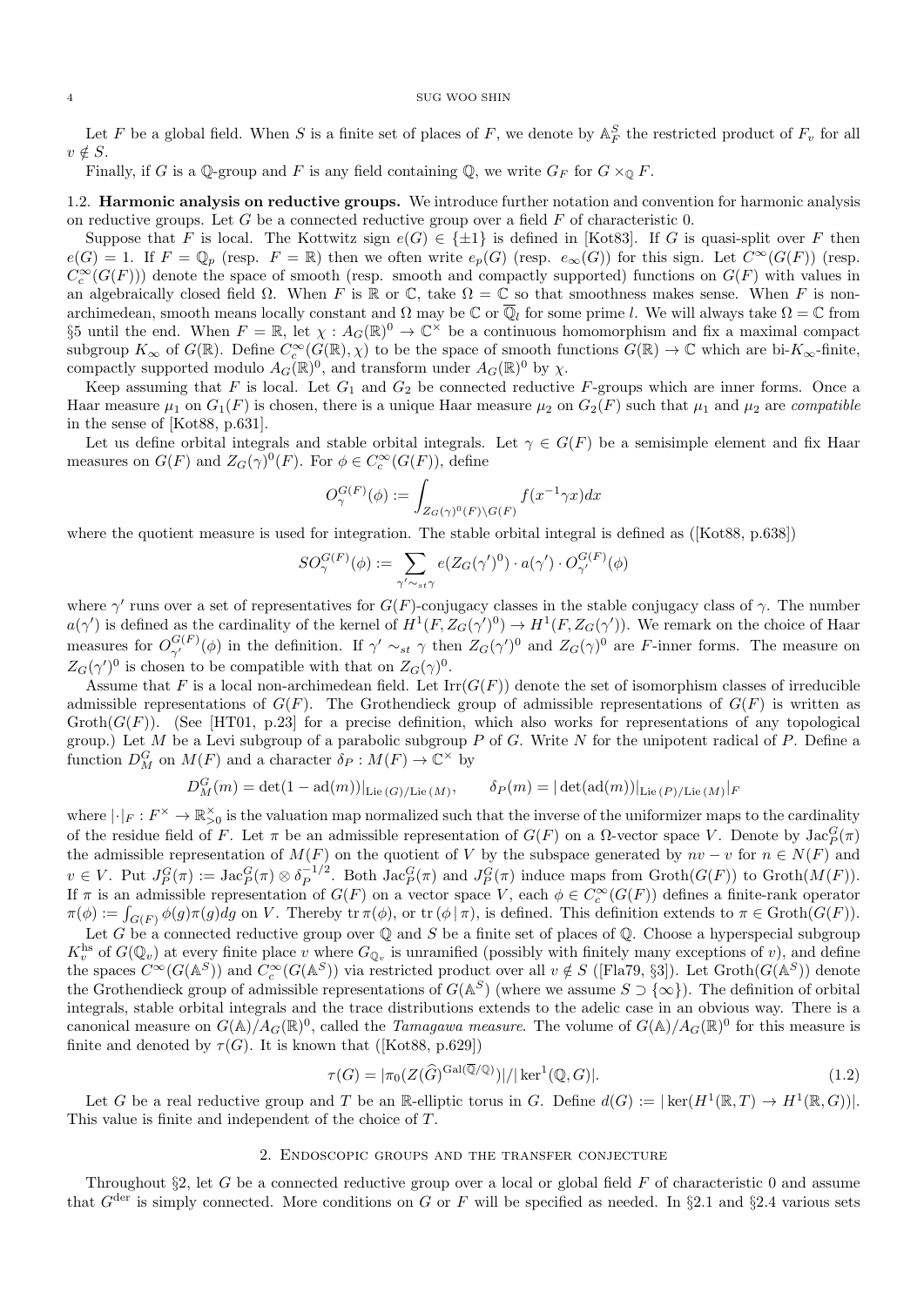Let $F$ be a global field. When $S$ is a finite set of places of $F$, we denote by $\mathbb{A}_F^S$ the restricted product of $F_v$ for all $v \notin S$.

Finally, if $G$ is a $\mathbb{Q}$-group and $F$ is any field containing $\mathbb{Q}$, we write $G_F$ for $G \times_{\mathbb{Q}} F$.

### 1.2. Harmonic analysis on reductive groups.

We introduce further notation and convention for harmonic analysis on reductive groups. Let $G$ be a connected reductive group over a field $F$ of characteristic 0.

Suppose that $F$ is local. The Kottwitz sign $e(G) \in \{\pm 1\}$ is defined in [Kot83]. If $G$ is quasi-split over $F$ then $e(G) = 1$. If $F = \mathbb{Q}_p$ (resp. $F = \mathbb{R}$) then we often write $e_p(G)$ (resp. $e_\infty(G)$) for this sign. Let $C^\infty(G(F))$ (resp. $C_c^\infty(G(F))$) denote the space of smooth (resp. smooth and compactly supported) functions on $G(F)$ with values in an algebraically closed field $\Omega$. When $F$ is $\mathbb{R}$ or $\mathbb{C}$, take $\Omega = \mathbb{C}$ so that smoothness makes sense. When $F$ is non-archimedean, smooth means locally constant and $\Omega$ may be $\mathbb{C}$ or $\overline{\mathbb{Q}}_l$ for some prime $l$. We will always take $\Omega = \mathbb{C}$ from §5 until the end. When $F = \mathbb{R}$, let $\chi : A_G(\mathbb{R})^0 \to \mathbb{C}^\times$ be a continuous homomorphism and fix a maximal compact subgroup $K_\infty$ of $G(\mathbb{R})$. Define $C_c^\infty(G(\mathbb{R}), \chi)$ to be the space of smooth functions $G(\mathbb{R}) \to \mathbb{C}$ which are bi-$K_\infty$-finite, compactly supported modulo $A_G(\mathbb{R})^0$, and transform under $A_G(\mathbb{R})^0$ by $\chi$.

Keep assuming that $F$ is local. Let $G_1$ and $G_2$ be connected reductive $F$-groups which are inner forms. Once a Haar measure $\mu_1$ on $G_1(F)$ is chosen, there is a unique Haar measure $\mu_2$ on $G_2(F)$ such that $\mu_1$ and $\mu_2$ are *compatible* in the sense of [Kot88, p.631].

Let us define orbital integrals and stable orbital integrals. Let $\gamma \in G(F)$ be a semisimple element and fix Haar measures on $G(F)$ and $Z_G(\gamma)^0(F)$. For $\phi \in C_c^\infty(G(F))$, define

$$O_\gamma^{G(F)}(\phi) := \int_{Z_G(\gamma)^0(F)\backslash G(F)} f(x^{-1}\gamma x)dx$$

where the quotient measure is used for integration. The stable orbital integral is defined as ([Kot88, p.638])

$$SO_\gamma^{G(F)}(\phi) := \sum_{\gamma' \sim_{st} \gamma} e(Z_G(\gamma')^0) \cdot a(\gamma') \cdot O_{\gamma'}^{G(F)}(\phi)$$

where $\gamma'$ runs over a set of representatives for $G(F)$-conjugacy classes in the stable conjugacy class of $\gamma$. The number $a(\gamma')$ is defined as the cardinality of the kernel of $H^1(F, Z_G(\gamma')^0) \to H^1(F, Z_G(\gamma'))$. We remark on the choice of Haar measures for $O_{\gamma'}^{G(F)}(\phi)$ in the definition. If $\gamma' \sim_{st} \gamma$ then $Z_G(\gamma')^0$ and $Z_G(\gamma)^0$ are $F$-inner forms. The measure on $Z_G(\gamma')^0$ is chosen to be compatible with that on $Z_G(\gamma)^0$.

Assume that $F$ is a local non-archimedean field. Let $\mathrm{Irr}(G(F))$ denote the set of isomorphism classes of irreducible admissible representations of $G(F)$. The Grothendieck group of admissible representations of $G(F)$ is written as $\mathrm{Groth}(G(F))$. (See [HT01, p.23] for a precise definition, which also works for representations of any topological group.) Let $M$ be a Levi subgroup of a parabolic subgroup $P$ of $G$. Write $N$ for the unipotent radical of $P$. Define a function $D_M^G$ on $M(F)$ and a character $\delta_P : M(F) \to \mathbb{C}^\times$ by

$$D_M^G(m) = \det(1 - \mathrm{ad}(m))|_{\mathrm{Lie}\,(G)/\mathrm{Lie}\,(M)}, \qquad \delta_P(m) = |\det(\mathrm{ad}(m))|_{\mathrm{Lie}\,(P)/\mathrm{Lie}\,(M)}|_F$$

where $|\cdot|_F : F^\times \to \mathbb{R}_{>0}^\times$ is the valuation map normalized such that the inverse of the uniformizer maps to the cardinality of the residue field of $F$. Let $\pi$ be an admissible representation of $G(F)$ on a $\Omega$-vector space $V$. Denote by $\mathrm{Jac}_P^G(\pi)$ the admissible representation of $M(F)$ on the quotient of $V$ by the subspace generated by $nv - v$ for $n \in N(F)$ and $v \in V$. Put $J_P^G(\pi) := \mathrm{Jac}_P^G(\pi) \otimes \delta_P^{-1/2}$. Both $\mathrm{Jac}_P^G(\pi)$ and $J_P^G(\pi)$ induce maps from $\mathrm{Groth}(G(F))$ to $\mathrm{Groth}(M(F))$. If $\pi$ is an admissible representation of $G(F)$ on a vector space $V$, each $\phi \in C_c^\infty(G(F))$ defines a finite-rank operator $\pi(\phi) := \int_{G(F)} \phi(g)\pi(g)dg$ on $V$. Thereby $\mathrm{tr}\,\pi(\phi)$, or $\mathrm{tr}\,(\phi\,|\,\pi)$, is defined. This definition extends to $\pi \in \mathrm{Groth}(G(F))$.

Let $G$ be a connected reductive group over $\mathbb{Q}$ and $S$ be a finite set of places of $\mathbb{Q}$. Choose a hyperspecial subgroup $K_v^{\mathrm{hs}}$ of $G(\mathbb{Q}_v)$ at every finite place $v$ where $G_{\mathbb{Q}_v}$ is unramified (possibly with finitely many exceptions of $v$), and define the spaces $C^\infty(G(\mathbb{A}^S))$ and $C_c^\infty(G(\mathbb{A}^S))$ via restricted product over all $v \notin S$ ([Fla79, §3]). Let $\mathrm{Groth}(G(\mathbb{A}^S))$ denote the Grothendieck group of admissible representations of $G(\mathbb{A}^S)$ (where we assume $S \supset \{\infty\}$). The definition of orbital integrals, stable orbital integrals and the trace distributions extends to the adelic case in an obvious way. There is a canonical measure on $G(\mathbb{A})/A_G(\mathbb{R})^0$, called the *Tamagawa measure*. The volume of $G(\mathbb{A})/A_G(\mathbb{R})^0$ for this measure is finite and denoted by $\tau(G)$. It is known that ([Kot88, p.629])

$$\tau(G) = |\pi_0(Z(\widehat{G})^{\mathrm{Gal}(\overline{\mathbb{Q}}/\mathbb{Q})})| / |\ker^1(\mathbb{Q}, G)|. \tag{1.2}$$

Let $G$ be a real reductive group and $T$ be an $\mathbb{R}$-elliptic torus in $G$. Define $d(G) := |\ker(H^1(\mathbb{R}, T) \to H^1(\mathbb{R}, G))|$. This value is finite and independent of the choice of $T$.

## 2. Endoscopic groups and the transfer conjecture

Throughout §2, let $G$ be a connected reductive group over a local or global field $F$ of characteristic 0 and assume that $G^{\mathrm{der}}$ is simply connected. More conditions on $G$ or $F$ will be specified as needed. In §2.1 and §2.4 various sets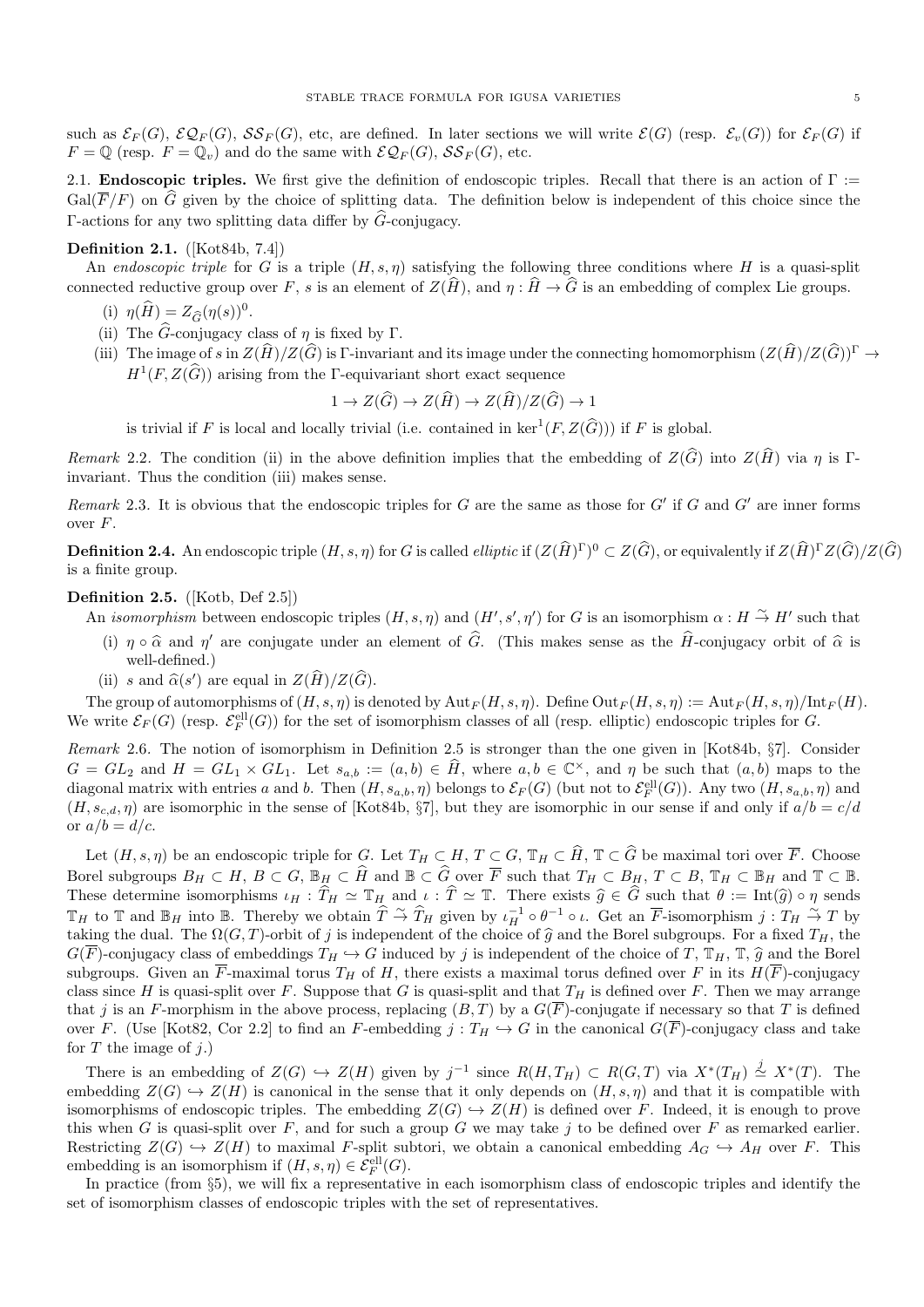such as $\mathcal{E}_F(G)$, $\mathcal{EQ}_F(G)$, $\mathcal{SS}_F(G)$, etc, are defined. In later sections we will write $\mathcal{E}(G)$ (resp. $\mathcal{E}_v(G)$) for $\mathcal{E}_F(G)$ if $F = \mathbb{Q}$ (resp. $F = \mathbb{Q}_v$) and do the same with $\mathcal{EQ}_F(G)$, $\mathcal{SS}_F(G)$, etc.

## 2.1. Endoscopic triples.

We first give the definition of endoscopic triples. Recall that there is an action of $\Gamma := \mathrm{Gal}(\overline{F}/F)$ on $\widehat{G}$ given by the choice of splitting data. The definition below is independent of this choice since the $\Gamma$-actions for any two splitting data differ by $\widehat{G}$-conjugacy.

**Definition 2.1.** ([Kot84b, 7.4])

An *endoscopic triple* for $G$ is a triple $(H, s, \eta)$ satisfying the following three conditions where $H$ is a quasi-split connected reductive group over $F$, $s$ is an element of $Z(\widehat{H})$, and $\eta : \widehat{H} \to \widehat{G}$ is an embedding of complex Lie groups.

(i) $\eta(\widehat{H}) = Z_{\widehat{G}}(\eta(s))^0$.

(ii) The $\widehat{G}$-conjugacy class of $\eta$ is fixed by $\Gamma$.

(iii) The image of $s$ in $Z(\widehat{H})/Z(\widehat{G})$ is $\Gamma$-invariant and its image under the connecting homomorphism $(Z(\widehat{H})/Z(\widehat{G}))^\Gamma \to H^1(F, Z(\widehat{G}))$ arising from the $\Gamma$-equivariant short exact sequence

$$1 \to Z(\widehat{G}) \to Z(\widehat{H}) \to Z(\widehat{H})/Z(\widehat{G}) \to 1$$

is trivial if $F$ is local and locally trivial (i.e. contained in $\ker^1(F, Z(\widehat{G}))$) if $F$ is global.

*Remark* 2.2. The condition (ii) in the above definition implies that the embedding of $Z(\widehat{G})$ into $Z(\widehat{H})$ via $\eta$ is $\Gamma$-invariant. Thus the condition (iii) makes sense.

*Remark* 2.3. It is obvious that the endoscopic triples for $G$ are the same as those for $G'$ if $G$ and $G'$ are inner forms over $F$.

**Definition 2.4.** An endoscopic triple $(H, s, \eta)$ for $G$ is called *elliptic* if $(Z(\widehat{H})^\Gamma)^0 \subset Z(\widehat{G})$, or equivalently if $Z(\widehat{H})^\Gamma Z(\widehat{G})/Z(\widehat{G})$ is a finite group.

**Definition 2.5.** ([Kotb, Def 2.5])

An *isomorphism* between endoscopic triples $(H, s, \eta)$ and $(H', s', \eta')$ for $G$ is an isomorphism $\alpha : H \xrightarrow{\sim} H'$ such that

(i) $\eta \circ \widehat{\alpha}$ and $\eta'$ are conjugate under an element of $\widehat{G}$. (This makes sense as the $\widehat{H}$-conjugacy orbit of $\widehat{\alpha}$ is well-defined.)

(ii) $s$ and $\widehat{\alpha}(s')$ are equal in $Z(\widehat{H})/Z(\widehat{G})$.

The group of automorphisms of $(H, s, \eta)$ is denoted by $\mathrm{Aut}_F(H, s, \eta)$. Define $\mathrm{Out}_F(H, s, \eta) := \mathrm{Aut}_F(H, s, \eta)/\mathrm{Int}_F(H)$. We write $\mathcal{E}_F(G)$ (resp. $\mathcal{E}_F^{\mathrm{ell}}(G)$) for the set of isomorphism classes of all (resp. elliptic) endoscopic triples for $G$.

*Remark* 2.6. The notion of isomorphism in Definition 2.5 is stronger than the one given in [Kot84b, §7]. Consider $G = GL_2$ and $H = GL_1 \times GL_1$. Let $s_{a,b} := (a, b) \in \widehat{H}$, where $a, b \in \mathbb{C}^\times$, and $\eta$ be such that $(a, b)$ maps to the diagonal matrix with entries $a$ and $b$. Then $(H, s_{a,b}, \eta)$ belongs to $\mathcal{E}_F(G)$ (but not to $\mathcal{E}_F^{\mathrm{ell}}(G)$). Any two $(H, s_{a,b}, \eta)$ and $(H, s_{c,d}, \eta)$ are isomorphic in the sense of [Kot84b, §7], but they are isomorphic in our sense if and only if $a/b = c/d$ or $a/b = d/c$.

Let $(H, s, \eta)$ be an endoscopic triple for $G$. Let $T_H \subset H$, $T \subset G$, $\mathbb{T}_H \subset \widehat{H}$, $\mathbb{T} \subset \widehat{G}$ be maximal tori over $\overline{F}$. Choose Borel subgroups $B_H \subset H$, $B \subset G$, $\mathbb{B}_H \subset \widehat{H}$ and $\mathbb{B} \subset \widehat{G}$ over $\overline{F}$ such that $T_H \subset B_H$, $T \subset B$, $\mathbb{T}_H \subset \mathbb{B}_H$ and $\mathbb{T} \subset \mathbb{B}$. These determine isomorphisms $\iota_H : \widehat{T}_H \simeq \mathbb{T}_H$ and $\iota : \widehat{T} \simeq \mathbb{T}$. There exists $\widehat{g} \in \widehat{G}$ such that $\theta := \mathrm{Int}(\widehat{g}) \circ \eta$ sends $\mathbb{T}_H$ to $\mathbb{T}$ and $\mathbb{B}_H$ into $\mathbb{B}$. Thereby we obtain $\widehat{T} \xrightarrow{\sim} \widehat{T}_H$ given by $\iota_H^{-1} \circ \theta^{-1} \circ \iota$. Get an $\overline{F}$-isomorphism $j : T_H \xrightarrow{\sim} T$ by taking the dual. The $\Omega(G, T)$-orbit of $j$ is independent of the choice of $\widehat{g}$ and the Borel subgroups. For a fixed $T_H$, the $G(\overline{F})$-conjugacy class of embeddings $T_H \hookrightarrow G$ induced by $j$ is independent of the choice of $T$, $\mathbb{T}_H$, $\mathbb{T}$, $\widehat{g}$ and the Borel subgroups. Given an $\overline{F}$-maximal torus $T_H$ of $H$, there exists a maximal torus defined over $F$ in its $H(\overline{F})$-conjugacy class since $H$ is quasi-split over $F$. Suppose that $G$ is quasi-split and that $T_H$ is defined over $F$. Then we may arrange that $j$ is an $F$-morphism in the above process, replacing $(B, T)$ by a $G(\overline{F})$-conjugate if necessary so that $T$ is defined over $F$. (Use [Kot82, Cor 2.2] to find an $F$-embedding $j : T_H \hookrightarrow G$ in the canonical $G(\overline{F})$-conjugacy class and take for $T$ the image of $j$.)

There is an embedding of $Z(G) \hookrightarrow Z(H)$ given by $j^{-1}$ since $R(H, T_H) \subset R(G, T)$ via $X^*(T_H) \overset{j}{\simeq} X^*(T)$. The embedding $Z(G) \hookrightarrow Z(H)$ is canonical in the sense that it only depends on $(H, s, \eta)$ and that it is compatible with isomorphisms of endoscopic triples. The embedding $Z(G) \hookrightarrow Z(H)$ is defined over $F$. Indeed, it is enough to prove this when $G$ is quasi-split over $F$, and for such a group $G$ we may take $j$ to be defined over $F$ as remarked earlier. Restricting $Z(G) \hookrightarrow Z(H)$ to maximal $F$-split subtori, we obtain a canonical embedding $A_G \hookrightarrow A_H$ over $F$. This embedding is an isomorphism if $(H, s, \eta) \in \mathcal{E}_F^{\mathrm{ell}}(G)$.

In practice (from §5), we will fix a representative in each isomorphism class of endoscopic triples and identify the set of isomorphism classes of endoscopic triples with the set of representatives.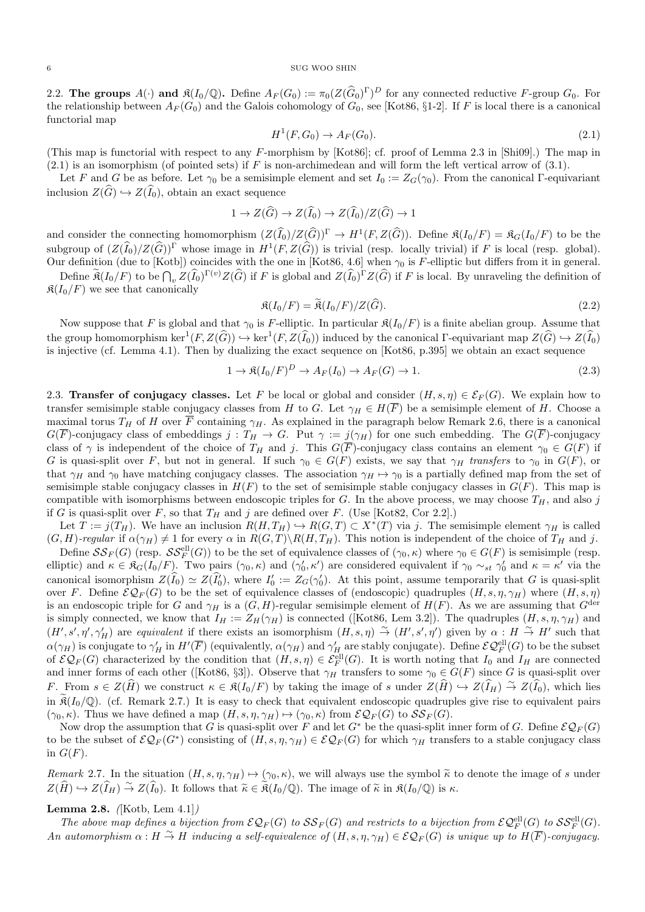2.2. **The groups $A(\cdot)$ and $\mathfrak{K}(I_0/\mathbb{Q})$.** Define $A_F(G_0) := \pi_0(Z(\widehat{G}_0)^\Gamma)^D$ for any connected reductive $F$-group $G_0$. For the relationship between $A_F(G_0)$ and the Galois cohomology of $G_0$, see [Kot86, §1-2]. If $F$ is local there is a canonical functorial map

$$H^1(F, G_0) \to A_F(G_0). \tag{2.1}$$

(This map is functorial with respect to any $F$-morphism by [Kot86]; cf. proof of Lemma 2.3 in [Shi09].) The map in (2.1) is an isomorphism (of pointed sets) if $F$ is non-archimedean and will form the left vertical arrow of (3.1).

Let $F$ and $G$ be as before. Let $\gamma_0$ be a semisimple element and set $I_0 := Z_G(\gamma_0)$. From the canonical $\Gamma$-equivariant inclusion $Z(\widehat{G}) \hookrightarrow Z(\widehat{I}_0)$, obtain an exact sequence

$$1 \to Z(\widehat{G}) \to Z(\widehat{I}_0) \to Z(\widehat{I}_0)/Z(\widehat{G}) \to 1$$

and consider the connecting homomorphism $(Z(\widehat{I}_0)/Z(\widehat{G}))^\Gamma \to H^1(F, Z(\widehat{G}))$. Define $\mathfrak{K}(I_0/F) = \mathfrak{K}_G(I_0/F)$ to be the subgroup of $(Z(\widehat{I}_0)/Z(\widehat{G}))^\Gamma$ whose image in $H^1(F, Z(\widehat{G}))$ is trivial (resp. locally trivial) if $F$ is local (resp. global). Our definition (due to [Kotb]) coincides with the one in [Kot86, 4.6] when $\gamma_0$ is $F$-elliptic but differs from it in general.

Define $\widetilde{\mathfrak{K}}(I_0/F)$ to be $\bigcap_v Z(\widehat{I}_0)^{\Gamma(v)} Z(\widehat{G})$ if $F$ is global and $Z(\widehat{I}_0)^\Gamma Z(\widehat{G})$ if $F$ is local. By unraveling the definition of $\mathfrak{K}(I_0/F)$ we see that canonically

$$\mathfrak{K}(I_0/F) = \widetilde{\mathfrak{K}}(I_0/F)/Z(\widehat{G}). \tag{2.2}$$

Now suppose that $F$ is global and that $\gamma_0$ is $F$-elliptic. In particular $\mathfrak{K}(I_0/F)$ is a finite abelian group. Assume that the group homomorphism $\ker^1(F, Z(\widehat{G})) \hookrightarrow \ker^1(F, Z(\widehat{I}_0))$ induced by the canonical $\Gamma$-equivariant map $Z(\widehat{G}) \hookrightarrow Z(\widehat{I}_0)$ is injective (cf. Lemma 4.1). Then by dualizing the exact sequence on [Kot86, p.395] we obtain an exact sequence

$$1 \to \mathfrak{K}(I_0/F)^D \to A_F(I_0) \to A_F(G) \to 1. \tag{2.3}$$

2.3. **Transfer of conjugacy classes.** Let $F$ be local or global and consider $(H, s, \eta) \in \mathcal{E}_F(G)$. We explain how to transfer semisimple stable conjugacy classes from $H$ to $G$. Let $\gamma_H \in H(\overline{F})$ be a semisimple element of $H$. Choose a maximal torus $T_H$ of $H$ over $\overline{F}$ containing $\gamma_H$. As explained in the paragraph below Remark 2.6, there is a canonical $G(\overline{F})$-conjugacy class of embeddings $j : T_H \to G$. Put $\gamma := j(\gamma_H)$ for one such embedding. The $G(\overline{F})$-conjugacy class of $\gamma$ is independent of the choice of $T_H$ and $j$. This $G(\overline{F})$-conjugacy class contains an element $\gamma_0 \in G(F)$ if $G$ is quasi-split over $F$, but not in general. If such $\gamma_0 \in G(F)$ exists, we say that $\gamma_H$ *transfers* to $\gamma_0$ in $G(F)$, or that $\gamma_H$ and $\gamma_0$ have matching conjugacy classes. The association $\gamma_H \mapsto \gamma_0$ is a partially defined map from the set of semisimple stable conjugacy classes in $H(F)$ to the set of semisimple stable conjugacy classes in $G(F)$. This map is compatible with isomorphisms between endoscopic triples for $G$. In the above process, we may choose $T_H$, and also $j$ if $G$ is quasi-split over $F$, so that $T_H$ and $j$ are defined over $F$. (Use [Kot82, Cor 2.2].)

Let $T := j(T_H)$. We have an inclusion $R(H, T_H) \hookrightarrow R(G, T) \subset X^*(T)$ via $j$. The semisimple element $\gamma_H$ is called $(G, H)$*-regular* if $\alpha(\gamma_H) \neq 1$ for every $\alpha$ in $R(G, T)\backslash R(H, T_H)$. This notion is independent of the choice of $T_H$ and $j$.

Define $\mathcal{SS}_F(G)$ (resp. $\mathcal{SS}_F^{\mathrm{ell}}(G)$) to be the set of equivalence classes of $(\gamma_0, \kappa)$ where $\gamma_0 \in G(F)$ is semisimple (resp. elliptic) and $\kappa \in \mathfrak{K}_G(I_0/F)$. Two pairs $(\gamma_0, \kappa)$ and $(\gamma_0', \kappa')$ are considered equivalent if $\gamma_0 \sim_{st} \gamma_0'$ and $\kappa = \kappa'$ via the canonical isomorphism $Z(\widehat{I}_0) \simeq Z(\widehat{I}_0')$, where $I_0' := Z_G(\gamma_0')$. At this point, assume temporarily that $G$ is quasi-split over $F$. Define $\mathcal{EQ}_F(G)$ to be the set of equivalence classes of (endoscopic) quadruples $(H, s, \eta, \gamma_H)$ where $(H, s, \eta)$ is an endoscopic triple for $G$ and $\gamma_H$ is a $(G, H)$-regular semisimple element of $H(F)$. As we are assuming that $G^{\mathrm{der}}$ is simply connected, we know that $I_H := Z_H(\gamma_H)$ is connected ([Kot86, Lem 3.2]). The quadruples $(H, s, \eta, \gamma_H)$ and $(H', s', \eta', \gamma_H')$ are *equivalent* if there exists an isomorphism $(H, s, \eta) \stackrel{\sim}{\to} (H', s', \eta')$ given by $\alpha : H \stackrel{\sim}{\to} H'$ such that $\alpha(\gamma_H)$ is conjugate to $\gamma_H'$ in $H'(\overline{F})$ (equivalently, $\alpha(\gamma_H)$ and $\gamma_H'$ are stably conjugate). Define $\mathcal{EQ}_F^{\mathrm{ell}}(G)$ to be the subset of $\mathcal{EQ}_F(G)$ characterized by the condition that $(H, s, \eta) \in \mathcal{E}_F^{\mathrm{ell}}(G)$. It is worth noting that $I_0$ and $I_H$ are connected and inner forms of each other ([Kot86, §3]). Observe that $\gamma_H$ transfers to some $\gamma_0 \in G(F)$ since $G$ is quasi-split over $F$. From $s \in Z(\widehat{H})$ we construct $\kappa \in \mathfrak{K}(I_0/F)$ by taking the image of $s$ under $Z(\widehat{H}) \hookrightarrow Z(\widehat{I}_H) \stackrel{\sim}{\to} Z(\widehat{I}_0)$, which lies in $\widetilde{\mathfrak{K}}(I_0/\mathbb{Q})$. (cf. Remark 2.7.) It is easy to check that equivalent endoscopic quadruples give rise to equivalent pairs $(\gamma_0, \kappa)$. Thus we have defined a map $(H, s, \eta, \gamma_H) \mapsto (\gamma_0, \kappa)$ from $\mathcal{EQ}_F(G)$ to $\mathcal{SS}_F(G)$.

Now drop the assumption that $G$ is quasi-split over $F$ and let $G^*$ be the quasi-split inner form of $G$. Define $\mathcal{EQ}_F(G)$ to be the subset of $\mathcal{EQ}_F(G^*)$ consisting of $(H, s, \eta, \gamma_H) \in \mathcal{EQ}_F(G)$ for which $\gamma_H$ transfers to a stable conjugacy class in $G(F)$.

*Remark* 2.7. In the situation $(H, s, \eta, \gamma_H) \mapsto (\gamma_0, \kappa)$, we will always use the symbol $\widetilde{\kappa}$ to denote the image of $s$ under $Z(\widehat{H}) \hookrightarrow Z(\widehat{I}_H) \stackrel{\sim}{\to} Z(\widehat{I}_0)$. It follows that $\widetilde{\kappa} \in \widetilde{\mathfrak{K}}(I_0/\mathbb{Q})$. The image of $\widetilde{\kappa}$ in $\mathfrak{K}(I_0/\mathbb{Q})$ is $\kappa$.

**Lemma 2.8.** *(*[Kotb, Lem 4.1]*)*

*The above map defines a bijection from $\mathcal{EQ}_F(G)$ to $\mathcal{SS}_F(G)$ and restricts to a bijection from $\mathcal{EQ}_F^{\mathrm{ell}}(G)$ to $\mathcal{SS}_F^{\mathrm{ell}}(G)$. An automorphism $\alpha : H \stackrel{\sim}{\to} H$ inducing a self-equivalence of $(H, s, \eta, \gamma_H) \in \mathcal{EQ}_F(G)$ is unique up to $H(\overline{F})$-conjugacy.*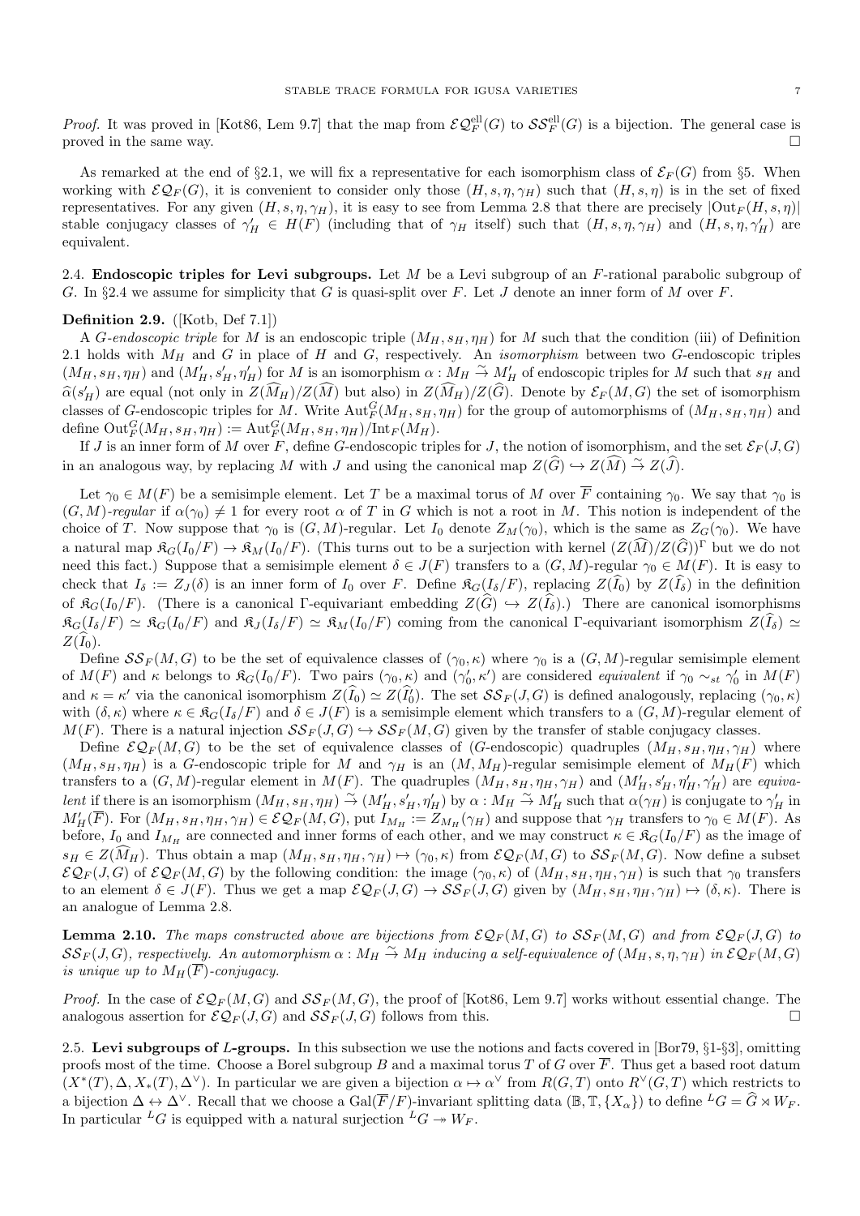*Proof.* It was proved in [Kot86, Lem 9.7] that the map from $\mathcal{EQ}_F^{\mathrm{ell}}(G)$ to $\mathcal{SS}_F^{\mathrm{ell}}(G)$ is a bijection. The general case is proved in the same way. □

As remarked at the end of §2.1, we will fix a representative for each isomorphism class of $\mathcal{E}_F(G)$ from §5. When working with $\mathcal{EQ}_F(G)$, it is convenient to consider only those $(H, s, \eta, \gamma_H)$ such that $(H, s, \eta)$ is in the set of fixed representatives. For any given $(H, s, \eta, \gamma_H)$, it is easy to see from Lemma 2.8 that there are precisely $|\mathrm{Out}_F(H, s, \eta)|$ stable conjugacy classes of $\gamma'_H \in H(F)$ (including that of $\gamma_H$ itself) such that $(H, s, \eta, \gamma_H)$ and $(H, s, \eta, \gamma'_H)$ are equivalent.

## 2.4. Endoscopic triples for Levi subgroups.

Let $M$ be a Levi subgroup of an $F$-rational parabolic subgroup of $G$. In §2.4 we assume for simplicity that $G$ is quasi-split over $F$. Let $J$ denote an inner form of $M$ over $F$.

**Definition 2.9.** ([Kotb, Def 7.1])

A *$G$-endoscopic triple* for $M$ is an endoscopic triple $(M_H, s_H, \eta_H)$ for $M$ such that the condition (iii) of Definition 2.1 holds with $M_H$ and $G$ in place of $H$ and $G$, respectively. An *isomorphism* between two $G$-endoscopic triples $(M_H, s_H, \eta_H)$ and $(M'_H, s'_H, \eta'_H)$ for $M$ is an isomorphism $\alpha : M_H \overset{\sim}{\to} M'_H$ of endoscopic triples for $M$ such that $s_H$ and $\widehat{\alpha}(s'_H)$ are equal (not only in $Z(\widehat{M}_H)/Z(\widehat{M})$ but also) in $Z(\widehat{M}_H)/Z(\widehat{G})$. Denote by $\mathcal{E}_F(M, G)$ the set of isomorphism classes of $G$-endoscopic triples for $M$. Write $\mathrm{Aut}_F^G(M_H, s_H, \eta_H)$ for the group of automorphisms of $(M_H, s_H, \eta_H)$ and define $\mathrm{Out}_F^G(M_H, s_H, \eta_H) := \mathrm{Aut}_F^G(M_H, s_H, \eta_H)/\mathrm{Int}_F(M_H)$.

If $J$ is an inner form of $M$ over $F$, define $G$-endoscopic triples for $J$, the notion of isomorphism, and the set $\mathcal{E}_F(J, G)$ in an analogous way, by replacing $M$ with $J$ and using the canonical map $Z(\widehat{G}) \hookrightarrow Z(\widehat{M}) \overset{\sim}{\to} Z(\widehat{J})$.

Let $\gamma_0 \in M(F)$ be a semisimple element. Let $T$ be a maximal torus of $M$ over $\overline{F}$ containing $\gamma_0$. We say that $\gamma_0$ is *$(G, M)$-regular* if $\alpha(\gamma_0) \neq 1$ for every root $\alpha$ of $T$ in $G$ which is not a root in $M$. This notion is independent of the choice of $T$. Now suppose that $\gamma_0$ is $(G, M)$-regular. Let $I_0$ denote $Z_M(\gamma_0)$, which is the same as $Z_G(\gamma_0)$. We have a natural map $\mathfrak{K}_G(I_0/F) \to \mathfrak{K}_M(I_0/F)$. (This turns out to be a surjection with kernel $(Z(\widehat{M})/Z(\widehat{G}))^\Gamma$ but we do not need this fact.) Suppose that a semisimple element $\delta \in J(F)$ transfers to a $(G, M)$-regular $\gamma_0 \in M(F)$. It is easy to check that $I_\delta := Z_J(\delta)$ is an inner form of $I_0$ over $F$. Define $\mathfrak{K}_G(I_\delta/F)$, replacing $Z(\widehat{I}_0)$ by $Z(\widehat{I}_\delta)$ in the definition of $\mathfrak{K}_G(I_0/F)$. (There is a canonical $\Gamma$-equivariant embedding $Z(\widehat{G}) \hookrightarrow Z(\widehat{I}_\delta)$.) There are canonical isomorphisms $\mathfrak{K}_G(I_\delta/F) \simeq \mathfrak{K}_G(I_0/F)$ and $\mathfrak{K}_J(I_\delta/F) \simeq \mathfrak{K}_M(I_0/F)$ coming from the canonical $\Gamma$-equivariant isomorphism $Z(\widehat{I}_\delta) \simeq Z(\widehat{I}_0)$.

Define $\mathcal{SS}_F(M, G)$ to be the set of equivalence classes of $(\gamma_0, \kappa)$ where $\gamma_0$ is a $(G, M)$-regular semisimple element of $M(F)$ and $\kappa$ belongs to $\mathfrak{K}_G(I_0/F)$. Two pairs $(\gamma_0, \kappa)$ and $(\gamma'_0, \kappa')$ are considered *equivalent* if $\gamma_0 \sim_{st} \gamma'_0$ in $M(F)$ and $\kappa = \kappa'$ via the canonical isomorphism $Z(\widehat{I}_0) \simeq Z(\widehat{I}'_0)$. The set $\mathcal{SS}_F(J, G)$ is defined analogously, replacing $(\gamma_0, \kappa)$ with $(\delta, \kappa)$ where $\kappa \in \mathfrak{K}_G(I_\delta/F)$ and $\delta \in J(F)$ is a semisimple element which transfers to a $(G, M)$-regular element of $M(F)$. There is a natural injection $\mathcal{SS}_F(J, G) \hookrightarrow \mathcal{SS}_F(M, G)$ given by the transfer of stable conjugacy classes.

Define $\mathcal{EQ}_F(M, G)$ to be the set of equivalence classes of ($G$-endoscopic) quadruples $(M_H, s_H, \eta_H, \gamma_H)$ where $(M_H, s_H, \eta_H)$ is a $G$-endoscopic triple for $M$ and $\gamma_H$ is an $(M, M_H)$-regular semisimple element of $M_H(F)$ which transfers to a $(G, M)$-regular element in $M(F)$. The quadruples $(M_H, s_H, \eta_H, \gamma_H)$ and $(M'_H, s'_H, \eta'_H, \gamma'_H)$ are *equivalent* if there is an isomorphism $(M_H, s_H, \eta_H) \overset{\sim}{\to} (M'_H, s'_H, \eta'_H)$ by $\alpha : M_H \overset{\sim}{\to} M'_H$ such that $\alpha(\gamma_H)$ is conjugate to $\gamma'_H$ in $M'_H(\overline{F})$. For $(M_H, s_H, \eta_H, \gamma_H) \in \mathcal{EQ}_F(M, G)$, put $I_{M_H} := Z_{M_H}(\gamma_H)$ and suppose that $\gamma_H$ transfers to $\gamma_0 \in M(F)$. As before, $I_0$ and $I_{M_H}$ are connected and inner forms of each other, and we may construct $\kappa \in \mathfrak{K}_G(I_0/F)$ as the image of $s_H \in Z(\widehat{M}_H)$. Thus obtain a map $(M_H, s_H, \eta_H, \gamma_H) \mapsto (\gamma_0, \kappa)$ from $\mathcal{EQ}_F(M, G)$ to $\mathcal{SS}_F(M, G)$. Now define a subset $\mathcal{EQ}_F(J, G)$ of $\mathcal{EQ}_F(M, G)$ by the following condition: the image $(\gamma_0, \kappa)$ of $(M_H, s_H, \eta_H, \gamma_H)$ is such that $\gamma_0$ transfers to an element $\delta \in J(F)$. Thus we get a map $\mathcal{EQ}_F(J, G) \to \mathcal{SS}_F(J, G)$ given by $(M_H, s_H, \eta_H, \gamma_H) \mapsto (\delta, \kappa)$. There is an analogue of Lemma 2.8.

**Lemma 2.10.** *The maps constructed above are bijections from $\mathcal{EQ}_F(M, G)$ to $\mathcal{SS}_F(M, G)$ and from $\mathcal{EQ}_F(J, G)$ to $\mathcal{SS}_F(J, G)$, respectively. An automorphism $\alpha : M_H \overset{\sim}{\to} M_H$ inducing a self-equivalence of $(M_H, s, \eta, \gamma_H)$ in $\mathcal{EQ}_F(M, G)$ is unique up to $M_H(\overline{F})$-conjugacy.*

*Proof.* In the case of $\mathcal{EQ}_F(M, G)$ and $\mathcal{SS}_F(M, G)$, the proof of [Kot86, Lem 9.7] works without essential change. The analogous assertion for $\mathcal{EQ}_F(J, G)$ and $\mathcal{SS}_F(J, G)$ follows from this. □

## 2.5. Levi subgroups of $L$-groups.

In this subsection we use the notions and facts covered in [Bor79, §1-§3], omitting proofs most of the time. Choose a Borel subgroup $B$ and a maximal torus $T$ of $G$ over $\overline{F}$. Thus get a based root datum $(X^*(T), \Delta, X_*(T), \Delta^\vee)$. In particular we are given a bijection $\alpha \mapsto \alpha^\vee$ from $R(G, T)$ onto $R^\vee(G, T)$ which restricts to a bijection $\Delta \leftrightarrow \Delta^\vee$. Recall that we choose a $\mathrm{Gal}(\overline{F}/F)$-invariant splitting data $(\mathbb{B}, \mathbb{T}, \{X_\alpha\})$ to define ${}^L G = \widehat{G} \rtimes W_F$. In particular ${}^L G$ is equipped with a natural surjection ${}^L G \twoheadrightarrow W_F$.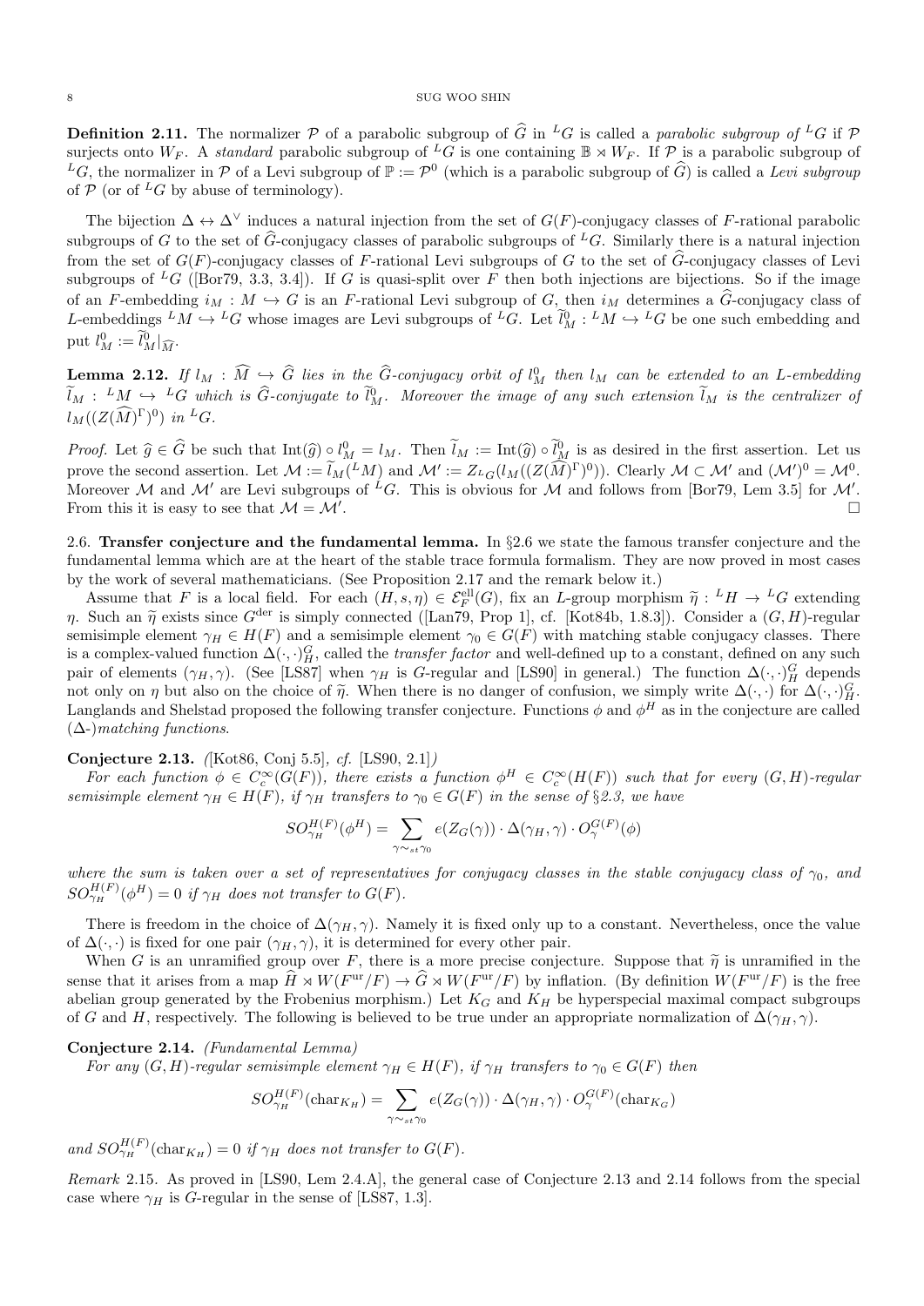**Definition 2.11.** The normalizer $\mathcal{P}$ of a parabolic subgroup of $\widehat{G}$ in ${}^L G$ is called a *parabolic subgroup of* ${}^L G$ if $\mathcal{P}$ surjects onto $W_F$. A *standard* parabolic subgroup of ${}^L G$ is one containing $\mathbb{B} \rtimes W_F$. If $\mathcal{P}$ is a parabolic subgroup of ${}^L G$, the normalizer in $\mathcal{P}$ of a Levi subgroup of $\mathbb{P} := \mathcal{P}^0$ (which is a parabolic subgroup of $\widehat{G}$) is called a *Levi subgroup* of $\mathcal{P}$ (or of ${}^L G$ by abuse of terminology).

The bijection $\Delta \leftrightarrow \Delta^\vee$ induces a natural injection from the set of $G(F)$-conjugacy classes of $F$-rational parabolic subgroups of $G$ to the set of $\widehat{G}$-conjugacy classes of parabolic subgroups of ${}^L G$. Similarly there is a natural injection from the set of $G(F)$-conjugacy classes of $F$-rational Levi subgroups of $G$ to the set of $\widehat{G}$-conjugacy classes of Levi subgroups of ${}^L G$ ([Bor79, 3.3, 3.4]). If $G$ is quasi-split over $F$ then both injections are bijections. So if the image of an $F$-embedding $i_M : M \hookrightarrow G$ is an $F$-rational Levi subgroup of $G$, then $i_M$ determines a $\widehat{G}$-conjugacy class of $L$-embeddings ${}^L M \hookrightarrow {}^L G$ whose images are Levi subgroups of ${}^L G$. Let $\widetilde{l}^0_M : {}^L M \hookrightarrow {}^L G$ be one such embedding and put $l^0_M := \widetilde{l}^0_M|_{\widehat{M}}$.

**Lemma 2.12.** *If $l_M : \widehat{M} \hookrightarrow \widehat{G}$ lies in the $\widehat{G}$-conjugacy orbit of $l^0_M$ then $l_M$ can be extended to an $L$-embedding $\widetilde{l}_M : {}^L M \hookrightarrow {}^L G$ which is $\widehat{G}$-conjugate to $\widetilde{l}^0_M$. Moreover the image of any such extension $\widetilde{l}_M$ is the centralizer of $l_M((Z(\widehat{M})^\Gamma)^0)$ in ${}^L G$.*

*Proof.* Let $\widehat{g} \in \widehat{G}$ be such that $\mathrm{Int}(\widehat{g}) \circ l^0_M = l_M$. Then $\widetilde{l}_M := \mathrm{Int}(\widehat{g}) \circ \widetilde{l}^0_M$ is as desired in the first assertion. Let us prove the second assertion. Let $\mathcal{M} := \widetilde{l}_M({}^L M)$ and $\mathcal{M}' := Z_{{}^L G}(l_M((Z(\widehat{M})^\Gamma)^0))$. Clearly $\mathcal{M} \subset \mathcal{M}'$ and $(\mathcal{M}')^0 = \mathcal{M}^0$. Moreover $\mathcal{M}$ and $\mathcal{M}'$ are Levi subgroups of ${}^L G$. This is obvious for $\mathcal{M}$ and follows from [Bor79, Lem 3.5] for $\mathcal{M}'$. From this it is easy to see that $\mathcal{M} = \mathcal{M}'$. $\square$

2.6. **Transfer conjecture and the fundamental lemma.** In §2.6 we state the famous transfer conjecture and the fundamental lemma which are at the heart of the stable trace formula formalism. They are now proved in most cases by the work of several mathematicians. (See Proposition 2.17 and the remark below it.)

Assume that $F$ is a local field. For each $(H, s, \eta) \in \mathcal{E}^{\mathrm{ell}}_F(G)$, fix an $L$-group morphism $\widetilde{\eta} : {}^L H \to {}^L G$ extending $\eta$. Such an $\widetilde{\eta}$ exists since $G^{\mathrm{der}}$ is simply connected ([Lan79, Prop 1], cf. [Kot84b, 1.8.3]). Consider a $(G, H)$-regular semisimple element $\gamma_H \in H(F)$ and a semisimple element $\gamma_0 \in G(F)$ with matching stable conjugacy classes. There is a complex-valued function $\Delta(\cdot, \cdot)^G_H$, called the *transfer factor* and well-defined up to a constant, defined on any such pair of elements $(\gamma_H, \gamma)$. (See [LS87] when $\gamma_H$ is $G$-regular and [LS90] in general.) The function $\Delta(\cdot, \cdot)^G_H$ depends not only on $\eta$ but also on the choice of $\widetilde{\eta}$. When there is no danger of confusion, we simply write $\Delta(\cdot, \cdot)$ for $\Delta(\cdot, \cdot)^G_H$. Langlands and Shelstad proposed the following transfer conjecture. Functions $\phi$ and $\phi^H$ as in the conjecture are called ($\Delta$-)*matching functions*.

**Conjecture 2.13.** *(*[Kot86, Conj 5.5], *cf.* [LS90, 2.1]*)*

*For each function $\phi \in C^\infty_c(G(F))$, there exists a function $\phi^H \in C^\infty_c(H(F))$ such that for every $(G, H)$-regular semisimple element $\gamma_H \in H(F)$, if $\gamma_H$ transfers to $\gamma_0 \in G(F)$ in the sense of §2.3, we have*

$$SO^{H(F)}_{\gamma_H}(\phi^H) = \sum_{\gamma \sim_{st} \gamma_0} e(Z_G(\gamma)) \cdot \Delta(\gamma_H, \gamma) \cdot O^{G(F)}_\gamma(\phi)$$

*where the sum is taken over a set of representatives for conjugacy classes in the stable conjugacy class of $\gamma_0$, and $SO^{H(F)}_{\gamma_H}(\phi^H) = 0$ if $\gamma_H$ does not transfer to $G(F)$.*

There is freedom in the choice of $\Delta(\gamma_H, \gamma)$. Namely it is fixed only up to a constant. Nevertheless, once the value of $\Delta(\cdot, \cdot)$ is fixed for one pair $(\gamma_H, \gamma)$, it is determined for every other pair.

When $G$ is an unramified group over $F$, there is a more precise conjecture. Suppose that $\widetilde{\eta}$ is unramified in the sense that it arises from a map $\widehat{H} \rtimes W(F^{\mathrm{ur}}/F) \to \widehat{G} \rtimes W(F^{\mathrm{ur}}/F)$ by inflation. (By definition $W(F^{\mathrm{ur}}/F)$ is the free abelian group generated by the Frobenius morphism.) Let $K_G$ and $K_H$ be hyperspecial maximal compact subgroups of $G$ and $H$, respectively. The following is believed to be true under an appropriate normalization of $\Delta(\gamma_H, \gamma)$.

**Conjecture 2.14.** *(Fundamental Lemma)*

*For any $(G, H)$-regular semisimple element $\gamma_H \in H(F)$, if $\gamma_H$ transfers to $\gamma_0 \in G(F)$ then*

$$SO^{H(F)}_{\gamma_H}(\mathrm{char}_{K_H}) = \sum_{\gamma \sim_{st} \gamma_0} e(Z_G(\gamma)) \cdot \Delta(\gamma_H, \gamma) \cdot O^{G(F)}_\gamma(\mathrm{char}_{K_G})$$

*and $SO^{H(F)}_{\gamma_H}(\mathrm{char}_{K_H}) = 0$ if $\gamma_H$ does not transfer to $G(F)$.*

*Remark* 2.15. As proved in [LS90, Lem 2.4.A], the general case of Conjecture 2.13 and 2.14 follows from the special case where $\gamma_H$ is $G$-regular in the sense of [LS87, 1.3].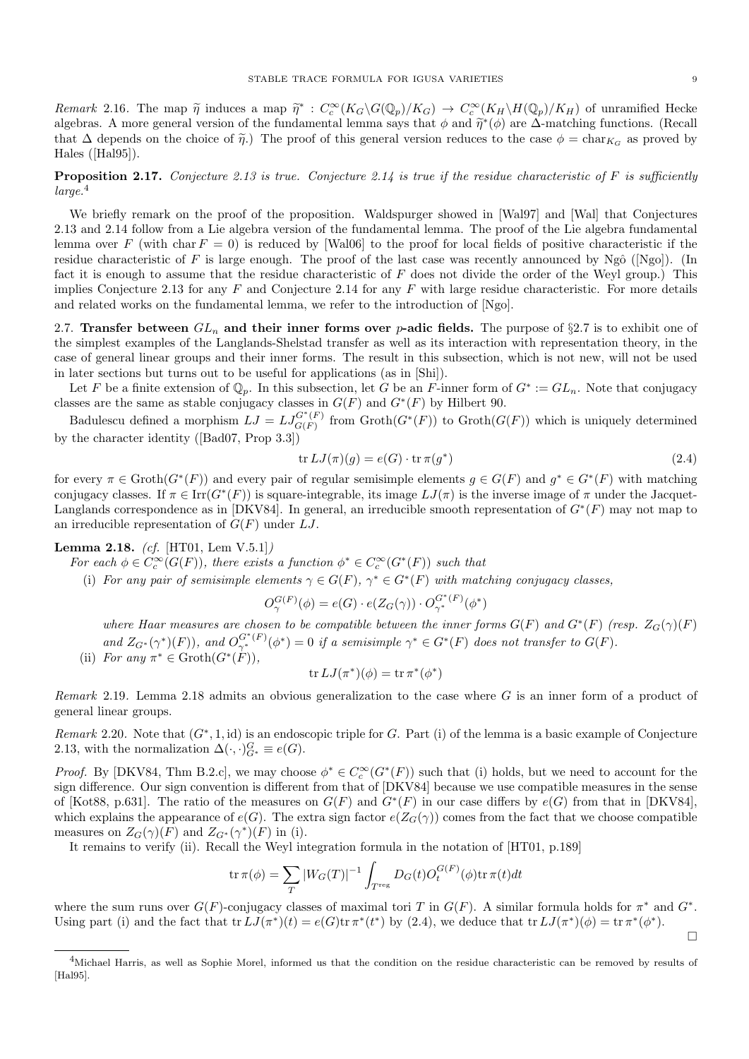*Remark* 2.16. The map $\widetilde{\eta}$ induces a map $\widetilde{\eta}^* : C_c^\infty(K_G\backslash G(\mathbb{Q}_p)/K_G) \to C_c^\infty(K_H\backslash H(\mathbb{Q}_p)/K_H)$ of unramified Hecke algebras. A more general version of the fundamental lemma says that $\phi$ and $\widetilde{\eta}^*(\phi)$ are $\Delta$-matching functions. (Recall that $\Delta$ depends on the choice of $\widetilde{\eta}$.) The proof of this general version reduces to the case $\phi = \mathrm{char}_{K_G}$ as proved by Hales ([Hal95]).

**Proposition 2.17.** *Conjecture 2.13 is true. Conjecture 2.14 is true if the residue characteristic of $F$ is sufficiently large.*[4]

We briefly remark on the proof of the proposition. Waldspurger showed in [Wal97] and [Wal] that Conjectures 2.13 and 2.14 follow from a Lie algebra version of the fundamental lemma. The proof of the Lie algebra fundamental lemma over $F$ (with $\mathrm{char}\, F = 0$) is reduced by [Wal06] to the proof for local fields of positive characteristic if the residue characteristic of $F$ is large enough. The proof of the last case was recently announced by Ngô ([Ngo]). (In fact it is enough to assume that the residue characteristic of $F$ does not divide the order of the Weyl group.) This implies Conjecture 2.13 for any $F$ and Conjecture 2.14 for any $F$ with large residue characteristic. For more details and related works on the fundamental lemma, we refer to the introduction of [Ngo].

2.7. **Transfer between $GL_n$ and their inner forms over $p$-adic fields.** The purpose of §2.7 is to exhibit one of the simplest examples of the Langlands-Shelstad transfer as well as its interaction with representation theory, in the case of general linear groups and their inner forms. The result in this subsection, which is not new, will not be used in later sections but turns out to be useful for applications (as in [Shi]).

Let $F$ be a finite extension of $\mathbb{Q}_p$. In this subsection, let $G$ be an $F$-inner form of $G^* := GL_n$. Note that conjugacy classes are the same as stable conjugacy classes in $G(F)$ and $G^*(F)$ by Hilbert 90.

Badulescu defined a morphism $LJ = LJ^{G^*(F)}_{G(F)}$ from $\mathrm{Groth}(G^*(F))$ to $\mathrm{Groth}(G(F))$ which is uniquely determined by the character identity ([Bad07, Prop 3.3])

$$\mathrm{tr}\, LJ(\pi)(g) = e(G) \cdot \mathrm{tr}\, \pi(g^*) \tag{2.4}$$

for every $\pi \in \mathrm{Groth}(G^*(F))$ and every pair of regular semisimple elements $g \in G(F)$ and $g^* \in G^*(F)$ with matching conjugacy classes. If $\pi \in \mathrm{Irr}(G^*(F))$ is square-integrable, its image $LJ(\pi)$ is the inverse image of $\pi$ under the Jacquet-Langlands correspondence as in [DKV84]. In general, an irreducible smooth representation of $G^*(F)$ may not map to an irreducible representation of $G(F)$ under $LJ$.

**Lemma 2.18.** *(cf.* [HT01, Lem V.5.1]*)*
*For each $\phi \in C_c^\infty(G(F))$, there exists a function $\phi^* \in C_c^\infty(G^*(F))$ such that*

(i) *For any pair of semisimple elements $\gamma \in G(F)$, $\gamma^* \in G^*(F)$ with matching conjugacy classes,*
$$O^{G(F)}_\gamma(\phi) = e(G) \cdot e(Z_G(\gamma)) \cdot O^{G^*(F)}_{\gamma^*}(\phi^*)$$
*where Haar measures are chosen to be compatible between the inner forms $G(F)$ and $G^*(F)$ (resp. $Z_G(\gamma)(F)$ and $Z_{G^*}(\gamma^*)(F)$), and $O^{G^*(F)}_{\gamma^*}(\phi^*) = 0$ if a semisimple $\gamma^* \in G^*(F)$ does not transfer to $G(F)$.*

(ii) *For any $\pi^* \in \mathrm{Groth}(G^*(F))$,*
$$\mathrm{tr}\, LJ(\pi^*)(\phi) = \mathrm{tr}\, \pi^*(\phi^*)$$

*Remark* 2.19. Lemma 2.18 admits an obvious generalization to the case where $G$ is an inner form of a product of general linear groups.

*Remark* 2.20. Note that $(G^*, 1, \mathrm{id})$ is an endoscopic triple for $G$. Part (i) of the lemma is a basic example of Conjecture 2.13, with the normalization $\Delta(\cdot,\cdot)^G_{G^*} \equiv e(G)$.

*Proof.* By [DKV84, Thm B.2.c], we may choose $\phi^* \in C_c^\infty(G^*(F))$ such that (i) holds, but we need to account for the sign difference. Our sign convention is different from that of [DKV84] because we use compatible measures in the sense of [Kot88, p.631]. The ratio of the measures on $G(F)$ and $G^*(F)$ in our case differs by $e(G)$ from that in [DKV84], which explains the appearance of $e(G)$. The extra sign factor $e(Z_G(\gamma))$ comes from the fact that we choose compatible measures on $Z_G(\gamma)(F)$ and $Z_{G^*}(\gamma^*)(F)$ in (i).

It remains to verify (ii). Recall the Weyl integration formula in the notation of [HT01, p.189]

$$\mathrm{tr}\, \pi(\phi) = \sum_T |W_G(T)|^{-1} \int_{T^{\mathrm{reg}}} D_G(t) O^{G(F)}_t(\phi) \mathrm{tr}\, \pi(t) dt$$

where the sum runs over $G(F)$-conjugacy classes of maximal tori $T$ in $G(F)$. A similar formula holds for $\pi^*$ and $G^*$. Using part (i) and the fact that $\mathrm{tr}\, LJ(\pi^*)(t) = e(G)\mathrm{tr}\, \pi^*(t^*)$ by (2.4), we deduce that $\mathrm{tr}\, LJ(\pi^*)(\phi) = \mathrm{tr}\, \pi^*(\phi^*)$. □

[4] Michael Harris, as well as Sophie Morel, informed us that the condition on the residue characteristic can be removed by results of [Hal95].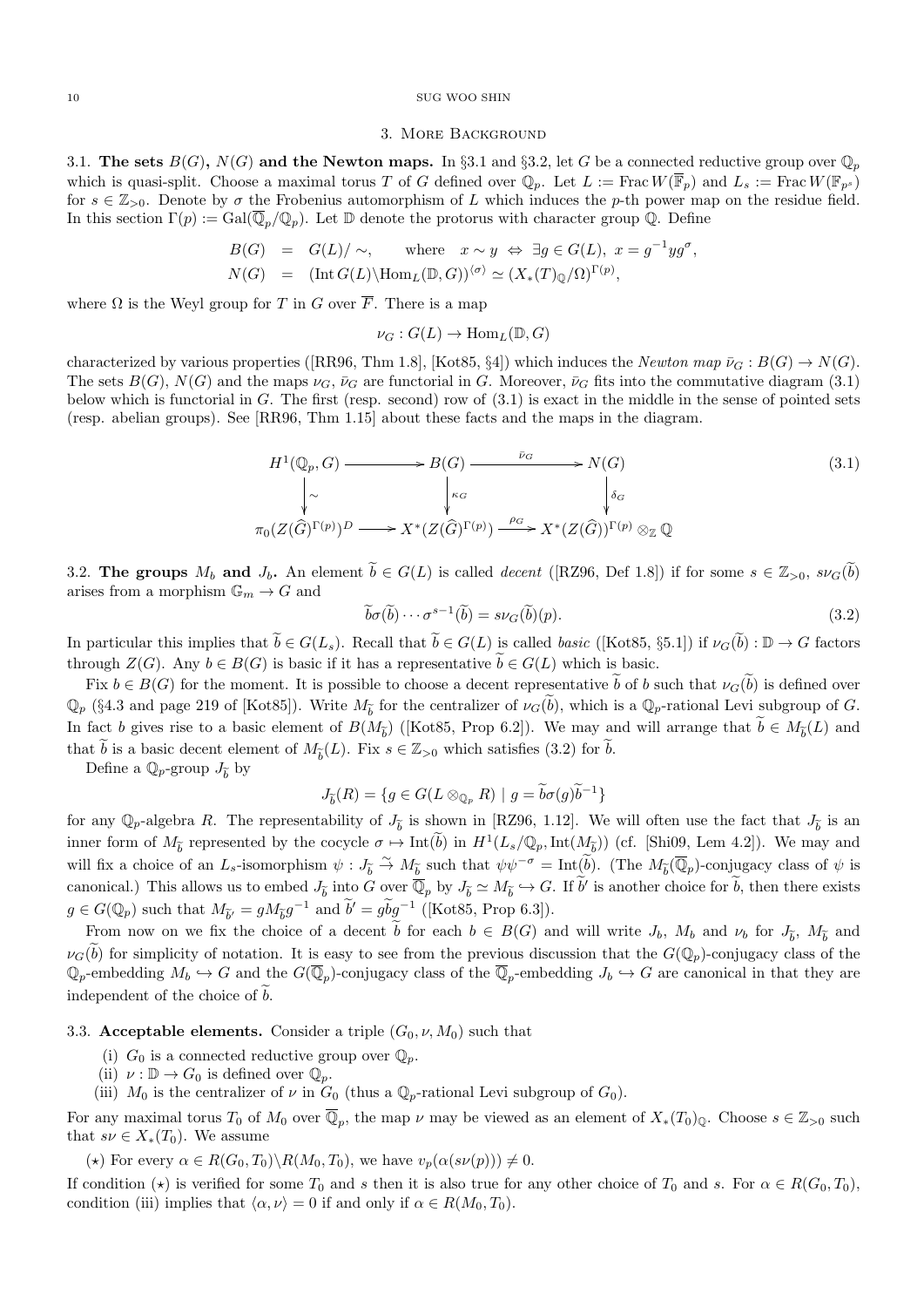## 3. More Background

**3.1. The sets $B(G)$, $N(G)$ and the Newton maps.** In §3.1 and §3.2, let $G$ be a connected reductive group over $\mathbb{Q}_p$ which is quasi-split. Choose a maximal torus $T$ of $G$ defined over $\mathbb{Q}_p$. Let $L := \mathrm{Frac}\, W(\overline{\mathbb{F}}_p)$ and $L_s := \mathrm{Frac}\, W(\mathbb{F}_{p^s})$ for $s \in \mathbb{Z}_{>0}$. Denote by $\sigma$ the Frobenius automorphism of $L$ which induces the $p$-th power map on the residue field. In this section $\Gamma(p) := \mathrm{Gal}(\overline{\mathbb{Q}}_p/\mathbb{Q}_p)$. Let $\mathbb{D}$ denote the protorus with character group $\mathbb{Q}$. Define

$$\begin{aligned} B(G) &= G(L)/\sim, \qquad \text{where} \quad x \sim y \ \Leftrightarrow\ \exists g \in G(L),\ x = g^{-1} y g^{\sigma}, \\ N(G) &= (\mathrm{Int}\, G(L) \backslash \mathrm{Hom}_L(\mathbb{D}, G))^{\langle \sigma \rangle} \simeq (X_*(T)_{\mathbb{Q}}/\Omega)^{\Gamma(p)}, \end{aligned}$$

where $\Omega$ is the Weyl group for $T$ in $G$ over $\overline{F}$. There is a map

$$\nu_G : G(L) \to \mathrm{Hom}_L(\mathbb{D}, G)$$

characterized by various properties ([RR96, Thm 1.8], [Kot85, §4]) which induces the *Newton map* $\bar{\nu}_G : B(G) \to N(G)$. The sets $B(G)$, $N(G)$ and the maps $\nu_G$, $\bar{\nu}_G$ are functorial in $G$. Moreover, $\bar{\nu}_G$ fits into the commutative diagram (3.1) below which is functorial in $G$. The first (resp. second) row of (3.1) is exact in the middle in the sense of pointed sets (resp. abelian groups). See [RR96, Thm 1.15] about these facts and the maps in the diagram.

$$\begin{array}{ccccc} H^1(\mathbb{Q}_p, G) & \longrightarrow & B(G) & \xrightarrow{\ \bar{\nu}_G\ } & N(G) \\ \big\downarrow \sim & & \big\downarrow \kappa_G & & \big\downarrow \delta_G \\ \pi_0(Z(\widehat{G})^{\Gamma(p)})^D & \longrightarrow & X^*(Z(\widehat{G})^{\Gamma(p)}) & \xrightarrow{\ \rho_G\ } & X^*(Z(\widehat{G}))^{\Gamma(p)} \otimes_{\mathbb{Z}} \mathbb{Q} \end{array} \tag{3.1}$$

**3.2. The groups $M_b$ and $J_b$.** An element $\widetilde{b} \in G(L)$ is called *decent* ([RZ96, Def 1.8]) if for some $s \in \mathbb{Z}_{>0}$, $s\nu_G(\widetilde{b})$ arises from a morphism $\mathbb{G}_m \to G$ and

$$\widetilde{b}\sigma(\widetilde{b}) \cdots \sigma^{s-1}(\widetilde{b}) = s\nu_G(\widetilde{b})(p). \tag{3.2}$$

In particular this implies that $\widetilde{b} \in G(L_s)$. Recall that $\widetilde{b} \in G(L)$ is called *basic* ([Kot85, §5.1]) if $\nu_G(\widetilde{b}) : \mathbb{D} \to G$ factors through $Z(G)$. Any $b \in B(G)$ is basic if it has a representative $\widetilde{b} \in G(L)$ which is basic.

Fix $b \in B(G)$ for the moment. It is possible to choose a decent representative $\widetilde{b}$ of $b$ such that $\nu_G(\widetilde{b})$ is defined over $\mathbb{Q}_p$ (§4.3 and page 219 of [Kot85]). Write $M_{\widetilde{b}}$ for the centralizer of $\nu_G(\widetilde{b})$, which is a $\mathbb{Q}_p$-rational Levi subgroup of $G$. In fact $b$ gives rise to a basic element of $B(M_{\widetilde{b}})$ ([Kot85, Prop 6.2]). We may and will arrange that $\widetilde{b} \in M_{\widetilde{b}}(L)$ and that $\widetilde{b}$ is a basic decent element of $M_{\widetilde{b}}(L)$. Fix $s \in \mathbb{Z}_{>0}$ which satisfies (3.2) for $\widetilde{b}$.

Define a $\mathbb{Q}_p$-group $J_{\widetilde{b}}$ by

$$J_{\widetilde{b}}(R) = \{g \in G(L \otimes_{\mathbb{Q}_p} R) \mid g = \widetilde{b}\sigma(g)\widetilde{b}^{-1}\}$$

for any $\mathbb{Q}_p$-algebra $R$. The representability of $J_{\widetilde{b}}$ is shown in [RZ96, 1.12]. We will often use the fact that $J_{\widetilde{b}}$ is an inner form of $M_{\widetilde{b}}$ represented by the cocycle $\sigma \mapsto \mathrm{Int}(\widetilde{b})$ in $H^1(L_s/\mathbb{Q}_p, \mathrm{Int}(M_{\widetilde{b}}))$ (cf. [Shi09, Lem 4.2]). We may and will fix a choice of an $L_s$-isomorphism $\psi : J_{\widetilde{b}} \stackrel{\sim}{\to} M_{\widetilde{b}}$ such that $\psi\psi^{-\sigma} = \mathrm{Int}(\widetilde{b})$. (The $M_{\widetilde{b}}(\overline{\mathbb{Q}}_p)$-conjugacy class of $\psi$ is canonical.) This allows us to embed $J_{\widetilde{b}}$ into $G$ over $\overline{\mathbb{Q}}_p$ by $J_{\widetilde{b}} \simeq M_{\widetilde{b}} \hookrightarrow G$. If $\widetilde{b}'$ is another choice for $\widetilde{b}$, then there exists $g \in G(\mathbb{Q}_p)$ such that $M_{\widetilde{b}'} = gM_{\widetilde{b}}g^{-1}$ and $\widetilde{b}' = g\widetilde{b}g^{-1}$ ([Kot85, Prop 6.3]).

From now on we fix the choice of a decent $\widetilde{b}$ for each $b \in B(G)$ and will write $J_b$, $M_b$ and $\nu_b$ for $J_{\widetilde{b}}$, $M_{\widetilde{b}}$ and $\nu_G(\widetilde{b})$ for simplicity of notation. It is easy to see from the previous discussion that the $G(\mathbb{Q}_p)$-conjugacy class of the $\mathbb{Q}_p$-embedding $M_b \hookrightarrow G$ and the $G(\overline{\mathbb{Q}}_p)$-conjugacy class of the $\overline{\mathbb{Q}}_p$-embedding $J_b \hookrightarrow G$ are canonical in that they are independent of the choice of $\widetilde{b}$.

**3.3. Acceptable elements.** Consider a triple $(G_0, \nu, M_0)$ such that

- (i) $G_0$ is a connected reductive group over $\mathbb{Q}_p$.
- (ii) $\nu : \mathbb{D} \to G_0$ is defined over $\mathbb{Q}_p$.
- (iii) $M_0$ is the centralizer of $\nu$ in $G_0$ (thus a $\mathbb{Q}_p$-rational Levi subgroup of $G_0$).

For any maximal torus $T_0$ of $M_0$ over $\overline{\mathbb{Q}}_p$, the map $\nu$ may be viewed as an element of $X_*(T_0)_{\mathbb{Q}}$. Choose $s \in \mathbb{Z}_{>0}$ such that $s\nu \in X_*(T_0)$. We assume

($\star$) For every $\alpha \in R(G_0, T_0) \backslash R(M_0, T_0)$, we have $v_p(\alpha(s\nu(p))) \neq 0$.

If condition ($\star$) is verified for some $T_0$ and $s$ then it is also true for any other choice of $T_0$ and $s$. For $\alpha \in R(G_0, T_0)$, condition (iii) implies that $\langle \alpha, \nu \rangle = 0$ if and only if $\alpha \in R(M_0, T_0)$.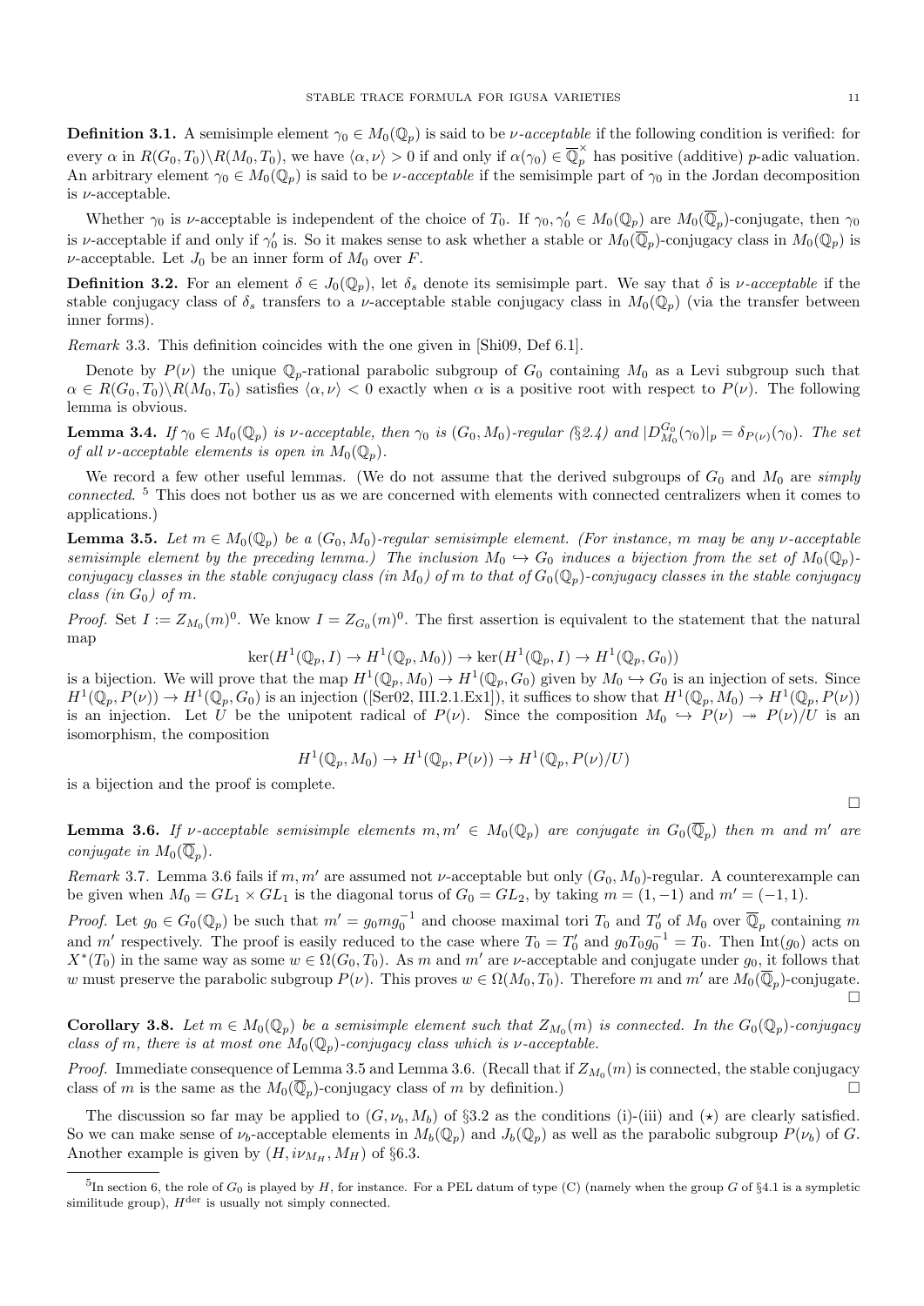**Definition 3.1.** A semisimple element $\gamma_0 \in M_0(\mathbb{Q}_p)$ is said to be *$\nu$-acceptable* if the following condition is verified: for every $\alpha$ in $R(G_0, T_0)\backslash R(M_0, T_0)$, we have $\langle \alpha, \nu \rangle > 0$ if and only if $\alpha(\gamma_0) \in \overline{\mathbb{Q}}_p^\times$ has positive (additive) $p$-adic valuation. An arbitrary element $\gamma_0 \in M_0(\mathbb{Q}_p)$ is said to be *$\nu$-acceptable* if the semisimple part of $\gamma_0$ in the Jordan decomposition is $\nu$-acceptable.

Whether $\gamma_0$ is $\nu$-acceptable is independent of the choice of $T_0$. If $\gamma_0, \gamma_0' \in M_0(\mathbb{Q}_p)$ are $M_0(\overline{\mathbb{Q}}_p)$-conjugate, then $\gamma_0$ is $\nu$-acceptable if and only if $\gamma_0'$ is. So it makes sense to ask whether a stable or $M_0(\overline{\mathbb{Q}}_p)$-conjugacy class in $M_0(\mathbb{Q}_p)$ is $\nu$-acceptable. Let $J_0$ be an inner form of $M_0$ over $F$.

**Definition 3.2.** For an element $\delta \in J_0(\mathbb{Q}_p)$, let $\delta_s$ denote its semisimple part. We say that $\delta$ is *$\nu$-acceptable* if the stable conjugacy class of $\delta_s$ transfers to a $\nu$-acceptable stable conjugacy class in $M_0(\mathbb{Q}_p)$ (via the transfer between inner forms).

*Remark* 3.3. This definition coincides with the one given in [Shi09, Def 6.1].

Denote by $P(\nu)$ the unique $\mathbb{Q}_p$-rational parabolic subgroup of $G_0$ containing $M_0$ as a Levi subgroup such that $\alpha \in R(G_0, T_0)\backslash R(M_0, T_0)$ satisfies $\langle \alpha, \nu \rangle < 0$ exactly when $\alpha$ is a positive root with respect to $P(\nu)$. The following lemma is obvious.

**Lemma 3.4.** *If $\gamma_0 \in M_0(\mathbb{Q}_p)$ is $\nu$-acceptable, then $\gamma_0$ is $(G_0, M_0)$-regular (§2.4) and $|D^{G_0}_{M_0}(\gamma_0)|_p = \delta_{P(\nu)}(\gamma_0)$. The set of all $\nu$-acceptable elements is open in $M_0(\mathbb{Q}_p)$.*

We record a few other useful lemmas. (We do not assume that the derived subgroups of $G_0$ and $M_0$ are *simply connected*.[5] This does not bother us as we are concerned with elements with connected centralizers when it comes to applications.)

**Lemma 3.5.** *Let $m \in M_0(\mathbb{Q}_p)$ be a $(G_0, M_0)$-regular semisimple element. (For instance, $m$ may be any $\nu$-acceptable semisimple element by the preceding lemma.) The inclusion $M_0 \hookrightarrow G_0$ induces a bijection from the set of $M_0(\mathbb{Q}_p)$-conjugacy classes in the stable conjugacy class (in $M_0$) of $m$ to that of $G_0(\mathbb{Q}_p)$-conjugacy classes in the stable conjugacy class (in $G_0$) of $m$.*

*Proof.* Set $I := Z_{M_0}(m)^0$. We know $I = Z_{G_0}(m)^0$. The first assertion is equivalent to the statement that the natural map

$$\ker(H^1(\mathbb{Q}_p, I) \to H^1(\mathbb{Q}_p, M_0)) \to \ker(H^1(\mathbb{Q}_p, I) \to H^1(\mathbb{Q}_p, G_0))$$

is a bijection. We will prove that the map $H^1(\mathbb{Q}_p, M_0) \to H^1(\mathbb{Q}_p, G_0)$ given by $M_0 \hookrightarrow G_0$ is an injection of sets. Since $H^1(\mathbb{Q}_p, P(\nu)) \to H^1(\mathbb{Q}_p, G_0)$ is an injection ([Ser02, III.2.1.Ex1]), it suffices to show that $H^1(\mathbb{Q}_p, M_0) \to H^1(\mathbb{Q}_p, P(\nu))$ is an injection. Let $U$ be the unipotent radical of $P(\nu)$. Since the composition $M_0 \hookrightarrow P(\nu) \twoheadrightarrow P(\nu)/U$ is an isomorphism, the composition

$$H^1(\mathbb{Q}_p, M_0) \to H^1(\mathbb{Q}_p, P(\nu)) \to H^1(\mathbb{Q}_p, P(\nu)/U)$$

is a bijection and the proof is complete. ∎

**Lemma 3.6.** *If $\nu$-acceptable semisimple elements $m, m' \in M_0(\mathbb{Q}_p)$ are conjugate in $G_0(\overline{\mathbb{Q}}_p)$ then $m$ and $m'$ are conjugate in $M_0(\overline{\mathbb{Q}}_p)$.*

*Remark* 3.7. Lemma 3.6 fails if $m, m'$ are assumed not $\nu$-acceptable but only $(G_0, M_0)$-regular. A counterexample can be given when $M_0 = GL_1 \times GL_1$ is the diagonal torus of $G_0 = GL_2$, by taking $m = (1, -1)$ and $m' = (-1, 1)$.

*Proof.* Let $g_0 \in G_0(\overline{\mathbb{Q}}_p)$ be such that $m' = g_0 m g_0^{-1}$ and choose maximal tori $T_0$ and $T_0'$ of $M_0$ over $\overline{\mathbb{Q}}_p$ containing $m$ and $m'$ respectively. The proof is easily reduced to the case where $T_0 = T_0'$ and $g_0 T_0 g_0^{-1} = T_0$. Then $\mathrm{Int}(g_0)$ acts on $X^*(T_0)$ in the same way as some $w \in \Omega(G_0, T_0)$. As $m$ and $m'$ are $\nu$-acceptable and conjugate under $g_0$, it follows that $w$ must preserve the parabolic subgroup $P(\nu)$. This proves $w \in \Omega(M_0, T_0)$. Therefore $m$ and $m'$ are $M_0(\overline{\mathbb{Q}}_p)$-conjugate. ∎

**Corollary 3.8.** *Let $m \in M_0(\mathbb{Q}_p)$ be a semisimple element such that $Z_{M_0}(m)$ is connected. In the $G_0(\mathbb{Q}_p)$-conjugacy class of $m$, there is at most one $M_0(\mathbb{Q}_p)$-conjugacy class which is $\nu$-acceptable.*

*Proof.* Immediate consequence of Lemma 3.5 and Lemma 3.6. (Recall that if $Z_{M_0}(m)$ is connected, the stable conjugacy class of $m$ is the same as the $M_0(\overline{\mathbb{Q}}_p)$-conjugacy class of $m$ by definition.) ∎

The discussion so far may be applied to $(G, \nu_b, M_b)$ of §3.2 as the conditions (i)-(iii) and ($\star$) are clearly satisfied. So we can make sense of $\nu_b$-acceptable elements in $M_b(\mathbb{Q}_p)$ and $J_b(\mathbb{Q}_p)$ as well as the parabolic subgroup $P(\nu_b)$ of $G$. Another example is given by $(H, i\nu_{M_H}, M_H)$ of §6.3.

[5] In section 6, the role of $G_0$ is played by $H$, for instance. For a PEL datum of type (C) (namely when the group $G$ of §4.1 is a sympletic similitude group), $H^{\mathrm{der}}$ is usually not simply connected.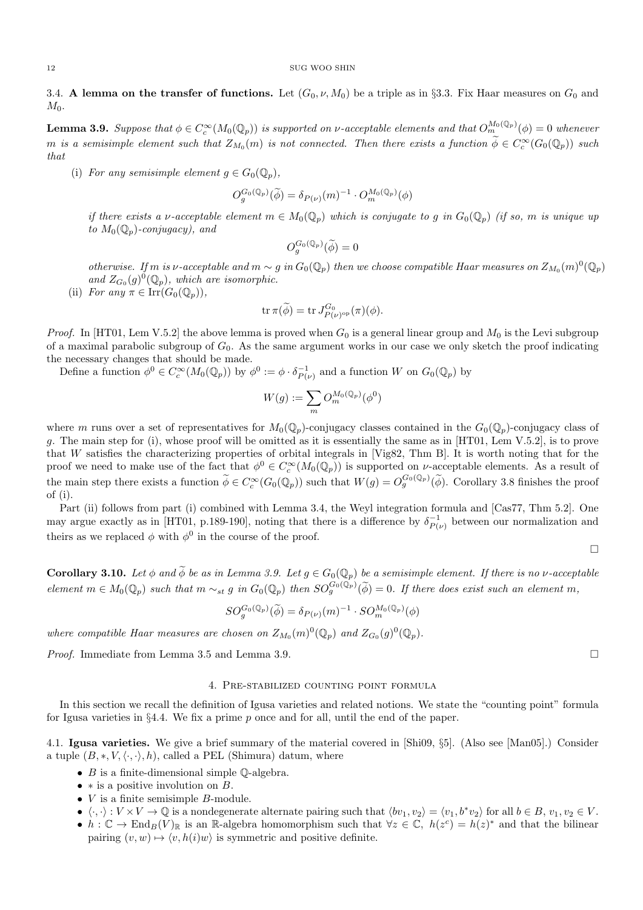### 3.4. **A lemma on the transfer of functions.**

Let $(G_0, \nu, M_0)$ be a triple as in §3.3. Fix Haar measures on $G_0$ and $M_0$.

**Lemma 3.9.** *Suppose that $\phi \in C_c^\infty(M_0(\mathbb{Q}_p))$ is supported on $\nu$-acceptable elements and that $O_m^{M_0(\mathbb{Q}_p)}(\phi) = 0$ whenever $m$ is a semisimple element such that $Z_{M_0}(m)$ is not connected. Then there exists a function $\widetilde{\phi} \in C_c^\infty(G_0(\mathbb{Q}_p))$ such that*

(i) *For any semisimple element $g \in G_0(\mathbb{Q}_p)$,*

$$O_g^{G_0(\mathbb{Q}_p)}(\widetilde{\phi}) = \delta_{P(\nu)}(m)^{-1} \cdot O_m^{M_0(\mathbb{Q}_p)}(\phi)$$

*if there exists a $\nu$-acceptable element $m \in M_0(\mathbb{Q}_p)$ which is conjugate to $g$ in $G_0(\mathbb{Q}_p)$ (if so, $m$ is unique up to $M_0(\mathbb{Q}_p)$-conjugacy), and*

$$O_g^{G_0(\mathbb{Q}_p)}(\widetilde{\phi}) = 0$$

*otherwise. If $m$ is $\nu$-acceptable and $m \sim g$ in $G_0(\mathbb{Q}_p)$ then we choose compatible Haar measures on $Z_{M_0}(m)^0(\mathbb{Q}_p)$ and $Z_{G_0}(g)^0(\mathbb{Q}_p)$, which are isomorphic.*

(ii) *For any $\pi \in \mathrm{Irr}(G_0(\mathbb{Q}_p))$,*

$$\mathrm{tr}\, \pi(\widetilde{\phi}) = \mathrm{tr}\, J_{P(\nu)^{\mathrm{op}}}^{G_0}(\pi)(\phi).$$

*Proof.* In [HT01, Lem V.5.2] the above lemma is proved when $G_0$ is a general linear group and $M_0$ is the Levi subgroup of a maximal parabolic subgroup of $G_0$. As the same argument works in our case we only sketch the proof indicating the necessary changes that should be made.

Define a function $\phi^0 \in C_c^\infty(M_0(\mathbb{Q}_p))$ by $\phi^0 := \phi \cdot \delta_{P(\nu)}^{-1}$ and a function $W$ on $G_0(\mathbb{Q}_p)$ by

$$W(g) := \sum_m O_m^{M_0(\mathbb{Q}_p)}(\phi^0)$$

where $m$ runs over a set of representatives for $M_0(\mathbb{Q}_p)$-conjugacy classes contained in the $G_0(\mathbb{Q}_p)$-conjugacy class of $g$. The main step for (i), whose proof will be omitted as it is essentially the same as in [HT01, Lem V.5.2], is to prove that $W$ satisfies the characterizing properties of orbital integrals in [Vig82, Thm B]. It is worth noting that for the proof we need to make use of the fact that $\phi^0 \in C_c^\infty(M_0(\mathbb{Q}_p))$ is supported on $\nu$-acceptable elements. As a result of the main step there exists a function $\widetilde{\phi} \in C_c^\infty(G_0(\mathbb{Q}_p))$ such that $W(g) = O_g^{G_0(\mathbb{Q}_p)}(\widetilde{\phi})$. Corollary 3.8 finishes the proof of (i).

Part (ii) follows from part (i) combined with Lemma 3.4, the Weyl integration formula and [Cas77, Thm 5.2]. One may argue exactly as in [HT01, p.189-190], noting that there is a difference by $\delta_{P(\nu)}^{-1}$ between our normalization and theirs as we replaced $\phi$ with $\phi^0$ in the course of the proof. □

**Corollary 3.10.** *Let $\phi$ and $\widetilde{\phi}$ be as in Lemma 3.9. Let $g \in G_0(\mathbb{Q}_p)$ be a semisimple element. If there is no $\nu$-acceptable element $m \in M_0(\mathbb{Q}_p)$ such that $m \sim_{st} g$ in $G_0(\mathbb{Q}_p)$ then $SO_g^{G_0(\mathbb{Q}_p)}(\widetilde{\phi}) = 0$. If there does exist such an element $m$,*

$$SO_g^{G_0(\mathbb{Q}_p)}(\widetilde{\phi}) = \delta_{P(\nu)}(m)^{-1} \cdot SO_m^{M_0(\mathbb{Q}_p)}(\phi)$$

*where compatible Haar measures are chosen on $Z_{M_0}(m)^0(\mathbb{Q}_p)$ and $Z_{G_0}(g)^0(\mathbb{Q}_p)$.*

*Proof.* Immediate from Lemma 3.5 and Lemma 3.9. □

## 4. Pre-stabilized counting point formula

In this section we recall the definition of Igusa varieties and related notions. We state the "counting point" formula for Igusa varieties in §4.4. We fix a prime $p$ once and for all, until the end of the paper.

### 4.1. **Igusa varieties.**

We give a brief summary of the material covered in [Shi09, §5]. (Also see [Man05].) Consider a tuple $(B, *, V, \langle \cdot, \cdot \rangle, h)$, called a PEL (Shimura) datum, where

- $B$ is a finite-dimensional simple $\mathbb{Q}$-algebra.
- $*$ is a positive involution on $B$.
- $V$ is a finite semisimple $B$-module.
- $\langle \cdot, \cdot \rangle : V \times V \to \mathbb{Q}$ is a nondegenerate alternate pairing such that $\langle bv_1, v_2 \rangle = \langle v_1, b^* v_2 \rangle$ for all $b \in B$, $v_1, v_2 \in V$.
- $h : \mathbb{C} \to \mathrm{End}_B(V)_\mathbb{R}$ is an $\mathbb{R}$-algebra homomorphism such that $\forall z \in \mathbb{C}$, $h(z^c) = h(z)^*$ and that the bilinear pairing $(v, w) \mapsto \langle v, h(i) w \rangle$ is symmetric and positive definite.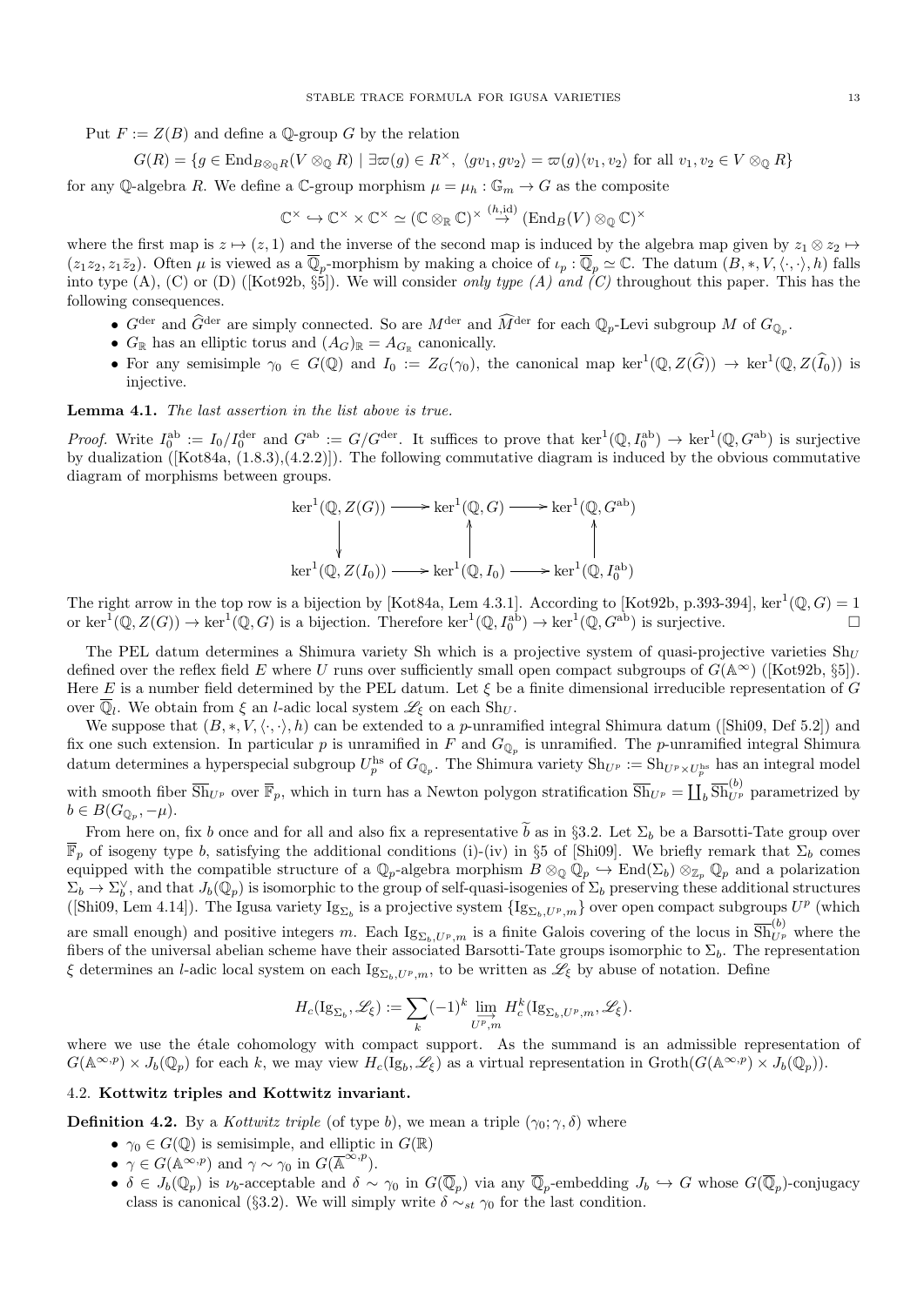Put $F := Z(B)$ and define a $\mathbb{Q}$-group $G$ by the relation

$$G(R) = \{g \in \mathrm{End}_{B\otimes_{\mathbb{Q}} R}(V \otimes_{\mathbb{Q}} R) \mid \exists \varpi(g) \in R^\times,\ \langle gv_1, gv_2\rangle = \varpi(g)\langle v_1, v_2\rangle \text{ for all } v_1, v_2 \in V \otimes_{\mathbb{Q}} R\}$$

for any $\mathbb{Q}$-algebra $R$. We define a $\mathbb{C}$-group morphism $\mu = \mu_h : \mathbb{G}_m \to G$ as the composite

$$\mathbb{C}^\times \hookrightarrow \mathbb{C}^\times \times \mathbb{C}^\times \simeq (\mathbb{C}\otimes_{\mathbb{R}} \mathbb{C})^\times \stackrel{(h,\mathrm{id})}{\to} (\mathrm{End}_B(V)\otimes_{\mathbb{Q}} \mathbb{C})^\times$$

where the first map is $z \mapsto (z, 1)$ and the inverse of the second map is induced by the algebra map given by $z_1 \otimes z_2 \mapsto (z_1z_2, z_1\bar{z}_2)$. Often $\mu$ is viewed as a $\overline{\mathbb{Q}}_p$-morphism by making a choice of $\iota_p : \overline{\mathbb{Q}}_p \simeq \mathbb{C}$. The datum $(B, *, V, \langle\cdot,\cdot\rangle, h)$ falls into type (A), (C) or (D) ([Kot92b, §5]). We will consider *only type (A) and (C)* throughout this paper. This has the following consequences.

- $G^{\mathrm{der}}$ and $\widehat{G}^{\mathrm{der}}$ are simply connected. So are $M^{\mathrm{der}}$ and $\widehat{M}^{\mathrm{der}}$ for each $\mathbb{Q}_p$-Levi subgroup $M$ of $G_{\mathbb{Q}_p}$.
- $G_{\mathbb{R}}$ has an elliptic torus and $(A_G)_{\mathbb{R}} = A_{G_{\mathbb{R}}}$ canonically.
- For any semisimple $\gamma_0 \in G(\mathbb{Q})$ and $I_0 := Z_G(\gamma_0)$, the canonical map $\ker^1(\mathbb{Q}, Z(\widehat{G})) \to \ker^1(\mathbb{Q}, Z(\widehat{I}_0))$ is injective.

**Lemma 4.1.** *The last assertion in the list above is true.*

*Proof.* Write $I_0^{\mathrm{ab}} := I_0/I_0^{\mathrm{der}}$ and $G^{\mathrm{ab}} := G/G^{\mathrm{der}}$. It suffices to prove that $\ker^1(\mathbb{Q}, I_0^{\mathrm{ab}}) \to \ker^1(\mathbb{Q}, G^{\mathrm{ab}})$ is surjective by dualization ([Kot84a, (1.8.3),(4.2.2)]). The following commutative diagram is induced by the obvious commutative diagram of morphisms between groups.

$$\begin{array}{ccccc}
\ker^1(\mathbb{Q}, Z(G)) & \longrightarrow & \ker^1(\mathbb{Q}, G) & \longrightarrow & \ker^1(\mathbb{Q}, G^{\mathrm{ab}}) \\
\downarrow & & \uparrow & & \uparrow \\
\ker^1(\mathbb{Q}, Z(I_0)) & \longrightarrow & \ker^1(\mathbb{Q}, I_0) & \longrightarrow & \ker^1(\mathbb{Q}, I_0^{\mathrm{ab}})
\end{array}$$

The right arrow in the top row is a bijection by [Kot84a, Lem 4.3.1]. According to [Kot92b, p.393-394], $\ker^1(\mathbb{Q}, G) = 1$ or $\ker^1(\mathbb{Q}, Z(G)) \to \ker^1(\mathbb{Q}, G)$ is a bijection. Therefore $\ker^1(\mathbb{Q}, I_0^{\mathrm{ab}}) \to \ker^1(\mathbb{Q}, G^{\mathrm{ab}})$ is surjective. □

The PEL datum determines a Shimura variety Sh which is a projective system of quasi-projective varieties $\mathrm{Sh}_U$ defined over the reflex field $E$ where $U$ runs over sufficiently small open compact subgroups of $G(\mathbb{A}^\infty)$ ([Kot92b, §5]). Here $E$ is a number field determined by the PEL datum. Let $\xi$ be a finite dimensional irreducible representation of $G$ over $\overline{\mathbb{Q}}_l$. We obtain from $\xi$ an $l$-adic local system $\mathscr{L}_\xi$ on each $\mathrm{Sh}_U$.

We suppose that $(B, *, V, \langle\cdot,\cdot\rangle, h)$ can be extended to a $p$-unramified integral Shimura datum ([Shi09, Def 5.2]) and fix one such extension. In particular $p$ is unramified in $F$ and $G_{\mathbb{Q}_p}$ is unramified. The $p$-unramified integral Shimura datum determines a hyperspecial subgroup $U_p^{\mathrm{hs}}$ of $G_{\mathbb{Q}_p}$. The Shimura variety $\mathrm{Sh}_{U^p} := \mathrm{Sh}_{U^p\times U_p^{\mathrm{hs}}}$ has an integral model with smooth fiber $\overline{\mathrm{Sh}}_{U^p}$ over $\overline{\mathbb{F}}_p$, which in turn has a Newton polygon stratification $\overline{\mathrm{Sh}}_{U^p} = \coprod_b \overline{\mathrm{Sh}}^{(b)}_{U^p}$ parametrized by $b \in B(G_{\mathbb{Q}_p}, -\mu)$.

From here on, fix $b$ once and for all and also fix a representative $\widetilde{b}$ as in §3.2. Let $\Sigma_b$ be a Barsotti-Tate group over $\overline{\mathbb{F}}_p$ of isogeny type $b$, satisfying the additional conditions (i)-(iv) in §5 of [Shi09]. We briefly remark that $\Sigma_b$ comes equipped with the compatible structure of a $\mathbb{Q}_p$-algebra morphism $B\otimes_{\mathbb{Q}}\mathbb{Q}_p \hookrightarrow \mathrm{End}(\Sigma_b)\otimes_{\mathbb{Z}_p}\mathbb{Q}_p$ and a polarization $\Sigma_b \to \Sigma_b^\vee$, and that $J_b(\mathbb{Q}_p)$ is isomorphic to the group of self-quasi-isogenies of $\Sigma_b$ preserving these additional structures ([Shi09, Lem 4.14]). The Igusa variety $\mathrm{Ig}_{\Sigma_b}$ is a projective system $\{\mathrm{Ig}_{\Sigma_b,U^p,m}\}$ over open compact subgroups $U^p$ (which are small enough) and positive integers $m$. Each $\mathrm{Ig}_{\Sigma_b,U^p,m}$ is a finite Galois covering of the locus in $\overline{\mathrm{Sh}}^{(b)}_{U^p}$ where the fibers of the universal abelian scheme have their associated Barsotti-Tate groups isomorphic to $\Sigma_b$. The representation $\xi$ determines an $l$-adic local system on each $\mathrm{Ig}_{\Sigma_b,U^p,m}$, to be written as $\mathscr{L}_\xi$ by abuse of notation. Define

$$H_c(\mathrm{Ig}_{\Sigma_b}, \mathscr{L}_\xi) := \sum_k (-1)^k \varinjlim_{U^p,m} H^k_c(\mathrm{Ig}_{\Sigma_b,U^p,m}, \mathscr{L}_\xi).$$

where we use the étale cohomology with compact support. As the summand is an admissible representation of $G(\mathbb{A}^{\infty,p}) \times J_b(\mathbb{Q}_p)$ for each $k$, we may view $H_c(\mathrm{Ig}_b, \mathscr{L}_\xi)$ as a virtual representation in $\mathrm{Groth}(G(\mathbb{A}^{\infty,p}) \times J_b(\mathbb{Q}_p))$.

### 4.2. Kottwitz triples and Kottwitz invariant.

**Definition 4.2.** By a *Kottwitz triple* (of type $b$), we mean a triple $(\gamma_0; \gamma, \delta)$ where

- $\gamma_0 \in G(\mathbb{Q})$ is semisimple, and elliptic in $G(\mathbb{R})$
- $\gamma \in G(\mathbb{A}^{\infty,p})$ and $\gamma \sim \gamma_0$ in $G(\overline{\mathbb{A}}^{\infty,p})$.
- $\delta \in J_b(\mathbb{Q}_p)$ is $\nu_b$-acceptable and $\delta \sim \gamma_0$ in $G(\overline{\mathbb{Q}}_p)$ via any $\overline{\mathbb{Q}}_p$-embedding $J_b \hookrightarrow G$ whose $G(\overline{\mathbb{Q}}_p)$-conjugacy class is canonical (§3.2). We will simply write $\delta \sim_{st} \gamma_0$ for the last condition.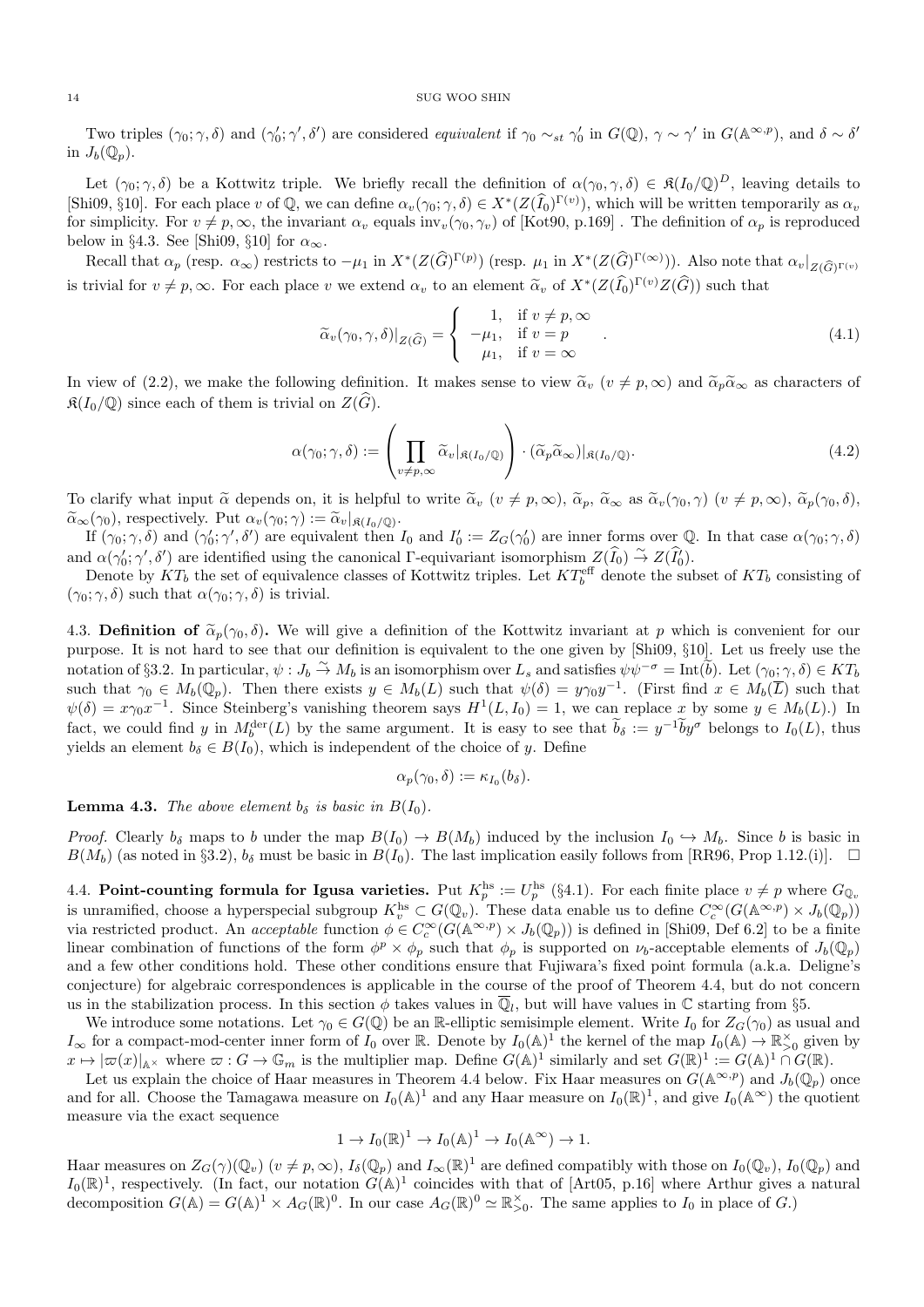Two triples $(\gamma_0;\gamma,\delta)$ and $(\gamma_0';\gamma',\delta')$ are considered *equivalent* if $\gamma_0\sim_{st}\gamma_0'$ in $G(\mathbb{Q})$, $\gamma\sim\gamma'$ in $G(\mathbb{A}^{\infty,p})$, and $\delta\sim\delta'$ in $J_b(\mathbb{Q}_p)$.

Let $(\gamma_0;\gamma,\delta)$ be a Kottwitz triple. We briefly recall the definition of $\alpha(\gamma_0;\gamma,\delta)\in\mathfrak{K}(I_0/\mathbb{Q})^D$, leaving details to [Shi09, §10]. For each place $v$ of $\mathbb{Q}$, we can define $\alpha_v(\gamma_0;\gamma,\delta)\in X^*(Z(\widehat{I}_0)^{\Gamma(v)})$, which will be written temporarily as $\alpha_v$ for simplicity. For $v\neq p,\infty$, the invariant $\alpha_v$ equals $\mathrm{inv}_v(\gamma_0,\gamma_v)$ of [Kot90, p.169] . The definition of $\alpha_p$ is reproduced below in §4.3. See [Shi09, §10] for $\alpha_\infty$.

Recall that $\alpha_p$ (resp. $\alpha_\infty$) restricts to $-\mu_1$ in $X^*(Z(\widehat{G})^{\Gamma(p)})$ (resp. $\mu_1$ in $X^*(Z(\widehat{G})^{\Gamma(\infty)})$). Also note that $\alpha_v|_{Z(\widehat{G})^{\Gamma(v)}}$ is trivial for $v\neq p,\infty$. For each place $v$ we extend $\alpha_v$ to an element $\widetilde{\alpha}_v$ of $X^*(Z(\widehat{I}_0)^{\Gamma(v)}Z(\widehat{G}))$ such that

$$\widetilde{\alpha}_v(\gamma_0,\gamma,\delta)|_{Z(\widehat{G})}=\left\{\begin{array}{rl}1, & \text{if } v\neq p,\infty\\ -\mu_1, & \text{if } v=p\\ \mu_1, & \text{if } v=\infty\end{array}\right. . \tag{4.1}$$

In view of (2.2), we make the following definition. It makes sense to view $\widetilde{\alpha}_v$ ($v\neq p,\infty$) and $\widetilde{\alpha}_p\widetilde{\alpha}_\infty$ as characters of $\mathfrak{K}(I_0/\mathbb{Q})$ since each of them is trivial on $Z(\widehat{G})$.

$$\alpha(\gamma_0;\gamma,\delta):=\left(\prod_{v\neq p,\infty}\widetilde{\alpha}_v|_{\mathfrak{K}(I_0/\mathbb{Q})}\right)\cdot(\widetilde{\alpha}_p\widetilde{\alpha}_\infty)|_{\mathfrak{K}(I_0/\mathbb{Q})}. \tag{4.2}$$

To clarify what input $\widetilde{\alpha}$ depends on, it is helpful to write $\widetilde{\alpha}_v$ ($v\neq p,\infty$), $\widetilde{\alpha}_p$, $\widetilde{\alpha}_\infty$ as $\widetilde{\alpha}_v(\gamma_0,\gamma)$ ($v\neq p,\infty$), $\widetilde{\alpha}_p(\gamma_0,\delta)$, $\widetilde{\alpha}_\infty(\gamma_0)$, respectively. Put $\alpha_v(\gamma_0;\gamma):=\widetilde{\alpha}_v|_{\mathfrak{K}(I_0/\mathbb{Q})}$.

If $(\gamma_0;\gamma,\delta)$ and $(\gamma_0';\gamma',\delta')$ are equivalent then $I_0$ and $I_0':=Z_G(\gamma_0')$ are inner forms over $\mathbb{Q}$. In that case $\alpha(\gamma_0;\gamma,\delta)$ and $\alpha(\gamma_0';\gamma',\delta')$ are identified using the canonical $\Gamma$-equivariant isomorphism $Z(\widehat{I}_0)\stackrel{\sim}{\to}Z(\widehat{I}_0')$.

Denote by $KT_b$ the set of equivalence classes of Kottwitz triples. Let $KT_b^{\mathrm{eff}}$ denote the subset of $KT_b$ consisting of $(\gamma_0;\gamma,\delta)$ such that $\alpha(\gamma_0;\gamma,\delta)$ is trivial.

4.3. **Definition of $\widetilde{\alpha}_p(\gamma_0,\delta)$.** We will give a definition of the Kottwitz invariant at $p$ which is convenient for our purpose. It is not hard to see that our definition is equivalent to the one given by [Shi09, §10]. Let us freely use the notation of §3.2. In particular, $\psi:J_b\stackrel{\sim}{\to}M_b$ is an isomorphism over $L_s$ and satisfies $\psi\psi^{-\sigma}=\mathrm{Int}(\widetilde{b})$. Let $(\gamma_0;\gamma,\delta)\in KT_b$ such that $\gamma_0\in M_b(\mathbb{Q}_p)$. Then there exists $y\in M_b(L)$ such that $\psi(\delta)=y\gamma_0y^{-1}$. (First find $x\in M_b(\overline{L})$ such that $\psi(\delta)=x\gamma_0x^{-1}$. Since Steinberg's vanishing theorem says $H^1(L,I_0)=1$, we can replace $x$ by some $y\in M_b(L)$.) In fact, we could find $y$ in $M_b^{\mathrm{der}}(L)$ by the same argument. It is easy to see that $\widetilde{b}_\delta:=y^{-1}\widetilde{b}y^\sigma$ belongs to $I_0(L)$, thus yields an element $b_\delta\in B(I_0)$, which is independent of the choice of $y$. Define

$$\alpha_p(\gamma_0,\delta):=\kappa_{I_0}(b_\delta).$$

**Lemma 4.3.** *The above element $b_\delta$ is basic in $B(I_0)$.*

*Proof.* Clearly $b_\delta$ maps to $b$ under the map $B(I_0)\to B(M_b)$ induced by the inclusion $I_0\hookrightarrow M_b$. Since $b$ is basic in $B(M_b)$ (as noted in §3.2), $b_\delta$ must be basic in $B(I_0)$. The last implication easily follows from [RR96, Prop 1.12.(i)]. $\square$

4.4. **Point-counting formula for Igusa varieties.** Put $K_p^{\mathrm{hs}}:=U_p^{\mathrm{hs}}$ (§4.1). For each finite place $v\neq p$ where $G_{\mathbb{Q}_v}$ is unramified, choose a hyperspecial subgroup $K_v^{\mathrm{hs}}\subset G(\mathbb{Q}_v)$. These data enable us to define $C_c^\infty(G(\mathbb{A}^{\infty,p})\times J_b(\mathbb{Q}_p))$ via restricted product. An *acceptable* function $\phi\in C_c^\infty(G(\mathbb{A}^{\infty,p})\times J_b(\mathbb{Q}_p))$ is defined in [Shi09, Def 6.2] to be a finite linear combination of functions of the form $\phi^p\times\phi_p$ such that $\phi_p$ is supported on $\nu_b$-acceptable elements of $J_b(\mathbb{Q}_p)$ and a few other conditions hold. These other conditions ensure that Fujiwara's fixed point formula (a.k.a. Deligne's conjecture) for algebraic correspondences is applicable in the course of the proof of Theorem 4.4, but do not concern us in the stabilization process. In this section $\phi$ takes values in $\overline{\mathbb{Q}}_l$, but will have values in $\mathbb{C}$ starting from §5.

We introduce some notations. Let $\gamma_0\in G(\mathbb{Q})$ be an $\mathbb{R}$-elliptic semisimple element. Write $I_0$ for $Z_G(\gamma_0)$ as usual and $I_\infty$ for a compact-mod-center inner form of $I_0$ over $\mathbb{R}$. Denote by $I_0(\mathbb{A})^1$ the kernel of the map $I_0(\mathbb{A})\to\mathbb{R}_{>0}^\times$ given by $x\mapsto|\varpi(x)|_{\mathbb{A}^\times}$ where $\varpi:G\to\mathbb{G}_m$ is the multiplier map. Define $G(\mathbb{A})^1$ similarly and set $G(\mathbb{R})^1:=G(\mathbb{A})^1\cap G(\mathbb{R})$.

Let us explain the choice of Haar measures in Theorem 4.4 below. Fix Haar measures on $G(\mathbb{A}^{\infty,p})$ and $J_b(\mathbb{Q}_p)$ once and for all. Choose the Tamagawa measure on $I_0(\mathbb{A})^1$ and any Haar measure on $I_0(\mathbb{R})^1$, and give $I_0(\mathbb{A}^\infty)$ the quotient measure via the exact sequence

$$1\to I_0(\mathbb{R})^1\to I_0(\mathbb{A})^1\to I_0(\mathbb{A}^\infty)\to 1.$$

Haar measures on $Z_G(\gamma)(\mathbb{Q}_v)$ ($v\neq p,\infty$), $I_\delta(\mathbb{Q}_p)$ and $I_\infty(\mathbb{R})^1$ are defined compatibly with those on $I_0(\mathbb{Q}_v)$, $I_0(\mathbb{Q}_p)$ and $I_0(\mathbb{R})^1$, respectively. (In fact, our notation $G(\mathbb{A})^1$ coincides with that of [Art05, p.16] where Arthur gives a natural decomposition $G(\mathbb{A})=G(\mathbb{A})^1\times A_G(\mathbb{R})^0$. In our case $A_G(\mathbb{R})^0\simeq\mathbb{R}_{>0}^\times$. The same applies to $I_0$ in place of $G$.)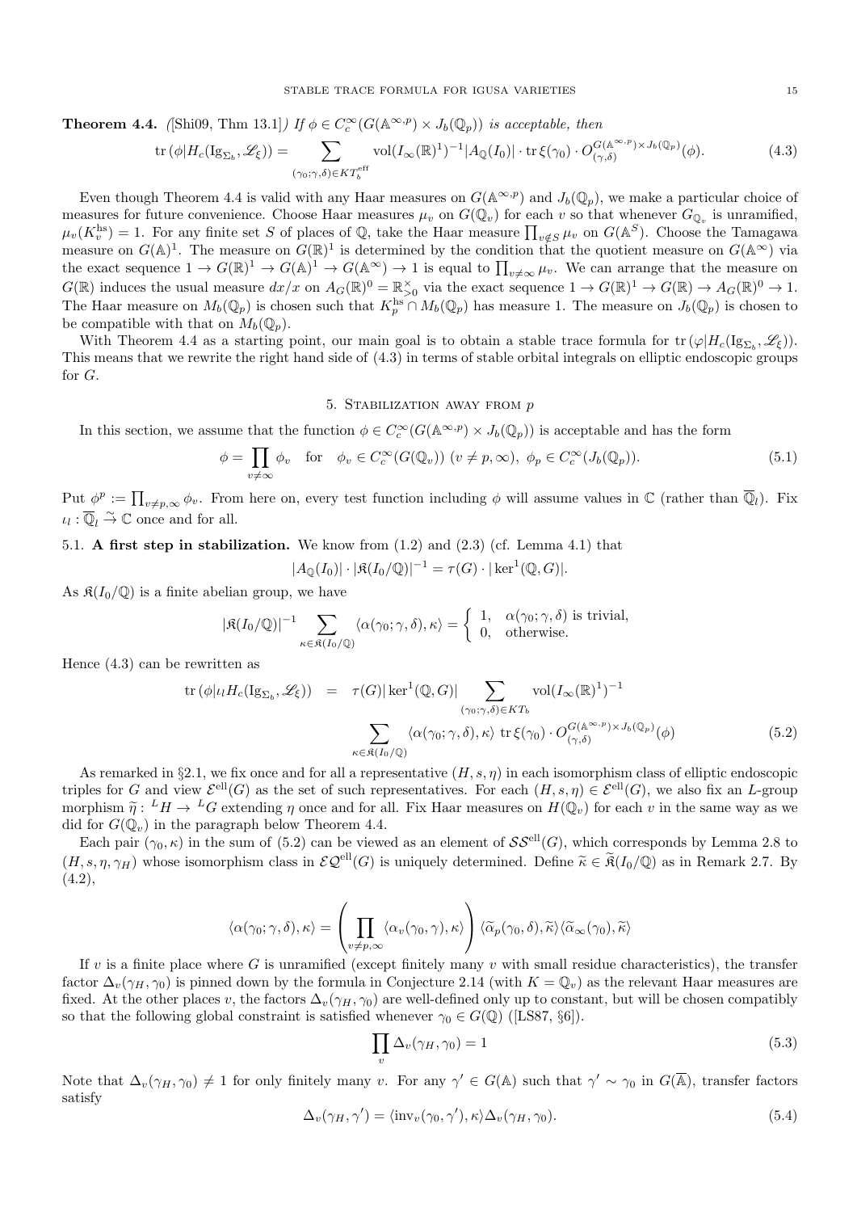**Theorem 4.4.** *([Shi09, Thm 13.1]) If $\phi \in C_c^\infty(G(\mathbb{A}^{\infty,p}) \times J_b(\mathbb{Q}_p))$ is acceptable, then*

$$\operatorname{tr}(\phi|H_c(\mathrm{Ig}_{\Sigma_b}, \mathscr{L}_\xi)) = \sum_{(\gamma_0;\gamma,\delta)\in KT_b^{\mathrm{eff}}} \mathrm{vol}(I_\infty(\mathbb{R})^1)^{-1}|A_{\mathbb{Q}}(I_0)| \cdot \operatorname{tr}\xi(\gamma_0) \cdot O_{(\gamma,\delta)}^{G(\mathbb{A}^{\infty,p})\times J_b(\mathbb{Q}_p)}(\phi). \tag{4.3}$$

Even though Theorem 4.4 is valid with any Haar measures on $G(\mathbb{A}^{\infty,p})$ and $J_b(\mathbb{Q}_p)$, we make a particular choice of measures for future convenience. Choose Haar measures $\mu_v$ on $G(\mathbb{Q}_v)$ for each $v$ so that whenever $G_{\mathbb{Q}_v}$ is unramified, $\mu_v(K_v^{\mathrm{hs}}) = 1$. For any finite set $S$ of places of $\mathbb{Q}$, take the Haar measure $\prod_{v\notin S}\mu_v$ on $G(\mathbb{A}^S)$. Choose the Tamagawa measure on $G(\mathbb{A})^1$. The measure on $G(\mathbb{R})^1$ is determined by the condition that the quotient measure on $G(\mathbb{A}^\infty)$ via the exact sequence $1 \to G(\mathbb{R})^1 \to G(\mathbb{A})^1 \to G(\mathbb{A}^\infty) \to 1$ is equal to $\prod_{v\neq\infty}\mu_v$. We can arrange that the measure on $G(\mathbb{R})$ induces the usual measure $dx/x$ on $A_G(\mathbb{R})^0 = \mathbb{R}_{>0}^\times$ via the exact sequence $1 \to G(\mathbb{R})^1 \to G(\mathbb{R}) \to A_G(\mathbb{R})^0 \to 1$. The Haar measure on $M_b(\mathbb{Q}_p)$ is chosen such that $K_p^{\mathrm{hs}} \cap M_b(\mathbb{Q}_p)$ has measure 1. The measure on $J_b(\mathbb{Q}_p)$ is chosen to be compatible with that on $M_b(\mathbb{Q}_p)$.

With Theorem 4.4 as a starting point, our main goal is to obtain a stable trace formula for $\operatorname{tr}(\varphi|H_c(\mathrm{Ig}_{\Sigma_b}, \mathscr{L}_\xi))$. This means that we rewrite the right hand side of (4.3) in terms of stable orbital integrals on elliptic endoscopic groups for $G$.

## 5. Stabilization away from $p$

In this section, we assume that the function $\phi \in C_c^\infty(G(\mathbb{A}^{\infty,p}) \times J_b(\mathbb{Q}_p))$ is acceptable and has the form

$$\phi = \prod_{v\neq\infty} \phi_v \quad \text{for} \quad \phi_v \in C_c^\infty(G(\mathbb{Q}_v))\ (v \neq p, \infty),\ \phi_p \in C_c^\infty(J_b(\mathbb{Q}_p)). \tag{5.1}$$

Put $\phi^p := \prod_{v\neq p,\infty}\phi_v$. From here on, every test function including $\phi$ will assume values in $\mathbb{C}$ (rather than $\overline{\mathbb{Q}}_l$). Fix $\iota_l : \overline{\mathbb{Q}}_l \overset{\sim}{\to} \mathbb{C}$ once and for all.

5.1. **A first step in stabilization.** We know from (1.2) and (2.3) (cf. Lemma 4.1) that

$$|A_{\mathbb{Q}}(I_0)| \cdot |\mathfrak{K}(I_0/\mathbb{Q})|^{-1} = \tau(G) \cdot |\ker^1(\mathbb{Q}, G)|.$$

As $\mathfrak{K}(I_0/\mathbb{Q})$ is a finite abelian group, we have

$$|\mathfrak{K}(I_0/\mathbb{Q})|^{-1} \sum_{\kappa\in\mathfrak{K}(I_0/\mathbb{Q})} \langle \alpha(\gamma_0;\gamma,\delta), \kappa\rangle = \begin{cases} 1, & \alpha(\gamma_0;\gamma,\delta) \text{ is trivial,} \\ 0, & \text{otherwise.}\end{cases}$$

Hence (4.3) can be rewritten as

$$\begin{aligned} \operatorname{tr}(\phi|\iota_l H_c(\mathrm{Ig}_{\Sigma_b}, \mathscr{L}_\xi)) &= \tau(G)|\ker^1(\mathbb{Q}, G)| \sum_{(\gamma_0;\gamma,\delta)\in KT_b} \mathrm{vol}(I_\infty(\mathbb{R})^1)^{-1} \\ &\qquad \sum_{\kappa\in\mathfrak{K}(I_0/\mathbb{Q})} \langle \alpha(\gamma_0;\gamma,\delta), \kappa\rangle \operatorname{tr}\xi(\gamma_0) \cdot O_{(\gamma,\delta)}^{G(\mathbb{A}^{\infty,p})\times J_b(\mathbb{Q}_p)}(\phi) \end{aligned} \tag{5.2}$$

As remarked in §2.1, we fix once and for all a representative $(H, s, \eta)$ in each isomorphism class of elliptic endoscopic triples for $G$ and view $\mathcal{E}^{\mathrm{ell}}(G)$ as the set of such representatives. For each $(H, s, \eta) \in \mathcal{E}^{\mathrm{ell}}(G)$, we also fix an $L$-group morphism $\widetilde{\eta} : {}^LH \to {}^LG$ extending $\eta$ once and for all. Fix Haar measures on $H(\mathbb{Q}_v)$ for each $v$ in the same way as we did for $G(\mathbb{Q}_v)$ in the paragraph below Theorem 4.4.

Each pair $(\gamma_0, \kappa)$ in the sum of (5.2) can be viewed as an element of $\mathcal{SS}^{\mathrm{ell}}(G)$, which corresponds by Lemma 2.8 to $(H, s, \eta, \gamma_H)$ whose isomorphism class in $\mathcal{EQ}^{\mathrm{ell}}(G)$ is uniquely determined. Define $\widetilde{\kappa} \in \widetilde{\mathfrak{K}}(I_0/\mathbb{Q})$ as in Remark 2.7. By (4.2),

$$\langle \alpha(\gamma_0;\gamma,\delta), \kappa\rangle = \left(\prod_{v\neq p,\infty} \langle \alpha_v(\gamma_0,\gamma), \kappa\rangle\right) \langle \widetilde{\alpha}_p(\gamma_0,\delta), \widetilde{\kappa}\rangle \langle \widetilde{\alpha}_\infty(\gamma_0), \widetilde{\kappa}\rangle$$

If $v$ is a finite place where $G$ is unramified (except finitely many $v$ with small residue characteristics), the transfer factor $\Delta_v(\gamma_H, \gamma_0)$ is pinned down by the formula in Conjecture 2.14 (with $K = \mathbb{Q}_v$) as the relevant Haar measures are fixed. At the other places $v$, the factors $\Delta_v(\gamma_H, \gamma_0)$ are well-defined only up to constant, but will be chosen compatibly so that the following global constraint is satisfied whenever $\gamma_0 \in G(\mathbb{Q})$ ([LS87, §6]).

$$\prod_v \Delta_v(\gamma_H, \gamma_0) = 1 \tag{5.3}$$

Note that $\Delta_v(\gamma_H, \gamma_0) \neq 1$ for only finitely many $v$. For any $\gamma' \in G(\mathbb{A})$ such that $\gamma' \sim \gamma_0$ in $G(\overline{\mathbb{A}})$, transfer factors satisfy

$$\Delta_v(\gamma_H, \gamma') = \langle \mathrm{inv}_v(\gamma_0, \gamma'), \kappa\rangle \Delta_v(\gamma_H, \gamma_0). \tag{5.4}$$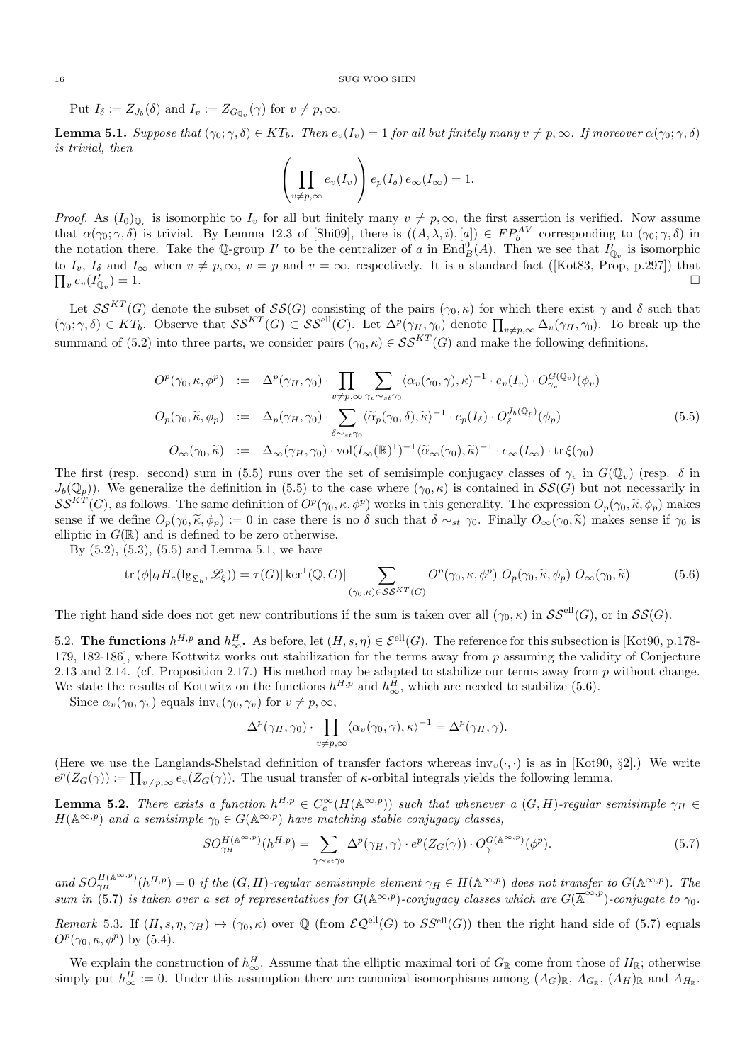Put $I_\delta := Z_{J_b}(\delta)$ and $I_v := Z_{G_{\mathbb{Q}_v}}(\gamma)$ for $v \neq p, \infty$.

**Lemma 5.1.** *Suppose that $(\gamma_0; \gamma, \delta) \in KT_b$. Then $e_v(I_v) = 1$ for all but finitely many $v \neq p, \infty$. If moreover $\alpha(\gamma_0; \gamma, \delta)$ is trivial, then*

$$\left(\prod_{v \neq p, \infty} e_v(I_v)\right) e_p(I_\delta)\, e_\infty(I_\infty) = 1.$$

*Proof.* As $(I_0)_{\mathbb{Q}_v}$ is isomorphic to $I_v$ for all but finitely many $v \neq p, \infty$, the first assertion is verified. Now assume that $\alpha(\gamma_0; \gamma, \delta)$ is trivial. By Lemma 12.3 of [Shi09], there is $((A, \lambda, i), [a]) \in FP_b^{AV}$ corresponding to $(\gamma_0; \gamma, \delta)$ in the notation there. Take the $\mathbb{Q}$-group $I'$ to be the centralizer of $a$ in $\mathrm{End}_B^0(A)$. Then we see that $I'_{\mathbb{Q}_v}$ is isomorphic to $I_v$, $I_\delta$ and $I_\infty$ when $v \neq p, \infty$, $v = p$ and $v = \infty$, respectively. It is a standard fact ([Kot83, Prop, p.297]) that $\prod_v e_v(I'_{\mathbb{Q}_v}) = 1$. □

Let $\mathcal{SS}^{KT}(G)$ denote the subset of $\mathcal{SS}(G)$ consisting of the pairs $(\gamma_0, \kappa)$ for which there exist $\gamma$ and $\delta$ such that $(\gamma_0; \gamma, \delta) \in KT_b$. Observe that $\mathcal{SS}^{KT}(G) \subset \mathcal{SS}^{\mathrm{ell}}(G)$. Let $\Delta^p(\gamma_H, \gamma_0)$ denote $\prod_{v \neq p, \infty} \Delta_v(\gamma_H, \gamma_0)$. To break up the summand of (5.2) into three parts, we consider pairs $(\gamma_0, \kappa) \in \mathcal{SS}^{KT}(G)$ and make the following definitions.

$$\begin{aligned}
O^p(\gamma_0, \kappa, \phi^p) &:= \Delta^p(\gamma_H, \gamma_0) \cdot \prod_{v \neq p, \infty} \sum_{\gamma_v \sim_{st} \gamma_0} \langle \alpha_v(\gamma_0, \gamma), \kappa \rangle^{-1} \cdot e_v(I_v) \cdot O^{G(\mathbb{Q}_v)}_{\gamma_v}(\phi_v) \\
O_p(\gamma_0, \widetilde{\kappa}, \phi_p) &:= \Delta_p(\gamma_H, \gamma_0) \cdot \sum_{\delta \sim_{st} \gamma_0} \langle \widetilde{\alpha}_p(\gamma_0, \delta), \widetilde{\kappa} \rangle^{-1} \cdot e_p(I_\delta) \cdot O^{J_b(\mathbb{Q}_p)}_{\delta}(\phi_p) \qquad (5.5) \\
O_\infty(\gamma_0, \widetilde{\kappa}) &:= \Delta_\infty(\gamma_H, \gamma_0) \cdot \mathrm{vol}(I_\infty(\mathbb{R})^1)^{-1} \langle \widetilde{\alpha}_\infty(\gamma_0), \widetilde{\kappa} \rangle^{-1} \cdot e_\infty(I_\infty) \cdot \mathrm{tr}\, \xi(\gamma_0)
\end{aligned}$$

The first (resp. second) sum in (5.5) runs over the set of semisimple conjugacy classes of $\gamma_v$ in $G(\mathbb{Q}_v)$ (resp. $\delta$ in $J_b(\mathbb{Q}_p)$). We generalize the definition in (5.5) to the case where $(\gamma_0, \kappa)$ is contained in $\mathcal{SS}(G)$ but not necessarily in $\mathcal{SS}^{KT}(G)$, as follows. The same definition of $O^p(\gamma_0, \kappa, \phi^p)$ works in this generality. The expression $O_p(\gamma_0, \widetilde{\kappa}, \phi_p)$ makes sense if we define $O_p(\gamma_0, \widetilde{\kappa}, \phi_p) := 0$ in case there is no $\delta$ such that $\delta \sim_{st} \gamma_0$. Finally $O_\infty(\gamma_0, \widetilde{\kappa})$ makes sense if $\gamma_0$ is elliptic in $G(\mathbb{R})$ and is defined to be zero otherwise.

By (5.2), (5.3), (5.5) and Lemma 5.1, we have

$$\mathrm{tr}\,(\phi | \iota_l H_c(\mathrm{Ig}_{\Sigma_b}, \mathscr{L}_\xi)) = \tau(G) |\ker^1(\mathbb{Q}, G)| \sum_{(\gamma_0, \kappa) \in \mathcal{SS}^{KT}(G)} O^p(\gamma_0, \kappa, \phi^p)\; O_p(\gamma_0, \widetilde{\kappa}, \phi_p)\; O_\infty(\gamma_0, \widetilde{\kappa}) \qquad (5.6)$$

The right hand side does not get new contributions if the sum is taken over all $(\gamma_0, \kappa)$ in $\mathcal{SS}^{\mathrm{ell}}(G)$, or in $\mathcal{SS}(G)$.

5.2. **The functions $h^{H,p}$ and $h^H_\infty$.** As before, let $(H, s, \eta) \in \mathcal{E}^{\mathrm{ell}}(G)$. The reference for this subsection is [Kot90, p.178-179, 182-186], where Kottwitz works out stabilization for the terms away from $p$ assuming the validity of Conjecture 2.13 and 2.14. (cf. Proposition 2.17.) His method may be adapted to stabilize our terms away from $p$ without change. We state the results of Kottwitz on the functions $h^{H,p}$ and $h^H_\infty$, which are needed to stabilize (5.6).

Since $\alpha_v(\gamma_0, \gamma_v)$ equals $\mathrm{inv}_v(\gamma_0, \gamma_v)$ for $v \neq p, \infty$,

$$\Delta^p(\gamma_H, \gamma_0) \cdot \prod_{v \neq p, \infty} \langle \alpha_v(\gamma_0, \gamma), \kappa \rangle^{-1} = \Delta^p(\gamma_H, \gamma).$$

(Here we use the Langlands-Shelstad definition of transfer factors whereas $\mathrm{inv}_v(\cdot, \cdot)$ is as in [Kot90, §2].) We write $e^p(Z_G(\gamma)) := \prod_{v \neq p, \infty} e_v(Z_G(\gamma))$. The usual transfer of $\kappa$-orbital integrals yields the following lemma.

**Lemma 5.2.** *There exists a function $h^{H,p} \in C_c^\infty(H(\mathbb{A}^{\infty,p}))$ such that whenever a $(G, H)$-regular semisimple $\gamma_H \in H(\mathbb{A}^{\infty,p})$ and a semisimple $\gamma_0 \in G(\mathbb{A}^{\infty,p})$ have matching stable conjugacy classes,*

$$SO^{H(\mathbb{A}^{\infty,p})}_{\gamma_H}(h^{H,p}) = \sum_{\gamma \sim_{st} \gamma_0} \Delta^p(\gamma_H, \gamma) \cdot e^p(Z_G(\gamma)) \cdot O^{G(\mathbb{A}^{\infty,p})}_{\gamma}(\phi^p). \qquad (5.7)$$

*and $SO^{H(\mathbb{A}^{\infty,p})}_{\gamma_H}(h^{H,p}) = 0$ if the $(G, H)$-regular semisimple element $\gamma_H \in H(\mathbb{A}^{\infty,p})$ does not transfer to $G(\mathbb{A}^{\infty,p})$. The sum in (5.7) is taken over a set of representatives for $G(\mathbb{A}^{\infty,p})$-conjugacy classes which are $G(\overline{\mathbb{A}}^{\infty,p})$-conjugate to $\gamma_0$.*

*Remark* 5.3. If $(H, s, \eta, \gamma_H) \mapsto (\gamma_0, \kappa)$ over $\mathbb{Q}$ (from $\mathcal{EQ}^{\mathrm{ell}}(G)$ to $SS^{\mathrm{ell}}(G)$) then the right hand side of (5.7) equals $O^p(\gamma_0, \kappa, \phi^p)$ by (5.4).

We explain the construction of $h^H_\infty$. Assume that the elliptic maximal tori of $G_\mathbb{R}$ come from those of $H_\mathbb{R}$; otherwise simply put $h^H_\infty := 0$. Under this assumption there are canonical isomorphisms among $(A_G)_\mathbb{R}$, $A_{G_\mathbb{R}}$, $(A_H)_\mathbb{R}$ and $A_{H_\mathbb{R}}$.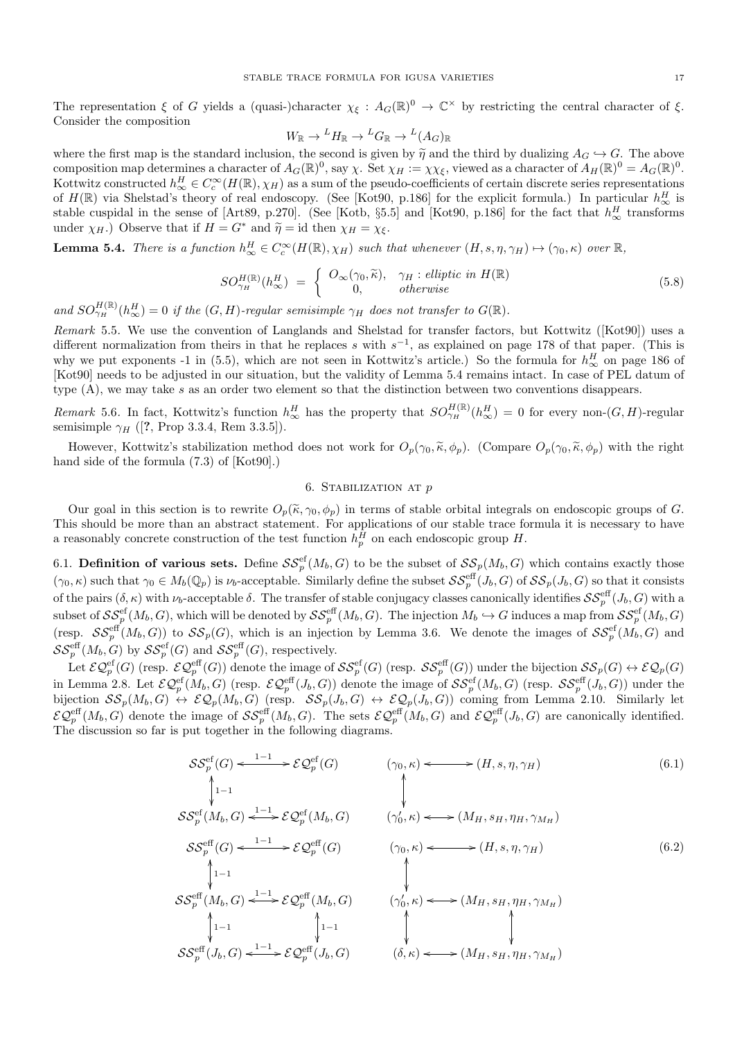The representation $\xi$ of $G$ yields a (quasi-)character $\chi_\xi : A_G(\mathbb{R})^0 \to \mathbb{C}^\times$ by restricting the central character of $\xi$. Consider the composition

$$W_{\mathbb{R}} \to {}^L H_{\mathbb{R}} \to {}^L G_{\mathbb{R}} \to {}^L (A_G)_{\mathbb{R}}$$

where the first map is the standard inclusion, the second is given by $\widetilde{\eta}$ and the third by dualizing $A_G \hookrightarrow G$. The above composition map determines a character of $A_G(\mathbb{R})^0$, say $\chi$. Set $\chi_H := \chi\chi_\xi$, viewed as a character of $A_H(\mathbb{R})^0 = A_G(\mathbb{R})^0$. Kottwitz constructed $h^H_\infty \in C^\infty_c(H(\mathbb{R}), \chi_H)$ as a sum of the pseudo-coefficients of certain discrete series representations of $H(\mathbb{R})$ via Shelstad's theory of real endoscopy. (See [Kot90, p.186] for the explicit formula.) In particular $h^H_\infty$ is stable cuspidal in the sense of [Art89, p.270]. (See [Kotb, §5.5] and [Kot90, p.186] for the fact that $h^H_\infty$ transforms under $\chi_H$.) Observe that if $H = G^*$ and $\widetilde{\eta} = \mathrm{id}$ then $\chi_H = \chi_\xi$.

**Lemma 5.4.** *There is a function $h^H_\infty \in C^\infty_c(H(\mathbb{R}), \chi_H)$ such that whenever $(H, s, \eta, \gamma_H) \mapsto (\gamma_0, \kappa)$ over $\mathbb{R}$,*

$$SO^{H(\mathbb{R})}_{\gamma_H}(h^H_\infty) \;=\; \begin{cases} O_\infty(\gamma_0, \widetilde{\kappa}), & \gamma_H : \text{elliptic in } H(\mathbb{R}) \\ 0, & \text{otherwise} \end{cases} \tag{5.8}$$

*and $SO^{H(\mathbb{R})}_{\gamma_H}(h^H_\infty) = 0$ if the $(G,H)$-regular semisimple $\gamma_H$ does not transfer to $G(\mathbb{R})$.*

*Remark* 5.5. We use the convention of Langlands and Shelstad for transfer factors, but Kottwitz ([Kot90]) uses a different normalization from theirs in that he replaces $s$ with $s^{-1}$, as explained on page 178 of that paper. (This is why we put exponents -1 in (5.5), which are not seen in Kottwitz's article.) So the formula for $h^H_\infty$ on page 186 of [Kot90] needs to be adjusted in our situation, but the validity of Lemma 5.4 remains intact. In case of PEL datum of type (A), we may take $s$ as an order two element so that the distinction between two conventions disappears.

*Remark* 5.6. In fact, Kottwitz's function $h^H_\infty$ has the property that $SO^{H(\mathbb{R})}_{\gamma_H}(h^H_\infty) = 0$ for every non-$(G,H)$-regular semisimple $\gamma_H$ ([?, Prop 3.3.4, Rem 3.3.5]).

However, Kottwitz's stabilization method does not work for $O_p(\gamma_0, \widetilde{\kappa}, \phi_p)$. (Compare $O_p(\gamma_0, \widetilde{\kappa}, \phi_p)$ with the right hand side of the formula (7.3) of [Kot90].)

## 6. Stabilization at $p$

Our goal in this section is to rewrite $O_p(\widetilde{\kappa}, \gamma_0, \phi_p)$ in terms of stable orbital integrals on endoscopic groups of $G$. This should be more than an abstract statement. For applications of our stable trace formula it is necessary to have a reasonably concrete construction of the test function $h^H_p$ on each endoscopic group $H$.

6.1. **Definition of various sets.** Define $\mathcal{SS}^{\mathrm{ef}}_p(M_b, G)$ to be the subset of $\mathcal{SS}_p(M_b, G)$ which contains exactly those $(\gamma_0, \kappa)$ such that $\gamma_0 \in M_b(\mathbb{Q}_p)$ is $\nu_b$-acceptable. Similarly define the subset $\mathcal{SS}^{\mathrm{eff}}_p(J_b, G)$ of $\mathcal{SS}_p(J_b, G)$ so that it consists of the pairs $(\delta, \kappa)$ with $\nu_b$-acceptable $\delta$. The transfer of stable conjugacy classes canonically identifies $\mathcal{SS}^{\mathrm{eff}}_p(J_b, G)$ with a subset of $\mathcal{SS}^{\mathrm{ef}}_p(M_b, G)$, which will be denoted by $\mathcal{SS}^{\mathrm{eff}}_p(M_b, G)$. The injection $M_b \hookrightarrow G$ induces a map from $\mathcal{SS}^{\mathrm{ef}}_p(M_b, G)$ (resp. $\mathcal{SS}^{\mathrm{eff}}_p(M_b, G)$) to $\mathcal{SS}_p(G)$, which is an injection by Lemma 3.6. We denote the images of $\mathcal{SS}^{\mathrm{ef}}_p(M_b, G)$ and $\mathcal{SS}^{\mathrm{eff}}_p(M_b, G)$ by $\mathcal{SS}^{\mathrm{ef}}_p(G)$ and $\mathcal{SS}^{\mathrm{eff}}_p(G)$, respectively.

Let $\mathcal{EQ}^{\mathrm{ef}}_p(G)$ (resp. $\mathcal{EQ}^{\mathrm{eff}}_p(G)$) denote the image of $\mathcal{SS}^{\mathrm{ef}}_p(G)$ (resp. $\mathcal{SS}^{\mathrm{eff}}_p(G)$) under the bijection $\mathcal{SS}_p(G) \leftrightarrow \mathcal{EQ}_p(G)$ in Lemma 2.8. Let $\mathcal{EQ}^{\mathrm{ef}}_p(M_b, G)$ (resp. $\mathcal{EQ}^{\mathrm{eff}}_p(J_b, G)$) denote the image of $\mathcal{SS}^{\mathrm{ef}}_p(M_b, G)$ (resp. $\mathcal{SS}^{\mathrm{eff}}_p(J_b, G)$) under the bijection $\mathcal{SS}_p(M_b, G) \leftrightarrow \mathcal{EQ}_p(M_b, G)$ (resp. $\mathcal{SS}_p(J_b, G) \leftrightarrow \mathcal{EQ}_p(J_b, G)$) coming from Lemma 2.10. Similarly let $\mathcal{EQ}^{\mathrm{eff}}_p(M_b, G)$ denote the image of $\mathcal{SS}^{\mathrm{eff}}_p(M_b, G)$. The sets $\mathcal{EQ}^{\mathrm{eff}}_p(M_b, G)$ and $\mathcal{EQ}^{\mathrm{eff}}_p(J_b, G)$ are canonically identified. The discussion so far is put together in the following diagrams.

$$\begin{array}{ccccc}
\mathcal{SS}^{\mathrm{ef}}_p(G) & \stackrel{1-1}{\longleftrightarrow} & \mathcal{EQ}^{\mathrm{ef}}_p(G) & \qquad (\gamma_0, \kappa) & \longleftrightarrow (H, s, \eta, \gamma_H) \\
\updownarrow {\scriptstyle 1-1} & & & \qquad \updownarrow & \\
\mathcal{SS}^{\mathrm{ef}}_p(M_b, G) & \stackrel{1-1}{\longleftrightarrow} & \mathcal{EQ}^{\mathrm{ef}}_p(M_b, G) & \qquad (\gamma_0', \kappa) & \longleftrightarrow (M_H, s_H, \eta_H, \gamma_{M_H})
\end{array} \tag{6.1}$$

$$\begin{array}{ccccc}
\mathcal{SS}^{\mathrm{eff}}_p(G) & \stackrel{1-1}{\longleftrightarrow} & \mathcal{EQ}^{\mathrm{eff}}_p(G) & \qquad (\gamma_0, \kappa) & \longleftrightarrow (H, s, \eta, \gamma_H) \\
\updownarrow {\scriptstyle 1-1} & & & \qquad \updownarrow & \\
\mathcal{SS}^{\mathrm{eff}}_p(M_b, G) & \stackrel{1-1}{\longleftrightarrow} & \mathcal{EQ}^{\mathrm{eff}}_p(M_b, G) & \qquad (\gamma_0', \kappa) & \longleftrightarrow (M_H, s_H, \eta_H, \gamma_{M_H}) \\
\updownarrow {\scriptstyle 1-1} & & \updownarrow {\scriptstyle 1-1} & \qquad \updownarrow & \updownarrow \\
\mathcal{SS}^{\mathrm{eff}}_p(J_b, G) & \stackrel{1-1}{\longleftrightarrow} & \mathcal{EQ}^{\mathrm{eff}}_p(J_b, G) & \qquad (\delta, \kappa) & \longleftrightarrow (M_H, s_H, \eta_H, \gamma_{M_H})
\end{array} \tag{6.2}$$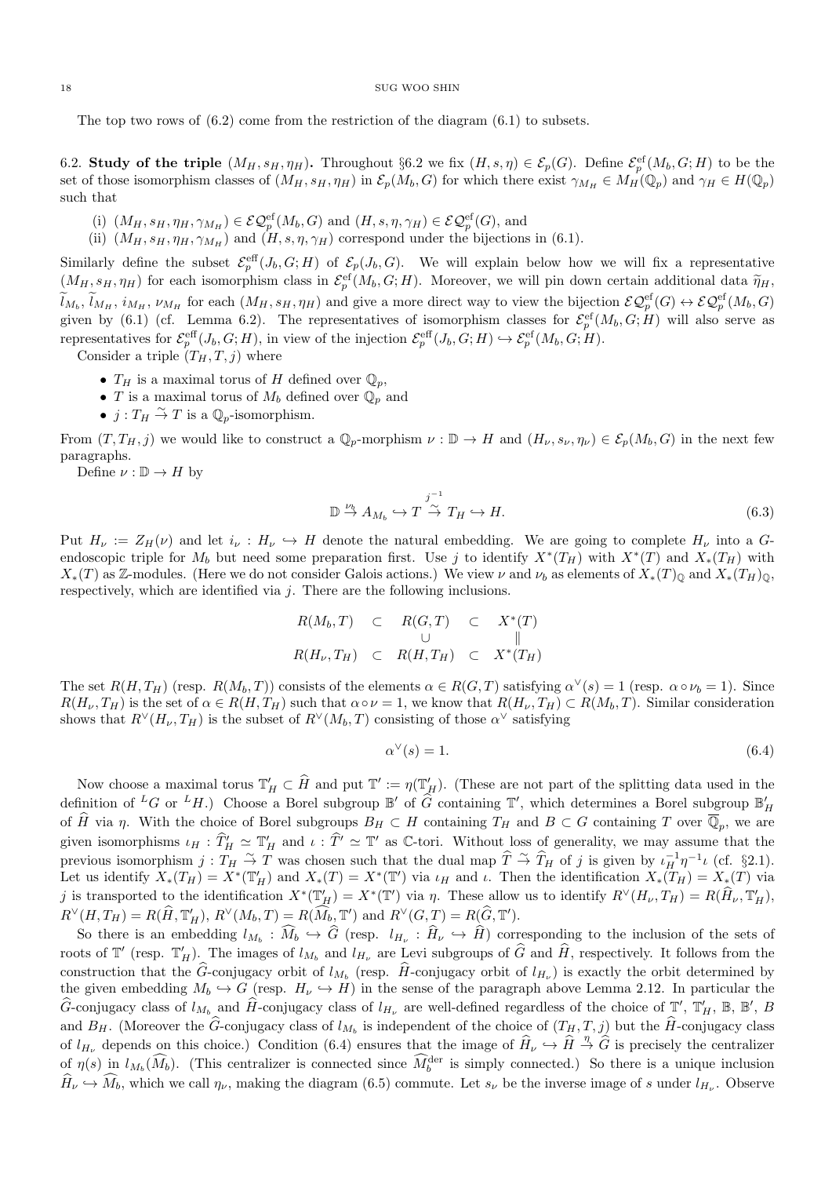The top two rows of (6.2) come from the restriction of the diagram (6.1) to subsets.

6.2. **Study of the triple** $(M_H, s_H, \eta_H)$**.** Throughout §6.2 we fix $(H, s, \eta) \in \mathcal{E}_p(G)$. Define $\mathcal{E}^{\mathrm{ef}}_p(M_b, G; H)$ to be the set of those isomorphism classes of $(M_H, s_H, \eta_H)$ in $\mathcal{E}_p(M_b, G)$ for which there exist $\gamma_{M_H} \in M_H(\mathbb{Q}_p)$ and $\gamma_H \in H(\mathbb{Q}_p)$ such that

(i) $(M_H, s_H, \eta_H, \gamma_{M_H}) \in \mathcal{EQ}^{\mathrm{ef}}_p(M_b, G)$ and $(H, s, \eta, \gamma_H) \in \mathcal{EQ}^{\mathrm{ef}}_p(G)$, and

(ii) $(M_H, s_H, \eta_H, \gamma_{M_H})$ and $(H, s, \eta, \gamma_H)$ correspond under the bijections in (6.1).

Similarly define the subset $\mathcal{E}^{\mathrm{eff}}_p(J_b, G; H)$ of $\mathcal{E}_p(J_b, G)$. We will explain below how we will fix a representative $(M_H, s_H, \eta_H)$ for each isomorphism class in $\mathcal{E}^{\mathrm{ef}}_p(M_b, G; H)$. Moreover, we will pin down certain additional data $\widetilde{\eta}_H$, $\widetilde{l}_{M_b}$, $\widetilde{l}_{M_H}$, $i_{M_H}$, $\nu_{M_H}$ for each $(M_H, s_H, \eta_H)$ and give a more direct way to view the bijection $\mathcal{EQ}^{\mathrm{ef}}_p(G) \leftrightarrow \mathcal{EQ}^{\mathrm{ef}}_p(M_b, G)$ given by (6.1) (cf. Lemma 6.2). The representatives of isomorphism classes for $\mathcal{E}^{\mathrm{ef}}_p(M_b, G; H)$ will also serve as representatives for $\mathcal{E}^{\mathrm{eff}}_p(J_b, G; H)$, in view of the injection $\mathcal{E}^{\mathrm{eff}}_p(J_b, G; H) \hookrightarrow \mathcal{E}^{\mathrm{ef}}_p(M_b, G; H)$.

Consider a triple $(T_H, T, j)$ where

- $T_H$ is a maximal torus of $H$ defined over $\mathbb{Q}_p$,
- $T$ is a maximal torus of $M_b$ defined over $\mathbb{Q}_p$ and
- $j : T_H \overset{\sim}{\to} T$ is a $\mathbb{Q}_p$-isomorphism.

From $(T, T_H, j)$ we would like to construct a $\mathbb{Q}_p$-morphism $\nu : \mathbb{D} \to H$ and $(H_\nu, s_\nu, \eta_\nu) \in \mathcal{E}_p(M_b, G)$ in the next few paragraphs.

Define $\nu : \mathbb{D} \to H$ by

$$\mathbb{D} \overset{\nu_b}{\to} A_{M_b} \hookrightarrow T \overset{j^{-1}}{\overset{\sim}{\to}} T_H \hookrightarrow H. \tag{6.3}$$

Put $H_\nu := Z_H(\nu)$ and let $i_\nu : H_\nu \hookrightarrow H$ denote the natural embedding. We are going to complete $H_\nu$ into a $G$-endoscopic triple for $M_b$ but need some preparation first. Use $j$ to identify $X^*(T_H)$ with $X^*(T)$ and $X_*(T_H)$ with $X_*(T)$ as $\mathbb{Z}$-modules. (Here we do not consider Galois actions.) We view $\nu$ and $\nu_b$ as elements of $X_*(T)_{\mathbb{Q}}$ and $X_*(T_H)_{\mathbb{Q}}$, respectively, which are identified via $j$. There are the following inclusions.

$$\begin{array}{ccccc} R(M_b, T) & \subset & R(G, T) & \subset & X^*(T) \\ & & \cup & & \| \\ R(H_\nu, T_H) & \subset & R(H, T_H) & \subset & X^*(T_H) \end{array}$$

The set $R(H, T_H)$ (resp. $R(M_b, T)$) consists of the elements $\alpha \in R(G, T)$ satisfying $\alpha^\vee(s) = 1$ (resp. $\alpha \circ \nu_b = 1$). Since $R(H_\nu, T_H)$ is the set of $\alpha \in R(H, T_H)$ such that $\alpha \circ \nu = 1$, we know that $R(H_\nu, T_H) \subset R(M_b, T)$. Similar consideration shows that $R^\vee(H_\nu, T_H)$ is the subset of $R^\vee(M_b, T)$ consisting of those $\alpha^\vee$ satisfying

$$\alpha^\vee(s) = 1. \tag{6.4}$$

Now choose a maximal torus $\mathbb{T}'_H \subset \widehat{H}$ and put $\mathbb{T}' := \eta(\mathbb{T}'_H)$. (These are not part of the splitting data used in the definition of ${}^L G$ or ${}^L H$.) Choose a Borel subgroup $\mathbb{B}'$ of $\widehat{G}$ containing $\mathbb{T}'$, which determines a Borel subgroup $\mathbb{B}'_H$ of $\widehat{H}$ via $\eta$. With the choice of Borel subgroups $B_H \subset H$ containing $T_H$ and $B \subset G$ containing $T$ over $\overline{\mathbb{Q}}_p$, we are given isomorphisms $\iota_H : \widehat{T}'_H \simeq \mathbb{T}'_H$ and $\iota : \widehat{T}' \simeq \mathbb{T}'$ as $\mathbb{C}$-tori. Without loss of generality, we may assume that the previous isomorphism $j : T_H \overset{\sim}{\to} T$ was chosen such that the dual map $\widehat{T} \overset{\sim}{\to} \widehat{T}_H$ of $j$ is given by $\iota_H^{-1}\eta^{-1}\iota$ (cf. §2.1). Let us identify $X_*(T_H) = X^*(\mathbb{T}'_H)$ and $X_*(T) = X^*(\mathbb{T}')$ via $\iota_H$ and $\iota$. Then the identification $X_*(T_H) = X_*(T)$ via $j$ is transported to the identification $X^*(\mathbb{T}'_H) = X^*(\mathbb{T}')$ via $\eta$. These allow us to identify $R^\vee(H_\nu, T_H) = R(\widehat{H}_\nu, \mathbb{T}'_H)$, $R^\vee(H, T_H) = R(\widehat{H}, \mathbb{T}'_H)$, $R^\vee(M_b, T) = R(\widehat{M}_b, \mathbb{T}')$ and $R^\vee(G, T) = R(\widehat{G}, \mathbb{T}')$.

So there is an embedding $l_{M_b} : \widehat{M}_b \hookrightarrow \widehat{G}$ (resp. $l_{H_\nu} : \widehat{H}_\nu \hookrightarrow \widehat{H}$) corresponding to the inclusion of the sets of roots of $\mathbb{T}'$ (resp. $\mathbb{T}'_H$). The images of $l_{M_b}$ and $l_{H_\nu}$ are Levi subgroups of $\widehat{G}$ and $\widehat{H}$, respectively. It follows from the construction that the $\widehat{G}$-conjugacy orbit of $l_{M_b}$ (resp. $\widehat{H}$-conjugacy orbit of $l_{H_\nu}$) is exactly the orbit determined by the given embedding $M_b \hookrightarrow G$ (resp. $H_\nu \hookrightarrow H$) in the sense of the paragraph above Lemma 2.12. In particular the $\widehat{G}$-conjugacy class of $l_{M_b}$ and $\widehat{H}$-conjugacy class of $l_{H_\nu}$ are well-defined regardless of the choice of $\mathbb{T}'$, $\mathbb{T}'_H$, $\mathbb{B}$, $\mathbb{B}'$, $B$ and $B_H$. (Moreover the $\widehat{G}$-conjugacy class of $l_{M_b}$ is independent of the choice of $(T_H, T, j)$ but the $\widehat{H}$-conjugacy class of $l_{H_\nu}$ depends on this choice.) Condition (6.4) ensures that the image of $\widehat{H}_\nu \hookrightarrow \widehat{H} \overset{\eta}{\to} \widehat{G}$ is precisely the centralizer of $\eta(s)$ in $l_{M_b}(\widehat{M}_b)$. (This centralizer is connected since $\widehat{M}_b^{\mathrm{der}}$ is simply connected.) So there is a unique inclusion $\widehat{H}_\nu \hookrightarrow \widehat{M}_b$, which we call $\eta_\nu$, making the diagram (6.5) commute. Let $s_\nu$ be the inverse image of $s$ under $l_{H_\nu}$. Observe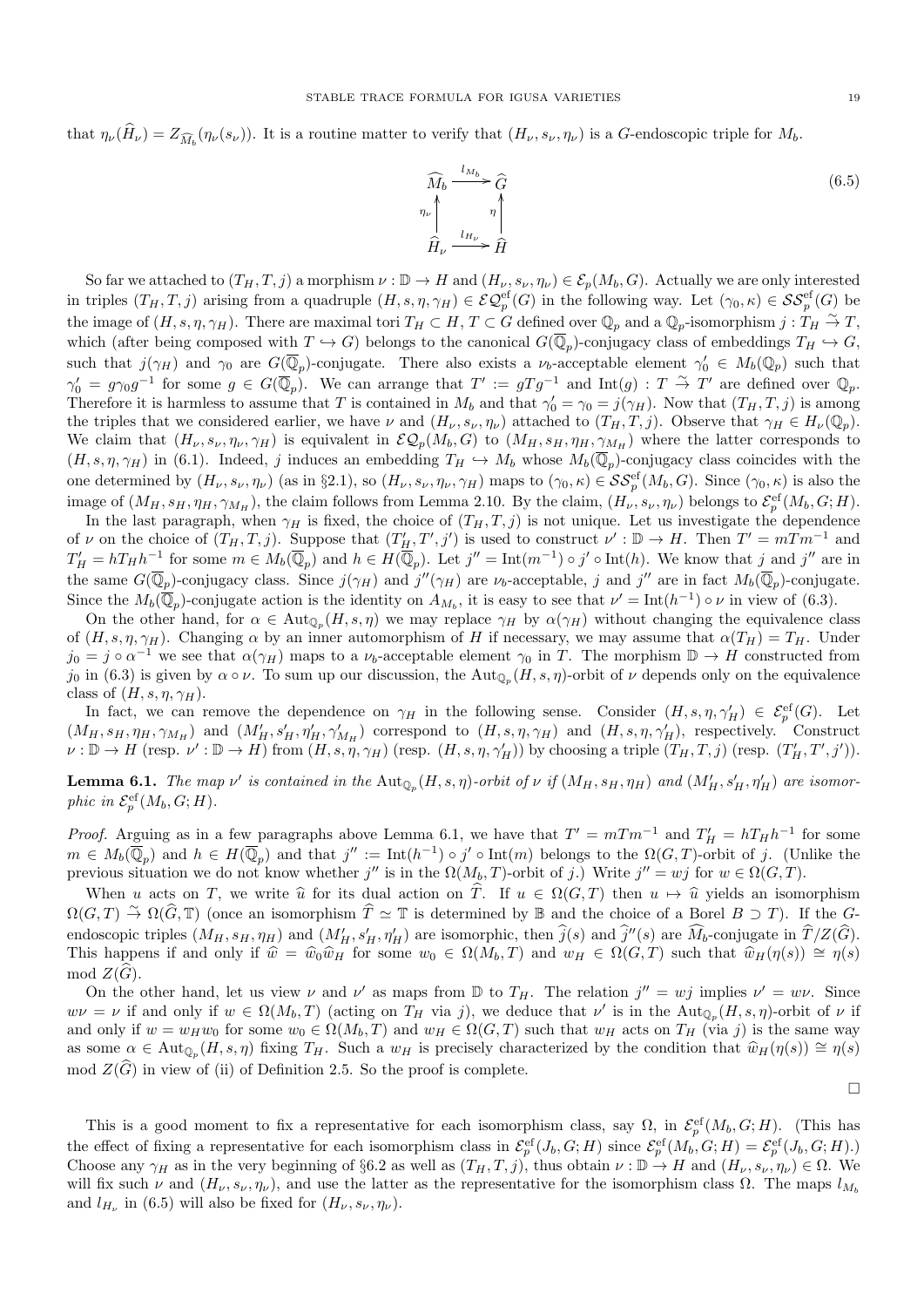that $\eta_\nu(\widehat{H}_\nu) = Z_{\widehat{M}_b}(\eta_\nu(s_\nu))$. It is a routine matter to verify that $(H_\nu, s_\nu, \eta_\nu)$ is a $G$-endoscopic triple for $M_b$.

$$\begin{array}{ccc} \widehat{M}_b & \xrightarrow{l_{M_b}} & \widehat{G} \\ \uparrow{\scriptstyle \eta_\nu} & & \uparrow{\scriptstyle \eta} \\ \widehat{H}_\nu & \xrightarrow{l_{H_\nu}} & \widehat{H} \end{array} \tag{6.5}$$

So far we attached to $(T_H, T, j)$ a morphism $\nu : \mathbb{D} \to H$ and $(H_\nu, s_\nu, \eta_\nu) \in \mathcal{E}_p(M_b, G)$. Actually we are only interested in triples $(T_H, T, j)$ arising from a quadruple $(H, s, \eta, \gamma_H) \in \mathcal{EQ}_p^{\mathrm{ef}}(G)$ in the following way. Let $(\gamma_0, \kappa) \in \mathcal{SS}_p^{\mathrm{ef}}(G)$ be the image of $(H, s, \eta, \gamma_H)$. There are maximal tori $T_H \subset H$, $T \subset G$ defined over $\mathbb{Q}_p$ and a $\mathbb{Q}_p$-isomorphism $j : T_H \overset{\sim}{\to} T$, which (after being composed with $T \hookrightarrow G$) belongs to the canonical $G(\overline{\mathbb{Q}}_p)$-conjugacy class of embeddings $T_H \hookrightarrow G$, such that $j(\gamma_H)$ and $\gamma_0$ are $G(\overline{\mathbb{Q}}_p)$-conjugate. There also exists a $\nu_b$-acceptable element $\gamma_0' \in M_b(\mathbb{Q}_p)$ such that $\gamma_0' = g\gamma_0 g^{-1}$ for some $g \in G(\overline{\mathbb{Q}}_p)$. We can arrange that $T' := gTg^{-1}$ and $\mathrm{Int}(g) : T \overset{\sim}{\to} T'$ are defined over $\mathbb{Q}_p$. Therefore it is harmless to assume that $T$ is contained in $M_b$ and that $\gamma_0' = \gamma_0 = j(\gamma_H)$. Now that $(T_H, T, j)$ is among the triples that we considered earlier, we have $\nu$ and $(H_\nu, s_\nu, \eta_\nu)$ attached to $(T_H, T, j)$. Observe that $\gamma_H \in H_\nu(\mathbb{Q}_p)$. We claim that $(H_\nu, s_\nu, \eta_\nu, \gamma_H)$ is equivalent in $\mathcal{EQ}_p(M_b, G)$ to $(M_H, s_H, \eta_H, \gamma_{M_H})$ where the latter corresponds to $(H, s, \eta, \gamma_H)$ in (6.1). Indeed, $j$ induces an embedding $T_H \hookrightarrow M_b$ whose $M_b(\overline{\mathbb{Q}}_p)$-conjugacy class coincides with the one determined by $(H_\nu, s_\nu, \eta_\nu)$ (as in §2.1), so $(H_\nu, s_\nu, \eta_\nu, \gamma_H)$ maps to $(\gamma_0, \kappa) \in \mathcal{SS}_p^{\mathrm{ef}}(M_b, G)$. Since $(\gamma_0, \kappa)$ is also the image of $(M_H, s_H, \eta_H, \gamma_{M_H})$, the claim follows from Lemma 2.10. By the claim, $(H_\nu, s_\nu, \eta_\nu)$ belongs to $\mathcal{E}_p^{\mathrm{ef}}(M_b, G; H)$.

In the last paragraph, when $\gamma_H$ is fixed, the choice of $(T_H, T, j)$ is not unique. Let us investigate the dependence of $\nu$ on the choice of $(T_H, T, j)$. Suppose that $(T_H', T', j')$ is used to construct $\nu' : \mathbb{D} \to H$. Then $T' = mTm^{-1}$ and $T_H' = hT_Hh^{-1}$ for some $m \in M_b(\overline{\mathbb{Q}}_p)$ and $h \in H(\overline{\mathbb{Q}}_p)$. Let $j'' = \mathrm{Int}(m^{-1}) \circ j' \circ \mathrm{Int}(h)$. We know that $j$ and $j''$ are in the same $G(\overline{\mathbb{Q}}_p)$-conjugacy class. Since $j(\gamma_H)$ and $j''(\gamma_H)$ are $\nu_b$-acceptable, $j$ and $j''$ are in fact $M_b(\overline{\mathbb{Q}}_p)$-conjugate. Since the $M_b(\overline{\mathbb{Q}}_p)$-conjugate action is the identity on $A_{M_b}$, it is easy to see that $\nu' = \mathrm{Int}(h^{-1}) \circ \nu$ in view of (6.3).

On the other hand, for $\alpha \in \mathrm{Aut}_{\mathbb{Q}_p}(H, s, \eta)$ we may replace $\gamma_H$ by $\alpha(\gamma_H)$ without changing the equivalence class of $(H, s, \eta, \gamma_H)$. Changing $\alpha$ by an inner automorphism of $H$ if necessary, we may assume that $\alpha(T_H) = T_H$. Under $j_0 = j \circ \alpha^{-1}$ we see that $\alpha(\gamma_H)$ maps to a $\nu_b$-acceptable element $\gamma_0$ in $T$. The morphism $\mathbb{D} \to H$ constructed from $j_0$ in (6.3) is given by $\alpha \circ \nu$. To sum up our discussion, the $\mathrm{Aut}_{\mathbb{Q}_p}(H, s, \eta)$-orbit of $\nu$ depends only on the equivalence class of $(H, s, \eta, \gamma_H)$.

In fact, we can remove the dependence on $\gamma_H$ in the following sense. Consider $(H, s, \eta, \gamma_H') \in \mathcal{E}_p^{\mathrm{ef}}(G)$. Let $(M_H, s_H, \eta_H, \gamma_{M_H})$ and $(M_H', s_H', \eta_H', \gamma_{M_H}')$ correspond to $(H, s, \eta, \gamma_H)$ and $(H, s, \eta, \gamma_H')$, respectively. Construct $\nu : \mathbb{D} \to H$ (resp. $\nu' : \mathbb{D} \to H$) from $(H, s, \eta, \gamma_H)$ (resp. $(H, s, \eta, \gamma_H')$) by choosing a triple $(T_H, T, j)$ (resp. $(T_H', T', j')$).

**Lemma 6.1.** *The map $\nu'$ is contained in the $\mathrm{Aut}_{\mathbb{Q}_p}(H, s, \eta)$-orbit of $\nu$ if $(M_H, s_H, \eta_H)$ and $(M_H', s_H', \eta_H')$ are isomorphic in $\mathcal{E}_p^{\mathrm{ef}}(M_b, G; H)$.*

*Proof.* Arguing as in a few paragraphs above Lemma 6.1, we have that $T' = mTm^{-1}$ and $T_H' = hT_Hh^{-1}$ for some $m \in M_b(\overline{\mathbb{Q}}_p)$ and $h \in H(\overline{\mathbb{Q}}_p)$ and that $j'' := \mathrm{Int}(h^{-1}) \circ j' \circ \mathrm{Int}(m)$ belongs to the $\Omega(G, T)$-orbit of $j$. (Unlike the previous situation we do not know whether $j''$ is in the $\Omega(M_b, T)$-orbit of $j$.) Write $j'' = wj$ for $w \in \Omega(G, T)$.

When $u$ acts on $T$, we write $\widehat{u}$ for its dual action on $\widehat{T}$. If $u \in \Omega(G, T)$ then $u \mapsto \widehat{u}$ yields an isomorphism $\Omega(G, T) \overset{\sim}{\to} \Omega(\widehat{G}, \mathbb{T})$ (once an isomorphism $\widehat{T} \simeq \mathbb{T}$ is determined by $\mathbb{B}$ and the choice of a Borel $B \supset T$). If the $G$-endoscopic triples $(M_H, s_H, \eta_H)$ and $(M_H', s_H', \eta_H')$ are isomorphic, then $\widehat{j}(s)$ and $\widehat{j}''(s)$ are $\widehat{M}_b$-conjugate in $\widehat{T}/Z(\widehat{G})$. This happens if and only if $\widehat{w} = \widehat{w}_0 \widehat{w}_H$ for some $w_0 \in \Omega(M_b, T)$ and $w_H \in \Omega(G, T)$ such that $\widehat{w}_H(\eta(s)) \cong \eta(s)$ mod $Z(\widehat{G})$.

On the other hand, let us view $\nu$ and $\nu'$ as maps from $\mathbb{D}$ to $T_H$. The relation $j'' = wj$ implies $\nu' = w\nu$. Since $w\nu = \nu$ if and only if $w \in \Omega(M_b, T)$ (acting on $T_H$ via $j$), we deduce that $\nu'$ is in the $\mathrm{Aut}_{\mathbb{Q}_p}(H, s, \eta)$-orbit of $\nu$ if and only if $w = w_H w_0$ for some $w_0 \in \Omega(M_b, T)$ and $w_H \in \Omega(G, T)$ such that $w_H$ acts on $T_H$ (via $j$) is the same way as some $\alpha \in \mathrm{Aut}_{\mathbb{Q}_p}(H, s, \eta)$ fixing $T_H$. Such a $w_H$ is precisely characterized by the condition that $\widehat{w}_H(\eta(s)) \cong \eta(s)$ mod $Z(\widehat{G})$ in view of (ii) of Definition 2.5. So the proof is complete.

□

This is a good moment to fix a representative for each isomorphism class, say $\Omega$, in $\mathcal{E}_p^{\mathrm{ef}}(M_b, G; H)$. (This has the effect of fixing a representative for each isomorphism class in $\mathcal{E}_p^{\mathrm{ef}}(J_b, G; H)$ since $\mathcal{E}_p^{\mathrm{ef}}(M_b, G; H) = \mathcal{E}_p^{\mathrm{ef}}(J_b, G; H)$.) Choose any $\gamma_H$ as in the very beginning of §6.2 as well as $(T_H, T, j)$, thus obtain $\nu : \mathbb{D} \to H$ and $(H_\nu, s_\nu, \eta_\nu) \in \Omega$. We will fix such $\nu$ and $(H_\nu, s_\nu, \eta_\nu)$, and use the latter as the representative for the isomorphism class $\Omega$. The maps $l_{M_b}$ and $l_{H_\nu}$ in (6.5) will also be fixed for $(H_\nu, s_\nu, \eta_\nu)$.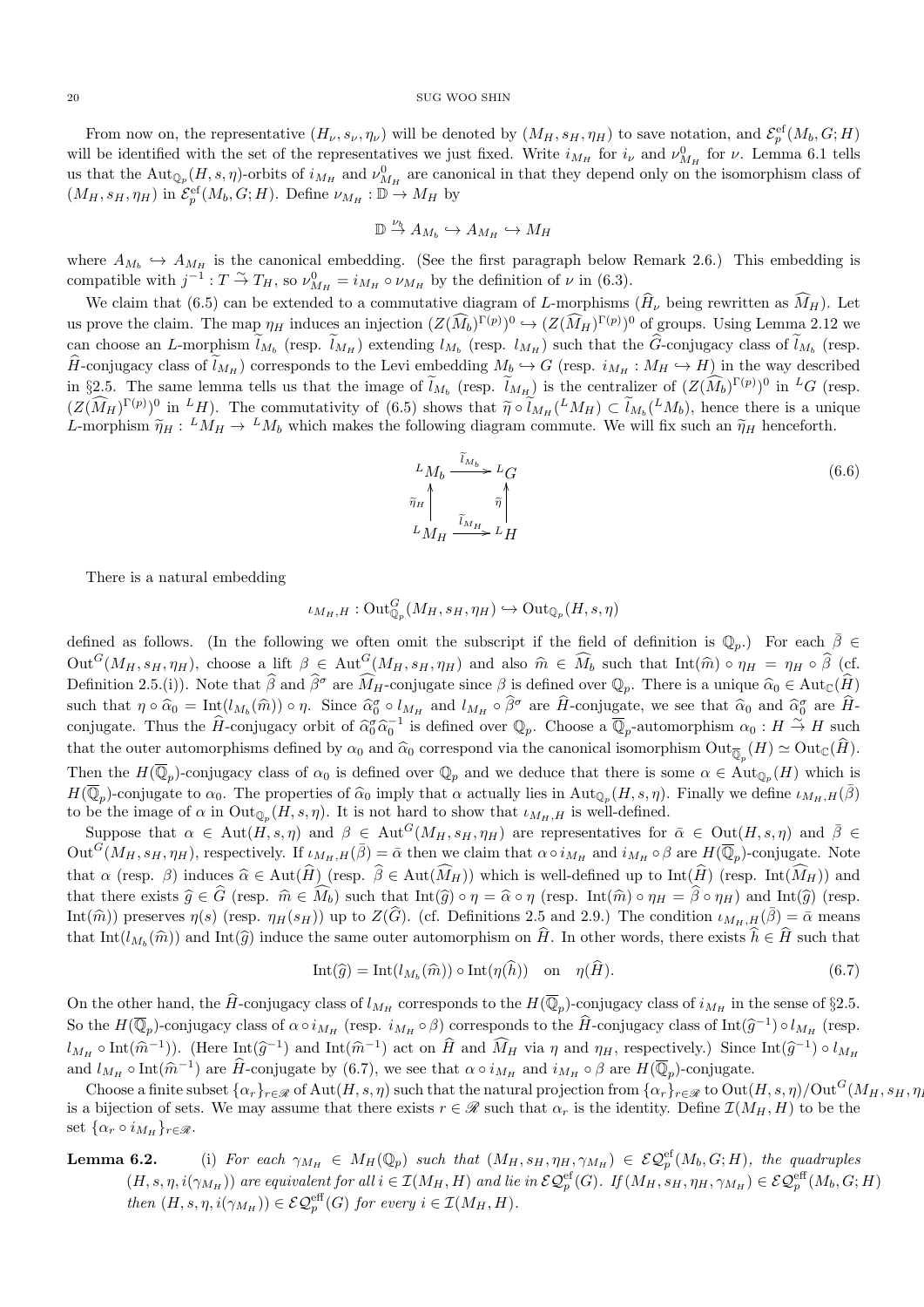From now on, the representative $(H_\nu, s_\nu, \eta_\nu)$ will be denoted by $(M_H, s_H, \eta_H)$ to save notation, and $\mathcal{E}^{\mathrm{ef}}_p(M_b, G; H)$ will be identified with the set of the representatives we just fixed. Write $i_{M_H}$ for $i_\nu$ and $\nu^0_{M_H}$ for $\nu$. Lemma 6.1 tells us that the $\mathrm{Aut}_{\mathbb{Q}_p}(H,s,\eta)$-orbits of $i_{M_H}$ and $\nu^0_{M_H}$ are canonical in that they depend only on the isomorphism class of $(M_H, s_H, \eta_H)$ in $\mathcal{E}^{\mathrm{ef}}_p(M_b, G; H)$. Define $\nu_{M_H} : \mathbb{D} \to M_H$ by

$$\mathbb{D} \stackrel{\nu_b}{\to} A_{M_b} \hookrightarrow A_{M_H} \hookrightarrow M_H$$

where $A_{M_b} \hookrightarrow A_{M_H}$ is the canonical embedding. (See the first paragraph below Remark 2.6.) This embedding is compatible with $j^{-1} : T \stackrel{\sim}{\to} T_H$, so $\nu^0_{M_H} = i_{M_H} \circ \nu_{M_H}$ by the definition of $\nu$ in (6.3).

We claim that (6.5) can be extended to a commutative diagram of $L$-morphisms ($\widehat{H}_\nu$ being rewritten as $\widehat{M}_H$). Let us prove the claim. The map $\eta_H$ induces an injection $(Z(\widehat{M}_b)^{\Gamma(p)})^0 \hookrightarrow (Z(\widehat{M}_H)^{\Gamma(p)})^0$ of groups. Using Lemma 2.12 we can choose an $L$-morphism $\widetilde{l}_{M_b}$ (resp. $\widetilde{l}_{M_H}$) extending $l_{M_b}$ (resp. $l_{M_H}$) such that the $\widehat{G}$-conjugacy class of $\widetilde{l}_{M_b}$ (resp. $\widehat{H}$-conjugacy class of $\widetilde{l}_{M_H}$) corresponds to the Levi embedding $M_b \hookrightarrow G$ (resp. $i_{M_H} : M_H \hookrightarrow H$) in the way described in §2.5. The same lemma tells us that the image of $\widetilde{l}_{M_b}$ (resp. $\widetilde{l}_{M_H}$) is the centralizer of $(Z(\widehat{M}_b)^{\Gamma(p)})^0$ in ${}^LG$ (resp. $(Z(\widehat{M}_H)^{\Gamma(p)})^0$ in ${}^LH$). The commutativity of (6.5) shows that $\widetilde{\eta} \circ \widetilde{l}_{M_H}({}^LM_H) \subset \widetilde{l}_{M_b}({}^LM_b)$, hence there is a unique $L$-morphism $\widetilde{\eta}_H : {}^LM_H \to {}^LM_b$ which makes the following diagram commute. We will fix such an $\widetilde{\eta}_H$ henceforth.

$$\begin{array}{ccc} {}^LM_b & \xrightarrow{\widetilde{l}_{M_b}} & {}^LG \\ \uparrow{\scriptstyle \widetilde{\eta}_H} & & \uparrow{\scriptstyle \widetilde{\eta}} \\ {}^LM_H & \xrightarrow{\widetilde{l}_{M_H}} & {}^LH \end{array} \tag{6.6}$$

There is a natural embedding

$$\iota_{M_H,H} : \mathrm{Out}^G_{\mathbb{Q}_p}(M_H, s_H, \eta_H) \hookrightarrow \mathrm{Out}_{\mathbb{Q}_p}(H,s,\eta)$$

defined as follows. (In the following we often omit the subscript if the field of definition is $\mathbb{Q}_p$.) For each $\bar{\beta} \in \mathrm{Out}^G(M_H, s_H, \eta_H)$, choose a lift $\beta \in \mathrm{Aut}^G(M_H, s_H, \eta_H)$ and also $\widehat{m} \in \widehat{M_b}$ such that $\mathrm{Int}(\widehat{m}) \circ \eta_H = \eta_H \circ \widehat{\beta}$ (cf. Definition 2.5.(i)). Note that $\widehat{\beta}$ and $\widehat{\beta}^\sigma$ are $\widehat{M}_H$-conjugate since $\beta$ is defined over $\mathbb{Q}_p$. There is a unique $\widehat{\alpha}_0 \in \mathrm{Aut}_{\mathbb{C}}(\widehat{H})$ such that $\eta \circ \widehat{\alpha}_0 = \mathrm{Int}(l_{M_b}(\widehat{m})) \circ \eta$. Since $\widehat{\alpha}_0^\sigma \circ l_{M_H}$ and $l_{M_H} \circ \widehat{\beta}^\sigma$ are $\widehat{H}$-conjugate, we see that $\widehat{\alpha}_0$ and $\widehat{\alpha}_0^\sigma$ are $\widehat{H}$-conjugate. Thus the $\widehat{H}$-conjugacy orbit of $\widehat{\alpha}_0^\sigma \widehat{\alpha}_0^{-1}$ is defined over $\mathbb{Q}_p$. Choose a $\overline{\mathbb{Q}}_p$-automorphism $\alpha_0 : H \stackrel{\sim}{\to} H$ such that the outer automorphisms defined by $\alpha_0$ and $\widehat{\alpha}_0$ correspond via the canonical isomorphism $\mathrm{Out}_{\overline{\mathbb{Q}}_p}(H) \simeq \mathrm{Out}_{\mathbb{C}}(\widehat{H})$. Then the $H(\overline{\mathbb{Q}}_p)$-conjugacy class of $\alpha_0$ is defined over $\mathbb{Q}_p$ and we deduce that there is some $\alpha \in \mathrm{Aut}_{\mathbb{Q}_p}(H)$ which is $H(\overline{\mathbb{Q}}_p)$-conjugate to $\alpha_0$. The properties of $\widehat{\alpha}_0$ imply that $\alpha$ actually lies in $\mathrm{Aut}_{\mathbb{Q}_p}(H,s,\eta)$. Finally we define $\iota_{M_H,H}(\bar{\beta})$ to be the image of $\alpha$ in $\mathrm{Out}_{\mathbb{Q}_p}(H,s,\eta)$. It is not hard to show that $\iota_{M_H,H}$ is well-defined.

Suppose that $\alpha \in \mathrm{Aut}(H,s,\eta)$ and $\beta \in \mathrm{Aut}^G(M_H, s_H, \eta_H)$ are representatives for $\bar{\alpha} \in \mathrm{Out}(H,s,\eta)$ and $\bar{\beta} \in \mathrm{Out}^G(M_H, s_H, \eta_H)$, respectively. If $\iota_{M_H,H}(\bar{\beta}) = \bar{\alpha}$ then we claim that $\alpha \circ i_{M_H}$ and $i_{M_H} \circ \beta$ are $H(\overline{\mathbb{Q}}_p)$-conjugate. Note that $\alpha$ (resp. $\beta$) induces $\widehat{\alpha} \in \mathrm{Aut}(\widehat{H})$ (resp. $\widehat{\beta} \in \mathrm{Aut}(\widehat{M}_H)$) which is well-defined up to $\mathrm{Int}(\widehat{H})$ (resp. $\mathrm{Int}(\widehat{M}_H)$) and that there exists $\widehat{g} \in \widehat{G}$ (resp. $\widehat{m} \in \widehat{M_b}$) such that $\mathrm{Int}(\widehat{g}) \circ \eta = \widehat{\alpha} \circ \eta$ (resp. $\mathrm{Int}(\widehat{m}) \circ \eta_H = \widehat{\beta} \circ \eta_H$) and $\mathrm{Int}(\widehat{g})$ (resp. $\mathrm{Int}(\widehat{m})$) preserves $\eta(s)$ (resp. $\eta_H(s_H)$) up to $Z(\widehat{G})$. (cf. Definitions 2.5 and 2.9.) The condition $\iota_{M_H,H}(\bar{\beta}) = \bar{\alpha}$ means that $\mathrm{Int}(l_{M_b}(\widehat{m}))$ and $\mathrm{Int}(\widehat{g})$ induce the same outer automorphism on $\widehat{H}$. In other words, there exists $\widehat{h} \in \widehat{H}$ such that

$$\mathrm{Int}(\widehat{g}) = \mathrm{Int}(l_{M_b}(\widehat{m})) \circ \mathrm{Int}(\eta(\widehat{h})) \quad \text{on} \quad \eta(\widehat{H}). \tag{6.7}$$

On the other hand, the $\widehat{H}$-conjugacy class of $l_{M_H}$ corresponds to the $H(\overline{\mathbb{Q}}_p)$-conjugacy class of $i_{M_H}$ in the sense of §2.5. So the $H(\overline{\mathbb{Q}}_p)$-conjugacy class of $\alpha \circ i_{M_H}$ (resp. $i_{M_H} \circ \beta$) corresponds to the $\widehat{H}$-conjugacy class of $\mathrm{Int}(\widehat{g}^{-1}) \circ l_{M_H}$ (resp. $l_{M_H} \circ \mathrm{Int}(\widehat{m}^{-1})$). (Here $\mathrm{Int}(\widehat{g}^{-1})$ and $\mathrm{Int}(\widehat{m}^{-1})$ act on $\widehat{H}$ and $\widehat{M}_H$ via $\eta$ and $\eta_H$, respectively.) Since $\mathrm{Int}(\widehat{g}^{-1}) \circ l_{M_H}$ and $l_{M_H} \circ \mathrm{Int}(\widehat{m}^{-1})$ are $\widehat{H}$-conjugate by (6.7), we see that $\alpha \circ i_{M_H}$ and $i_{M_H} \circ \beta$ are $H(\overline{\mathbb{Q}}_p)$-conjugate.

Choose a finite subset $\{\alpha_r\}_{r \in \mathscr{R}}$ of $\mathrm{Aut}(H,s,\eta)$ such that the natural projection from $\{\alpha_r\}_{r\in\mathscr{R}}$ to $\mathrm{Out}(H,s,\eta)/\mathrm{Out}^G(M_H, s_H, \eta_H)$ is a bijection of sets. We may assume that there exists $r \in \mathscr{R}$ such that $\alpha_r$ is the identity. Define $\mathcal{I}(M_H, H)$ to be the set $\{\alpha_r \circ i_{M_H}\}_{r \in \mathscr{R}}$.

**Lemma 6.2.** (i) *For each $\gamma_{M_H} \in M_H(\mathbb{Q}_p)$ such that $(M_H, s_H, \eta_H, \gamma_{M_H}) \in \mathcal{EQ}^{\mathrm{ef}}_p(M_b, G; H)$, the quadruples $(H, s, \eta, i(\gamma_{M_H}))$ are equivalent for all $i \in \mathcal{I}(M_H, H)$ and lie in $\mathcal{EQ}^{\mathrm{ef}}_p(G)$. If $(M_H, s_H, \eta_H, \gamma_{M_H}) \in \mathcal{EQ}^{\mathrm{eff}}_p(M_b, G; H)$ then $(H, s, \eta, i(\gamma_{M_H})) \in \mathcal{EQ}^{\mathrm{eff}}_p(G)$ for every $i \in \mathcal{I}(M_H, H)$.*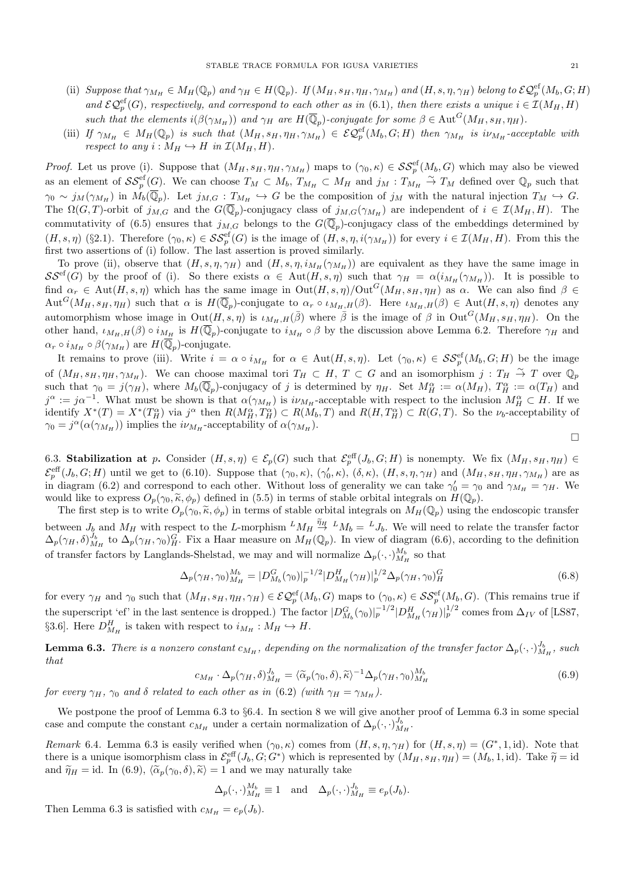(ii) *Suppose that $\gamma_{M_H} \in M_H(\mathbb{Q}_p)$ and $\gamma_H \in H(\mathbb{Q}_p)$. If $(M_H, s_H, \eta_H, \gamma_{M_H})$ and $(H, s, \eta, \gamma_H)$ belong to $\mathcal{EQ}_p^{\mathrm{ef}}(M_b, G; H)$ and $\mathcal{EQ}_p^{\mathrm{ef}}(G)$, respectively, and correspond to each other as in (6.1), then there exists a unique $i \in \mathcal{I}(M_H, H)$ such that the elements $i(\beta(\gamma_{M_H}))$ and $\gamma_H$ are $H(\overline{\mathbb{Q}}_p)$-conjugate for some $\beta \in \mathrm{Aut}^G(M_H, s_H, \eta_H)$.*

(iii) *If $\gamma_{M_H} \in M_H(\mathbb{Q}_p)$ is such that $(M_H, s_H, \eta_H, \gamma_{M_H}) \in \mathcal{EQ}_p^{\mathrm{ef}}(M_b, G; H)$ then $\gamma_{M_H}$ is $i\nu_{M_H}$-acceptable with respect to any $i : M_H \hookrightarrow H$ in $\mathcal{I}(M_H, H)$.*

*Proof.* Let us prove (i). Suppose that $(M_H, s_H, \eta_H, \gamma_{M_H})$ maps to $(\gamma_0, \kappa) \in \mathcal{SS}_p^{\mathrm{ef}}(M_b, G)$ which may also be viewed as an element of $\mathcal{SS}_p^{\mathrm{ef}}(G)$. We can choose $T_M \subset M_b$, $T_{M_H} \subset M_H$ and $j_M : T_{M_H} \overset{\sim}{\to} T_M$ defined over $\mathbb{Q}_p$ such that $\gamma_0 \sim j_M(\gamma_{M_H})$ in $M_b(\overline{\mathbb{Q}}_p)$. Let $j_{M,G} : T_{M_H} \hookrightarrow G$ be the composition of $j_M$ with the natural injection $T_M \hookrightarrow G$. The $\Omega(G,T)$-orbit of $j_{M,G}$ and the $G(\overline{\mathbb{Q}}_p)$-conjugacy class of $j_{M,G}(\gamma_{M_H})$ are independent of $i \in \mathcal{I}(M_H, H)$. The commutativity of (6.5) ensures that $j_{M,G}$ belongs to the $G(\overline{\mathbb{Q}}_p)$-conjugacy class of the embeddings determined by $(H, s, \eta)$ (§2.1). Therefore $(\gamma_0, \kappa) \in \mathcal{SS}_p^{\mathrm{ef}}(G)$ is the image of $(H, s, \eta, i(\gamma_{M_H}))$ for every $i \in \mathcal{I}(M_H, H)$. From this the first two assertions of (i) follow. The last assertion is proved similarly.

To prove (ii), observe that $(H, s, \eta, \gamma_H)$ and $(H, s, \eta, i_{M_H}(\gamma_{M_H}))$ are equivalent as they have the same image in $\mathcal{SS}^{\mathrm{ef}}(G)$ by the proof of (i). So there exists $\alpha \in \mathrm{Aut}(H, s, \eta)$ such that $\gamma_H = \alpha(i_{M_H}(\gamma_{M_H}))$. It is possible to find $\alpha_r \in \mathrm{Aut}(H, s, \eta)$ which has the same image in $\mathrm{Out}(H, s, \eta)/\mathrm{Out}^G(M_H, s_H, \eta_H)$ as $\alpha$. We can also find $\beta \in \mathrm{Aut}^G(M_H, s_H, \eta_H)$ such that $\alpha$ is $H(\overline{\mathbb{Q}}_p)$-conjugate to $\alpha_r \circ \iota_{M_H,H}(\beta)$. Here $\iota_{M_H,H}(\beta) \in \mathrm{Aut}(H, s, \eta)$ denotes any automorphism whose image in $\mathrm{Out}(H, s, \eta)$ is $\iota_{M_H,H}(\bar{\beta})$ where $\bar{\beta}$ is the image of $\beta$ in $\mathrm{Out}^G(M_H, s_H, \eta_H)$. On the other hand, $\iota_{M_H,H}(\beta) \circ i_{M_H}$ is $H(\overline{\mathbb{Q}}_p)$-conjugate to $i_{M_H} \circ \beta$ by the discussion above Lemma 6.2. Therefore $\gamma_H$ and $\alpha_r \circ i_{M_H} \circ \beta(\gamma_{M_H})$ are $H(\overline{\mathbb{Q}}_p)$-conjugate.

It remains to prove (iii). Write $i = \alpha \circ i_{M_H}$ for $\alpha \in \mathrm{Aut}(H, s, \eta)$. Let $(\gamma_0, \kappa) \in \mathcal{SS}_p^{\mathrm{ef}}(M_b, G; H)$ be the image of $(M_H, s_H, \eta_H, \gamma_{M_H})$. We can choose maximal tori $T_H \subset H$, $T \subset G$ and an isomorphism $j : T_H \overset{\sim}{\to} T$ over $\mathbb{Q}_p$ such that $\gamma_0 = j(\gamma_H)$, where $M_b(\overline{\mathbb{Q}}_p)$-conjugacy of $j$ is determined by $\eta_H$. Set $M_H^\alpha := \alpha(M_H)$, $T_H^\alpha := \alpha(T_H)$ and $j^\alpha := j\alpha^{-1}$. What must be shown is that $\alpha(\gamma_{M_H})$ is $i\nu_{M_H}$-acceptable with respect to the inclusion $M_H^\alpha \subset H$. If we identify $X^*(T) = X^*(T_H^\alpha)$ via $j^\alpha$ then $R(M_H^\alpha, T_H^\alpha) \subset R(M_b, T)$ and $R(H, T_H^\alpha) \subset R(G, T)$. So the $\nu_b$-acceptability of $\gamma_0 = j^\alpha(\alpha(\gamma_{M_H}))$ implies the $i\nu_{M_H}$-acceptability of $\alpha(\gamma_{M_H})$. $\square$

6.3. **Stabilization at $p$.** Consider $(H, s, \eta) \in \mathcal{E}_p(G)$ such that $\mathcal{E}_p^{\mathrm{eff}}(J_b, G; H)$ is nonempty. We fix $(M_H, s_H, \eta_H) \in \mathcal{E}_p^{\mathrm{eff}}(J_b, G; H)$ until we get to (6.10). Suppose that $(\gamma_0, \kappa)$, $(\gamma_0', \kappa)$, $(\delta, \kappa)$, $(H, s, \eta, \gamma_H)$ and $(M_H, s_H, \eta_H, \gamma_{M_H})$ are as in diagram (6.2) and correspond to each other. Without loss of generality we can take $\gamma_0' = \gamma_0$ and $\gamma_{M_H} = \gamma_H$. We would like to express $O_p(\gamma_0, \widetilde{\kappa}, \phi_p)$ defined in (5.5) in terms of stable orbital integrals on $H(\mathbb{Q}_p)$.

The first step is to write $O_p(\gamma_0, \widetilde{\kappa}, \phi_p)$ in terms of stable orbital integrals on $M_H(\mathbb{Q}_p)$ using the endoscopic transfer between $J_b$ and $M_H$ with respect to the $L$-morphism ${}^L M_H \overset{\widetilde{\eta}_H}{\to} {}^L M_b = {}^L J_b$. We will need to relate the transfer factor $\Delta_p(\gamma_H, \delta)_{M_H}^{J_b}$ to $\Delta_p(\gamma_H, \gamma_0)_H^G$. Fix a Haar measure on $M_H(\mathbb{Q}_p)$. In view of diagram (6.6), according to the definition of transfer factors by Langlands-Shelstad, we may and will normalize $\Delta_p(\cdot,\cdot)_{M_H}^{M_b}$ so that

$$\Delta_p(\gamma_H, \gamma_0)_{M_H}^{M_b} = |D_{M_b}^G(\gamma_0)|_p^{-1/2} |D_{M_H}^H(\gamma_H)|_p^{1/2} \Delta_p(\gamma_H, \gamma_0)_H^G \tag{6.8}$$

for every $\gamma_H$ and $\gamma_0$ such that $(M_H, s_H, \eta_H, \gamma_H) \in \mathcal{EQ}_p^{\mathrm{ef}}(M_b, G)$ maps to $(\gamma_0, \kappa) \in \mathcal{SS}_p^{\mathrm{ef}}(M_b, G)$. (This remains true if the superscript 'ef' in the last sentence is dropped.) The factor $|D_{M_b}^G(\gamma_0)|_p^{-1/2} |D_{M_H}^H(\gamma_H)|_p^{1/2}$ comes from $\Delta_{IV}$ of [LS87, §3.6]. Here $D_{M_H}^H$ is taken with respect to $i_{M_H} : M_H \hookrightarrow H$.

**Lemma 6.3.** *There is a nonzero constant $c_{M_H}$, depending on the normalization of the transfer factor $\Delta_p(\cdot,\cdot)_{M_H}^{J_b}$, such that*

$$c_{M_H} \cdot \Delta_p(\gamma_H, \delta)_{M_H}^{J_b} = \langle \widetilde{\alpha}_p(\gamma_0, \delta), \widetilde{\kappa} \rangle^{-1} \Delta_p(\gamma_H, \gamma_0)_{M_H}^{M_b} \tag{6.9}$$

*for every $\gamma_H$, $\gamma_0$ and $\delta$ related to each other as in (6.2) (with $\gamma_H = \gamma_{M_H}$).*

We postpone the proof of Lemma 6.3 to §6.4. In section 8 we will give another proof of Lemma 6.3 in some special case and compute the constant $c_{M_H}$ under a certain normalization of $\Delta_p(\cdot,\cdot)_{M_H}^{J_b}$.

*Remark* 6.4. Lemma 6.3 is easily verified when $(\gamma_0, \kappa)$ comes from $(H, s, \eta, \gamma_H)$ for $(H, s, \eta) = (G^*, 1, \mathrm{id})$. Note that there is a unique isomorphism class in $\mathcal{E}_p^{\mathrm{eff}}(J_b, G; G^*)$ which is represented by $(M_H, s_H, \eta_H) = (M_b, 1, \mathrm{id})$. Take $\widetilde{\eta} = \mathrm{id}$ and $\widetilde{\eta}_H = \mathrm{id}$. In (6.9), $\langle \widetilde{\alpha}_p(\gamma_0, \delta), \widetilde{\kappa} \rangle = 1$ and we may naturally take

$$\Delta_p(\cdot,\cdot)_{M_H}^{M_b} \equiv 1 \quad \text{and} \quad \Delta_p(\cdot,\cdot)_{M_H}^{J_b} \equiv e_p(J_b).$$

Then Lemma 6.3 is satisfied with $c_{M_H} = e_p(J_b)$.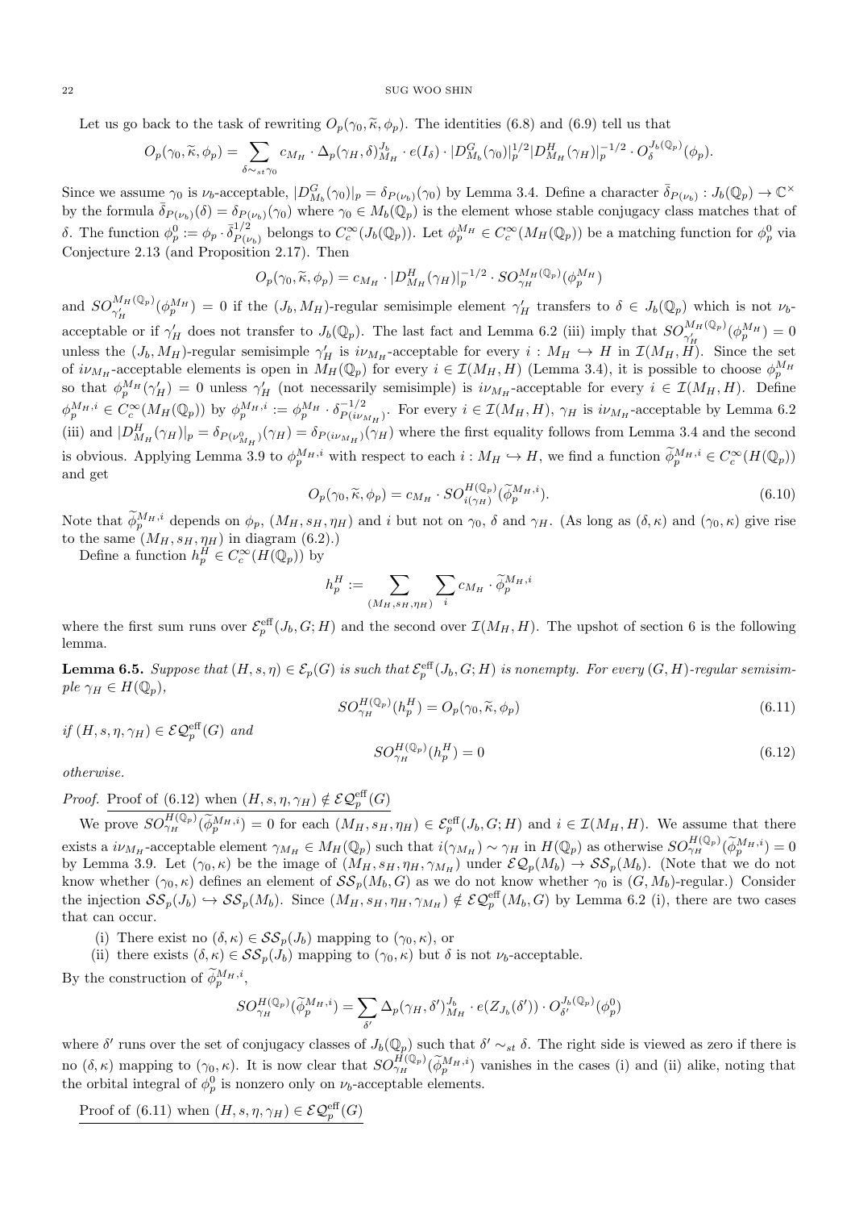Let us go back to the task of rewriting $O_p(\gamma_0, \widetilde{\kappa}, \phi_p)$. The identities (6.8) and (6.9) tell us that

$$O_p(\gamma_0, \widetilde{\kappa}, \phi_p) = \sum_{\delta \sim_{st} \gamma_0} c_{M_H} \cdot \Delta_p(\gamma_H, \delta)^{J_b}_{M_H} \cdot e(I_\delta) \cdot |D^G_{M_b}(\gamma_0)|_p^{1/2} |D^H_{M_H}(\gamma_H)|_p^{-1/2} \cdot O^{J_b(\mathbb{Q}_p)}_\delta(\phi_p).$$

Since we assume $\gamma_0$ is $\nu_b$-acceptable, $|D^G_{M_b}(\gamma_0)|_p = \delta_{P(\nu_b)}(\gamma_0)$ by Lemma 3.4. Define a character $\bar{\delta}_{P(\nu_b)} : J_b(\mathbb{Q}_p) \to \mathbb{C}^\times$ by the formula $\bar{\delta}_{P(\nu_b)}(\delta) = \delta_{P(\nu_b)}(\gamma_0)$ where $\gamma_0 \in M_b(\mathbb{Q}_p)$ is the element whose stable conjugacy class matches that of $\delta$. The function $\phi^0_p := \phi_p \cdot \bar{\delta}^{1/2}_{P(\nu_b)}$ belongs to $C^\infty_c(J_b(\mathbb{Q}_p))$. Let $\phi^{M_H}_p \in C^\infty_c(M_H(\mathbb{Q}_p))$ be a matching function for $\phi^0_p$ via Conjecture 2.13 (and Proposition 2.17). Then

$$O_p(\gamma_0, \widetilde{\kappa}, \phi_p) = c_{M_H} \cdot |D^H_{M_H}(\gamma_H)|_p^{-1/2} \cdot SO^{M_H(\mathbb{Q}_p)}_{\gamma_H}(\phi^{M_H}_p)$$

and $SO^{M_H(\mathbb{Q}_p)}_{\gamma'_H}(\phi^{M_H}_p) = 0$ if the $(J_b, M_H)$-regular semisimple element $\gamma'_H$ transfers to $\delta \in J_b(\mathbb{Q}_p)$ which is not $\nu_b$-acceptable or if $\gamma'_H$ does not transfer to $J_b(\mathbb{Q}_p)$. The last fact and Lemma 6.2 (iii) imply that $SO^{M_H(\mathbb{Q}_p)}_{\gamma'_H}(\phi^{M_H}_p) = 0$ unless the $(J_b, M_H)$-regular semisimple $\gamma'_H$ is $i\nu_{M_H}$-acceptable for every $i : M_H \hookrightarrow H$ in $\mathcal{I}(M_H, H)$. Since the set of $i\nu_{M_H}$-acceptable elements is open in $M_H(\mathbb{Q}_p)$ for every $i \in \mathcal{I}(M_H, H)$ (Lemma 3.4), it is possible to choose $\phi^{M_H}_p$ so that $\phi^{M_H}_p(\gamma'_H) = 0$ unless $\gamma'_H$ (not necessarily semisimple) is $i\nu_{M_H}$-acceptable for every $i \in \mathcal{I}(M_H, H)$. Define $\phi^{M_H,i}_p \in C^\infty_c(M_H(\mathbb{Q}_p))$ by $\phi^{M_H,i}_p := \phi^{M_H}_p \cdot \delta^{-1/2}_{P(i\nu_{M_H})}$. For every $i \in \mathcal{I}(M_H, H)$, $\gamma_H$ is $i\nu_{M_H}$-acceptable by Lemma 6.2 (iii) and $|D^H_{M_H}(\gamma_H)|_p = \delta_{P(\nu^0_{M_H})}(\gamma_H) = \delta_{P(i\nu_{M_H})}(\gamma_H)$ where the first equality follows from Lemma 3.4 and the second is obvious. Applying Lemma 3.9 to $\phi^{M_H,i}_p$ with respect to each $i : M_H \hookrightarrow H$, we find a function $\widetilde{\phi}^{M_H,i}_p \in C^\infty_c(H(\mathbb{Q}_p))$ and get

$$O_p(\gamma_0, \widetilde{\kappa}, \phi_p) = c_{M_H} \cdot SO^{H(\mathbb{Q}_p)}_{i(\gamma_H)}(\widetilde{\phi}^{M_H,i}_p). \tag{6.10}$$

Note that $\widetilde{\phi}^{M_H,i}_p$ depends on $\phi_p$, $(M_H, s_H, \eta_H)$ and $i$ but not on $\gamma_0$, $\delta$ and $\gamma_H$. (As long as $(\delta, \kappa)$ and $(\gamma_0, \kappa)$ give rise to the same $(M_H, s_H, \eta_H)$ in diagram (6.2).)

Define a function $h^H_p \in C^\infty_c(H(\mathbb{Q}_p))$ by

$$h^H_p := \sum_{(M_H, s_H, \eta_H)} \sum_i c_{M_H} \cdot \widetilde{\phi}^{M_H,i}_p$$

where the first sum runs over $\mathcal{E}^{\mathrm{eff}}_p(J_b, G; H)$ and the second over $\mathcal{I}(M_H, H)$. The upshot of section 6 is the following lemma.

**Lemma 6.5.** *Suppose that $(H, s, \eta) \in \mathcal{E}_p(G)$ is such that $\mathcal{E}^{\mathrm{eff}}_p(J_b, G; H)$ is nonempty. For every $(G, H)$-regular semisimple $\gamma_H \in H(\mathbb{Q}_p)$,*

$$SO^{H(\mathbb{Q}_p)}_{\gamma_H}(h^H_p) = O_p(\gamma_0, \widetilde{\kappa}, \phi_p) \tag{6.11}$$

*if $(H, s, \eta, \gamma_H) \in \mathcal{EQ}^{\mathrm{eff}}_p(G)$ and*

$$SO^{H(\mathbb{Q}_p)}_{\gamma_H}(h^H_p) = 0 \tag{6.12}$$

*otherwise.*

*Proof.* Proof of (6.12) when $(H, s, \eta, \gamma_H) \notin \mathcal{EQ}^{\mathrm{eff}}_p(G)$

We prove $SO^{H(\mathbb{Q}_p)}_{\gamma_H}(\widetilde{\phi}^{M_H,i}_p) = 0$ for each $(M_H, s_H, \eta_H) \in \mathcal{E}^{\mathrm{eff}}_p(J_b, G; H)$ and $i \in \mathcal{I}(M_H, H)$. We assume that there exists a $i\nu_{M_H}$-acceptable element $\gamma_{M_H} \in M_H(\mathbb{Q}_p)$ such that $i(\gamma_{M_H}) \sim \gamma_H$ in $H(\mathbb{Q}_p)$ as otherwise $SO^{H(\mathbb{Q}_p)}_{\gamma_H}(\widetilde{\phi}^{M_H,i}_p) = 0$ by Lemma 3.9. Let $(\gamma_0, \kappa)$ be the image of $(M_H, s_H, \eta_H, \gamma_{M_H})$ under $\mathcal{EQ}_p(M_b) \to \mathcal{SS}_p(M_b)$. (Note that we do not know whether $(\gamma_0, \kappa)$ defines an element of $\mathcal{SS}_p(M_b, G)$ as we do not know whether $\gamma_0$ is $(G, M_b)$-regular.) Consider the injection $\mathcal{SS}_p(J_b) \hookrightarrow \mathcal{SS}_p(M_b)$. Since $(M_H, s_H, \eta_H, \gamma_{M_H}) \notin \mathcal{EQ}^{\mathrm{eff}}_p(M_b, G)$ by Lemma 6.2 (i), there are two cases that can occur.

(i) There exist no $(\delta, \kappa) \in \mathcal{SS}_p(J_b)$ mapping to $(\gamma_0, \kappa)$, or

(ii) there exists $(\delta, \kappa) \in \mathcal{SS}_p(J_b)$ mapping to $(\gamma_0, \kappa)$ but $\delta$ is not $\nu_b$-acceptable.

By the construction of $\widetilde{\phi}^{M_H,i}_p$,

$$SO^{H(\mathbb{Q}_p)}_{\gamma_H}(\widetilde{\phi}^{M_H,i}_p) = \sum_{\delta'} \Delta_p(\gamma_H, \delta')^{J_b}_{M_H} \cdot e(Z_{J_b}(\delta')) \cdot O^{J_b(\mathbb{Q}_p)}_{\delta'}(\phi^0_p)$$

where $\delta'$ runs over the set of conjugacy classes of $J_b(\mathbb{Q}_p)$ such that $\delta' \sim_{st} \delta$. The right side is viewed as zero if there is no $(\delta, \kappa)$ mapping to $(\gamma_0, \kappa)$. It is now clear that $SO^{H(\mathbb{Q}_p)}_{\gamma_H}(\widetilde{\phi}^{M_H,i}_p)$ vanishes in the cases (i) and (ii) alike, noting that the orbital integral of $\phi^0_p$ is nonzero only on $\nu_b$-acceptable elements.

Proof of (6.11) when $(H, s, \eta, \gamma_H) \in \mathcal{EQ}^{\mathrm{eff}}_p(G)$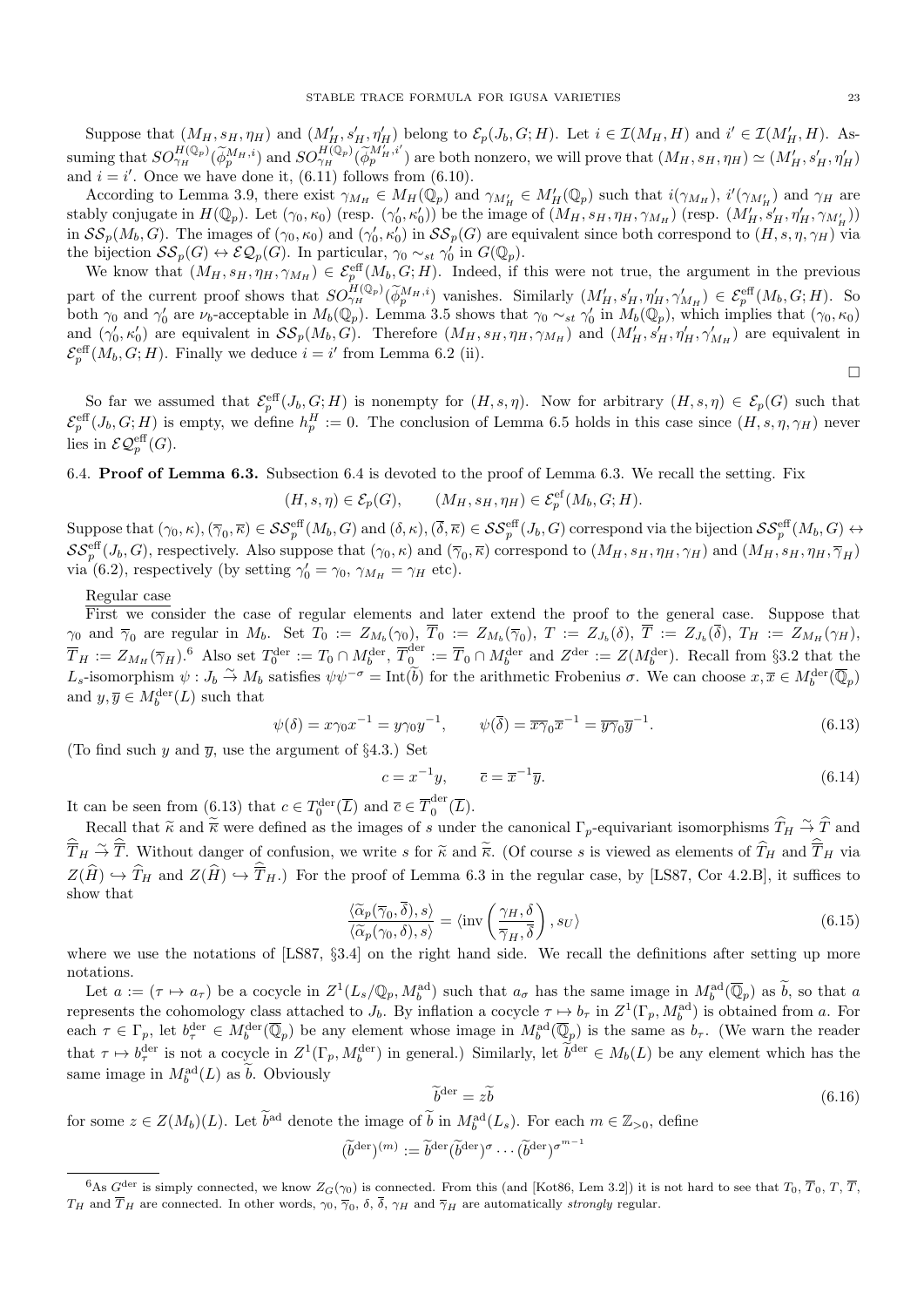Suppose that $(M_H, s_H, \eta_H)$ and $(M'_H, s'_H, \eta'_H)$ belong to $\mathcal{E}_p(J_b, G; H)$. Let $i \in \mathcal{I}(M_H, H)$ and $i' \in \mathcal{I}(M'_H, H)$. Assuming that $SO^{H(\mathbb{Q}_p)}_{\gamma_H}(\widetilde{\phi}^{M_H,i}_p)$ and $SO^{H(\mathbb{Q}_p)}_{\gamma_H}(\widetilde{\phi}^{M'_H,i'}_p)$ are both nonzero, we will prove that $(M_H, s_H, \eta_H) \simeq (M'_H, s'_H, \eta'_H)$ and $i = i'$. Once we have done it, (6.11) follows from (6.10).

According to Lemma 3.9, there exist $\gamma_{M_H} \in M_H(\mathbb{Q}_p)$ and $\gamma_{M'_H} \in M'_H(\mathbb{Q}_p)$ such that $i(\gamma_{M_H})$, $i'(\gamma_{M'_H})$ and $\gamma_H$ are stably conjugate in $H(\mathbb{Q}_p)$. Let $(\gamma_0, \kappa_0)$ (resp. $(\gamma'_0, \kappa'_0)$) be the image of $(M_H, s_H, \eta_H, \gamma_{M_H})$ (resp. $(M'_H, s'_H, \eta'_H, \gamma_{M'_H})$) in $\mathcal{SS}_p(M_b, G)$. The images of $(\gamma_0, \kappa_0)$ and $(\gamma'_0, \kappa'_0)$ in $\mathcal{SS}_p(G)$ are equivalent since both correspond to $(H, s, \eta, \gamma_H)$ via the bijection $\mathcal{SS}_p(G) \leftrightarrow \mathcal{EQ}_p(G)$. In particular, $\gamma_0 \sim_{st} \gamma'_0$ in $G(\mathbb{Q}_p)$.

We know that $(M_H, s_H, \eta_H, \gamma_{M_H}) \in \mathcal{E}^{\text{eff}}_p(M_b, G; H)$. Indeed, if this were not true, the argument in the previous part of the current proof shows that $SO^{H(\mathbb{Q}_p)}_{\gamma_H}(\widetilde{\phi}^{M_H,i}_p)$ vanishes. Similarly $(M'_H, s'_H, \eta'_H, \gamma'_{M_H}) \in \mathcal{E}^{\text{eff}}_p(M_b, G; H)$. So both $\gamma_0$ and $\gamma'_0$ are $\nu_b$-acceptable in $M_b(\mathbb{Q}_p)$. Lemma 3.5 shows that $\gamma_0 \sim_{st} \gamma'_0$ in $M_b(\mathbb{Q}_p)$, which implies that $(\gamma_0, \kappa_0)$ and $(\gamma'_0, \kappa'_0)$ are equivalent in $\mathcal{SS}_p(M_b, G)$. Therefore $(M_H, s_H, \eta_H, \gamma_{M_H})$ and $(M'_H, s'_H, \eta'_H, \gamma'_{M_H})$ are equivalent in $\mathcal{E}^{\text{eff}}_p(M_b, G; H)$. Finally we deduce $i = i'$ from Lemma 6.2 (ii).

□

So far we assumed that $\mathcal{E}^{\text{eff}}_p(J_b, G; H)$ is nonempty for $(H, s, \eta)$. Now for arbitrary $(H, s, \eta) \in \mathcal{E}_p(G)$ such that $\mathcal{E}^{\text{eff}}_p(J_b, G; H)$ is empty, we define $h^H_p := 0$. The conclusion of Lemma 6.5 holds in this case since $(H, s, \eta, \gamma_H)$ never lies in $\mathcal{EQ}^{\text{eff}}_p(G)$.

## 6.4. Proof of Lemma 6.3.

Subsection 6.4 is devoted to the proof of Lemma 6.3. We recall the setting. Fix

$$(H, s, \eta) \in \mathcal{E}_p(G), \qquad (M_H, s_H, \eta_H) \in \mathcal{E}^{\text{ef}}_p(M_b, G; H).$$

Suppose that $(\gamma_0, \kappa), (\overline{\gamma}_0, \overline{\kappa}) \in \mathcal{SS}^{\text{eff}}_p(M_b, G)$ and $(\delta, \kappa), (\overline{\delta}, \overline{\kappa}) \in \mathcal{SS}^{\text{eff}}_p(J_b, G)$ correspond via the bijection $\mathcal{SS}^{\text{eff}}_p(M_b, G) \leftrightarrow \mathcal{SS}^{\text{eff}}_p(J_b, G)$, respectively. Also suppose that $(\gamma_0, \kappa)$ and $(\overline{\gamma}_0, \overline{\kappa})$ correspond to $(M_H, s_H, \eta_H, \gamma_H)$ and $(M_H, s_H, \eta_H, \overline{\gamma}_H)$ via (6.2), respectively (by setting $\gamma'_0 = \gamma_0$, $\gamma_{M_H} = \gamma_H$ etc).

Regular case

First we consider the case of regular elements and later extend the proof to the general case. Suppose that $\gamma_0$ and $\overline{\gamma}_0$ are regular in $M_b$. Set $T_0 := Z_{M_b}(\gamma_0)$, $\overline{T}_0 := Z_{M_b}(\overline{\gamma}_0)$, $T := Z_{J_b}(\delta)$, $\overline{T} := Z_{J_b}(\overline{\delta})$, $T_H := Z_{M_H}(\gamma_H)$, $\overline{T}_H := Z_{M_H}(\overline{\gamma}_H)$.[6] Also set $T^{\text{der}}_0 := T_0 \cap M^{\text{der}}_b$, $\overline{T}^{\text{der}}_0 := \overline{T}_0 \cap M^{\text{der}}_b$ and $Z^{\text{der}} := Z(M^{\text{der}}_b)$. Recall from §3.2 that the $L_s$-isomorphism $\psi : J_b \stackrel{\sim}{\to} M_b$ satisfies $\psi\psi^{-\sigma} = \text{Int}(\widetilde{b})$ for the arithmetic Frobenius $\sigma$. We can choose $x, \overline{x} \in M^{\text{der}}_b(\overline{\mathbb{Q}}_p)$ and $y, \overline{y} \in M^{\text{der}}_b(L)$ such that

$$\psi(\delta) = x\gamma_0 x^{-1} = y\gamma_0 y^{-1}, \qquad \psi(\overline{\delta}) = \overline{x}\overline{\gamma}_0\overline{x}^{-1} = \overline{y}\overline{\gamma}_0\overline{y}^{-1}. \tag{6.13}$$

(To find such $y$ and $\overline{y}$, use the argument of §4.3.) Set

$$c = x^{-1}y, \qquad \overline{c} = \overline{x}^{-1}\overline{y}. \tag{6.14}$$

It can be seen from (6.13) that $c \in T^{\text{der}}_0(\overline{L})$ and $\overline{c} \in \overline{T}^{\text{der}}_0(\overline{L})$.

Recall that $\widetilde{\kappa}$ and $\widetilde{\overline{\kappa}}$ were defined as the images of $s$ under the canonical $\Gamma_p$-equivariant isomorphisms $\widehat{T}_H \stackrel{\sim}{\to} \widehat{T}$ and $\widehat{\overline{T}}_H \stackrel{\sim}{\to} \widehat{\overline{T}}$. Without danger of confusion, we write $s$ for $\widetilde{\kappa}$ and $\widetilde{\overline{\kappa}}$. (Of course $s$ is viewed as elements of $\widehat{T}_H$ and $\widehat{\overline{T}}_H$ via $Z(\widehat{H}) \hookrightarrow \widehat{T}_H$ and $Z(\widehat{H}) \hookrightarrow \widehat{\overline{T}}_H$.) For the proof of Lemma 6.3 in the regular case, by [LS87, Cor 4.2.B], it suffices to show that

$$\frac{\langle \widetilde{\alpha}_p(\overline{\gamma}_0, \overline{\delta}), s\rangle}{\langle \widetilde{\alpha}_p(\gamma_0, \delta), s\rangle} = \left\langle \text{inv}\left(\frac{\gamma_H, \delta}{\overline{\gamma}_H, \overline{\delta}}\right), s_U \right\rangle \tag{6.15}$$

where we use the notations of [LS87, §3.4] on the right hand side. We recall the definitions after setting up more notations.

Let $a := (\tau \mapsto a_\tau)$ be a cocycle in $Z^1(L_s/\mathbb{Q}_p, M^{\text{ad}}_b)$ such that $a_\sigma$ has the same image in $M^{\text{ad}}_b(\overline{\mathbb{Q}}_p)$ as $\widetilde{b}$, so that $a$ represents the cohomology class attached to $J_b$. By inflation a cocycle $\tau \mapsto b_\tau$ in $Z^1(\Gamma_p, M^{\text{ad}}_b)$ is obtained from $a$. For each $\tau \in \Gamma_p$, let $b^{\text{der}}_\tau \in M^{\text{der}}_b(\overline{\mathbb{Q}}_p)$ be any element whose image in $M^{\text{ad}}_b(\overline{\mathbb{Q}}_p)$ is the same as $b_\tau$. (We warn the reader that $\tau \mapsto b^{\text{der}}_\tau$ is not a cocycle in $Z^1(\Gamma_p, M^{\text{der}}_b)$ in general.) Similarly, let $\widetilde{b}^{\text{der}} \in M_b(L)$ be any element which has the same image in $M^{\text{ad}}_b(L)$ as $\widetilde{b}$. Obviously

$$\widetilde{b}^{\text{der}} = z\widetilde{b} \tag{6.16}$$

for some $z \in Z(M_b)(L)$. Let $\widetilde{b}^{\text{ad}}$ denote the image of $\widetilde{b}$ in $M^{\text{ad}}_b(L_s)$. For each $m \in \mathbb{Z}_{>0}$, define

$$(\widetilde{b}^{\text{der}})^{(m)} := \widetilde{b}^{\text{der}}(\widetilde{b}^{\text{der}})^\sigma \cdots (\widetilde{b}^{\text{der}})^{\sigma^{m-1}}$$

[6] As $G^{\text{der}}$ is simply connected, we know $Z_G(\gamma_0)$ is connected. From this (and [Kot86, Lem 3.2]) it is not hard to see that $T_0$, $\overline{T}_0$, $T$, $\overline{T}$, $T_H$ and $\overline{T}_H$ are connected. In other words, $\gamma_0$, $\overline{\gamma}_0$, $\delta$, $\overline{\delta}$, $\gamma_H$ and $\overline{\gamma}_H$ are automatically *strongly* regular.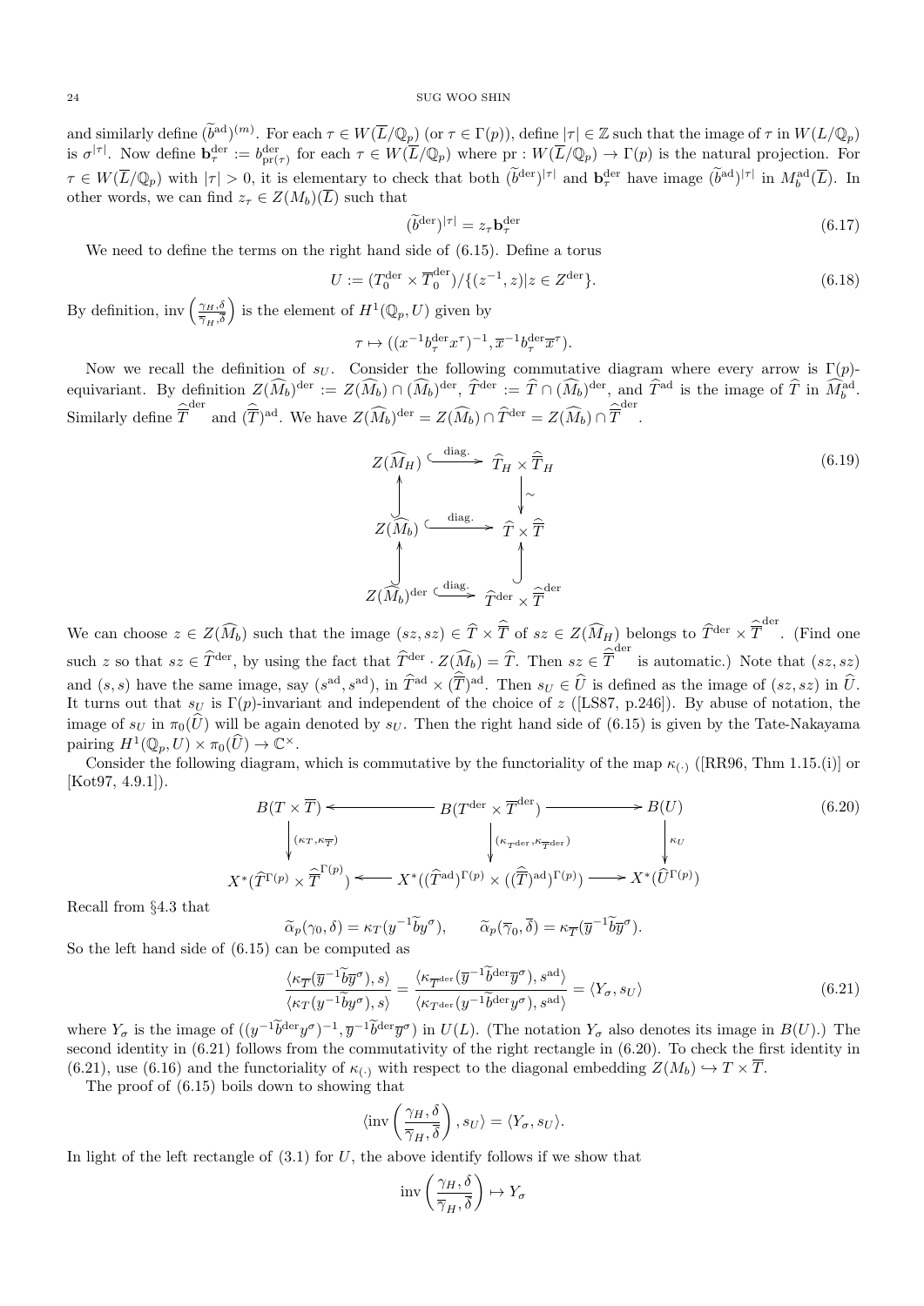and similarly define $(\widetilde{b}^{\mathrm{ad}})^{(m)}$. For each $\tau \in W(\overline{L}/\mathbb{Q}_p)$ (or $\tau \in \Gamma(p)$), define $|\tau| \in \mathbb{Z}$ such that the image of $\tau$ in $W(L/\mathbb{Q}_p)$ is $\sigma^{|\tau|}$. Now define $\mathbf{b}^{\mathrm{der}}_\tau := b^{\mathrm{der}}_{\mathrm{pr}(\tau)}$ for each $\tau \in W(\overline{L}/\mathbb{Q}_p)$ where $\mathrm{pr} : W(\overline{L}/\mathbb{Q}_p) \to \Gamma(p)$ is the natural projection. For $\tau \in W(\overline{L}/\mathbb{Q}_p)$ with $|\tau| > 0$, it is elementary to check that both $(\widetilde{b}^{\mathrm{der}})^{|\tau|}$ and $\mathbf{b}^{\mathrm{der}}_\tau$ have image $(\widetilde{b}^{\mathrm{ad}})^{|\tau|}$ in $M^{\mathrm{ad}}_b(\overline{L})$. In other words, we can find $z_\tau \in Z(M_b)(\overline{L})$ such that

$$(\widetilde{b}^{\mathrm{der}})^{|\tau|} = z_\tau \mathbf{b}^{\mathrm{der}}_\tau \tag{6.17}$$

We need to define the terms on the right hand side of (6.15). Define a torus

$$U := (T^{\mathrm{der}}_0 \times \overline{T}^{\mathrm{der}}_0)/\{(z^{-1}, z) | z \in Z^{\mathrm{der}}\}. \tag{6.18}$$

By definition, $\mathrm{inv}\left(\frac{\gamma_H, \delta}{\overline{\gamma}_H, \overline{\delta}}\right)$ is the element of $H^1(\mathbb{Q}_p, U)$ given by

$$\tau \mapsto ((x^{-1} b^{\mathrm{der}}_\tau x^\tau)^{-1}, \overline{x}^{-1} b^{\mathrm{der}}_\tau \overline{x}^\tau).$$

Now we recall the definition of $s_U$. Consider the following commutative diagram where every arrow is $\Gamma(p)$-equivariant. By definition $Z(\widehat{M}_b)^{\mathrm{der}} := Z(\widehat{M}_b) \cap (\widehat{M}_b)^{\mathrm{der}}$, $\widehat{T}^{\mathrm{der}} := \widehat{T} \cap (\widehat{M}_b)^{\mathrm{der}}$, and $\widehat{T}^{\mathrm{ad}}$ is the image of $\widehat{T}$ in $\widehat{M}^{\mathrm{ad}}_b$. Similarly define $\widehat{\overline{T}}^{\mathrm{der}}$ and $(\widehat{\overline{T}})^{\mathrm{ad}}$. We have $Z(\widehat{M}_b)^{\mathrm{der}} = Z(\widehat{M}_b) \cap \widehat{T}^{\mathrm{der}} = Z(\widehat{M}_b) \cap \widehat{\overline{T}}^{\mathrm{der}}$.

$$\begin{array}{ccc}
Z(\widehat{M}_H) & \xrightarrow{\text{diag.}} & \widehat{T}_H \times \widehat{\overline{T}}_H \\
\uparrow & & \downarrow \wr \\
Z(\widehat{M}_b) & \xrightarrow{\text{diag.}} & \widehat{T} \times \widehat{\overline{T}} \\
\uparrow & & \uparrow \\
Z(\widehat{M}_b)^{\mathrm{der}} & \xrightarrow{\text{diag.}} & \widehat{T}^{\mathrm{der}} \times \widehat{\overline{T}}^{\mathrm{der}}
\end{array} \tag{6.19}$$

We can choose $z \in Z(\widehat{M}_b)$ such that the image $(sz, sz) \in \widehat{T} \times \widehat{\overline{T}}$ of $sz \in Z(\widehat{M}_H)$ belongs to $\widehat{T}^{\mathrm{der}} \times \widehat{\overline{T}}^{\mathrm{der}}$. (Find one such $z$ so that $sz \in \widehat{T}^{\mathrm{der}}$, by using the fact that $\widehat{T}^{\mathrm{der}} \cdot Z(\widehat{M}_b) = \widehat{T}$. Then $sz \in \widehat{\overline{T}}^{\mathrm{der}}$ is automatic.) Note that $(sz, sz)$ and $(s, s)$ have the same image, say $(s^{\mathrm{ad}}, s^{\mathrm{ad}})$, in $\widehat{T}^{\mathrm{ad}} \times (\widehat{\overline{T}})^{\mathrm{ad}}$. Then $s_U \in \widehat{U}$ is defined as the image of $(sz, sz)$ in $\widehat{U}$. It turns out that $s_U$ is $\Gamma(p)$-invariant and independent of the choice of $z$ ([LS87, p.246]). By abuse of notation, the image of $s_U$ in $\pi_0(\widehat{U})$ will be again denoted by $s_U$. Then the right hand side of (6.15) is given by the Tate-Nakayama pairing $H^1(\mathbb{Q}_p, U) \times \pi_0(\widehat{U}) \to \mathbb{C}^\times$.

Consider the following diagram, which is commutative by the functoriality of the map $\kappa_{(\cdot)}$ ([RR96, Thm 1.15.(i)] or [Kot97, 4.9.1]).

$$\begin{array}{ccccc}
B(T \times \overline{T}) & \longleftarrow & B(T^{\mathrm{der}} \times \overline{T}^{\mathrm{der}}) & \longrightarrow & B(U) \\
\downarrow (\kappa_T, \kappa_{\overline{T}}) & & \downarrow (\kappa_{T^{\mathrm{der}}}, \kappa_{\overline{T}^{\mathrm{der}}}) & & \downarrow \kappa_U \\
X^*(\widehat{T}^{\Gamma(p)} \times \widehat{\overline{T}}^{\Gamma(p)}) & \longleftarrow & X^*((\widehat{T}^{\mathrm{ad}})^{\Gamma(p)} \times ((\widehat{\overline{T}})^{\mathrm{ad}})^{\Gamma(p)}) & \longrightarrow & X^*(\widehat{U}^{\Gamma(p)})
\end{array} \tag{6.20}$$

Recall from §4.3 that

$$\widetilde{\alpha}_p(\gamma_0, \delta) = \kappa_T(y^{-1} \widetilde{b} y^\sigma), \qquad \widetilde{\alpha}_p(\overline{\gamma}_0, \overline{\delta}) = \kappa_{\overline{T}}(\overline{y}^{-1} \widetilde{b} \overline{y}^\sigma).$$

So the left hand side of (6.15) can be computed as

$$\frac{\langle \kappa_{\overline{T}}(\overline{y}^{-1} \widetilde{b} \overline{y}^\sigma), s \rangle}{\langle \kappa_T(y^{-1} \widetilde{b} y^\sigma), s \rangle} = \frac{\langle \kappa_{\overline{T}^{\mathrm{der}}}(\overline{y}^{-1} \widetilde{b}^{\mathrm{der}} \overline{y}^\sigma), s^{\mathrm{ad}} \rangle}{\langle \kappa_{T^{\mathrm{der}}}(y^{-1} \widetilde{b}^{\mathrm{der}} y^\sigma), s^{\mathrm{ad}} \rangle} = \langle Y_\sigma, s_U \rangle \tag{6.21}$$

where $Y_\sigma$ is the image of $((y^{-1} \widetilde{b}^{\mathrm{der}} y^\sigma)^{-1}, \overline{y}^{-1} \widetilde{b}^{\mathrm{der}} \overline{y}^\sigma)$ in $U(L)$. (The notation $Y_\sigma$ also denotes its image in $B(U)$.) The second identity in (6.21) follows from the commutativity of the right rectangle in (6.20). To check the first identity in (6.21), use (6.16) and the functoriality of $\kappa_{(\cdot)}$ with respect to the diagonal embedding $Z(M_b) \hookrightarrow T \times \overline{T}$.

The proof of (6.15) boils down to showing that

$$\langle \mathrm{inv}\left(\frac{\gamma_H, \delta}{\overline{\gamma}_H, \overline{\delta}}\right), s_U \rangle = \langle Y_\sigma, s_U \rangle.$$

In light of the left rectangle of (3.1) for $U$, the above identify follows if we show that

$$\mathrm{inv}\left(\frac{\gamma_H, \delta}{\overline{\gamma}_H, \overline{\delta}}\right) \mapsto Y_\sigma$$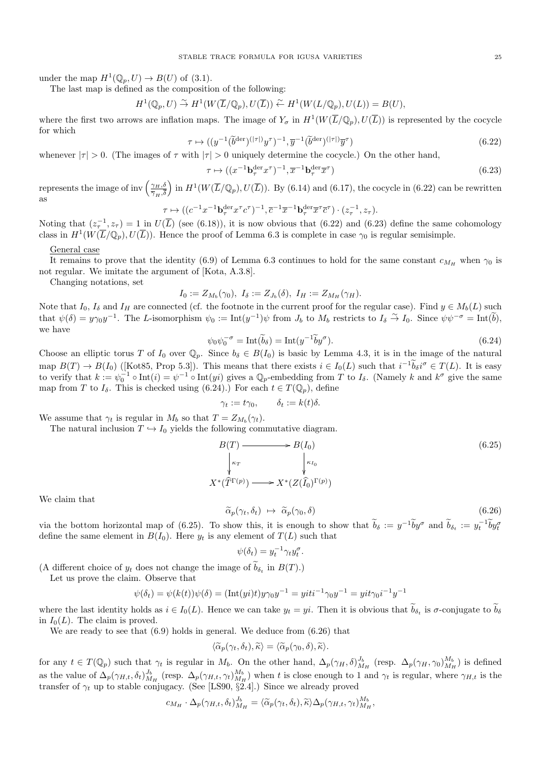under the map $H^1(\mathbb{Q}_p, U) \to B(U)$ of (3.1).

The last map is defined as the composition of the following:

$$H^1(\mathbb{Q}_p, U) \overset{\sim}{\to} H^1(W(\overline{L}/\mathbb{Q}_p), U(\overline{L})) \overset{\sim}{\leftarrow} H^1(W(L/\mathbb{Q}_p), U(L)) = B(U),$$

where the first two arrows are inflation maps. The image of $Y_\sigma$ in $H^1(W(\overline{L}/\mathbb{Q}_p), U(\overline{L}))$ is represented by the cocycle for which

$$\tau \mapsto ((y^{-1}(\widetilde{b}^{\mathrm{der}})^{(|\tau|)}y^\tau)^{-1}, \overline{y}^{-1}(\widetilde{b}^{\mathrm{der}})^{(|\tau|)}\overline{y}^\tau) \tag{6.22}$$

whenever $|\tau| > 0$. (The images of $\tau$ with $|\tau| > 0$ uniquely determine the cocycle.) On the other hand,

$$\tau \mapsto ((x^{-1}\mathbf{b}_\tau^{\mathrm{der}}x^\tau)^{-1}, \overline{x}^{-1}\mathbf{b}_\tau^{\mathrm{der}}\overline{x}^\tau) \tag{6.23}$$

represents the image of $\mathrm{inv}\left(\frac{\gamma_H, \delta}{\overline{\gamma}_H, \overline{\delta}}\right)$ in $H^1(W(\overline{L}/\mathbb{Q}_p), U(\overline{L}))$. By (6.14) and (6.17), the cocycle in (6.22) can be rewritten as

$$\tau \mapsto ((c^{-1}x^{-1}\mathbf{b}_\tau^{\mathrm{der}}x^\tau c^\tau)^{-1}, \overline{c}^{-1}\overline{x}^{-1}\mathbf{b}_\tau^{\mathrm{der}}\overline{x}^\tau\overline{c}^\tau) \cdot (z_\tau^{-1}, z_\tau).$$

Noting that $(z_\tau^{-1}, z_\tau) = 1$ in $U(\overline{L})$ (see (6.18)), it is now obvious that (6.22) and (6.23) define the same cohomology class in $H^1(W(\overline{L}/\mathbb{Q}_p), U(\overline{L}))$. Hence the proof of Lemma 6.3 is complete in case $\gamma_0$ is regular semisimple.

<u>General case</u>

It remains to prove that the identity (6.9) of Lemma 6.3 continues to hold for the same constant $c_{M_H}$ when $\gamma_0$ is not regular. We imitate the argument of [Kota, A.3.8].

Changing notations, set

$$I_0 := Z_{M_b}(\gamma_0),\ I_\delta := Z_{J_b}(\delta),\ I_H := Z_{M_H}(\gamma_H).$$

Note that $I_0$, $I_\delta$ and $I_H$ are connected (cf. the footnote in the current proof for the regular case). Find $y \in M_b(L)$ such that $\psi(\delta) = y\gamma_0 y^{-1}$. The $L$-isomorphism $\psi_0 := \mathrm{Int}(y^{-1})\psi$ from $J_b$ to $M_b$ restricts to $I_\delta \overset{\sim}{\to} I_0$. Since $\psi\psi^{-\sigma} = \mathrm{Int}(\widetilde{b})$, we have

$$\psi_0\psi_0^{-\sigma} = \mathrm{Int}(\widetilde{b}_\delta) = \mathrm{Int}(y^{-1}\widetilde{b}y^\sigma). \tag{6.24}$$

Choose an elliptic torus $T$ of $I_0$ over $\mathbb{Q}_p$. Since $b_\delta \in B(I_0)$ is basic by Lemma 4.3, it is in the image of the natural map $B(T) \to B(I_0)$ ([Kot85, Prop 5.3]). This means that there exists $i \in I_0(L)$ such that $i^{-1}\widetilde{b}_\delta i^\sigma \in T(L)$. It is easy to verify that $k := \psi_0^{-1} \circ \mathrm{Int}(i) = \psi^{-1} \circ \mathrm{Int}(yi)$ gives a $\mathbb{Q}_p$-embedding from $T$ to $I_\delta$. (Namely $k$ and $k^\sigma$ give the same map from $T$ to $I_\delta$. This is checked using (6.24).) For each $t \in T(\mathbb{Q}_p)$, define

$$\gamma_t := t\gamma_0, \qquad \delta_t := k(t)\delta.$$

We assume that $\gamma_t$ is regular in $M_b$ so that $T = Z_{M_b}(\gamma_t)$.

The natural inclusion $T \hookrightarrow I_0$ yields the following commutative diagram.

$$\begin{array}{ccc} B(T) & \longrightarrow & B(I_0) \\ \downarrow{\scriptstyle \kappa_T} & & \downarrow{\scriptstyle \kappa_{I_0}} \\ X^*(\widehat{T}^{\Gamma(p)}) & \longrightarrow & X^*(Z(\widehat{I}_0)^{\Gamma(p)}) \end{array} \tag{6.25}$$

We claim that

$$\widetilde{\alpha}_p(\gamma_t, \delta_t) \ \mapsto\ \widetilde{\alpha}_p(\gamma_0, \delta) \tag{6.26}$$

via the bottom horizontal map of (6.25). To show this, it is enough to show that $\widetilde{b}_\delta := y^{-1}\widetilde{b}y^\sigma$ and $\widetilde{b}_{\delta_t} := y_t^{-1}\widetilde{b}y_t^\sigma$ define the same element in $B(I_0)$. Here $y_t$ is any element of $T(L)$ such that

$$\psi(\delta_t) = y_t^{-1}\gamma_t y_t^\sigma.$$

(A different choice of $y_t$ does not change the image of $\widetilde{b}_{\delta_t}$ in $B(T)$.)

Let us prove the claim. Observe that

$$\psi(\delta_t) = \psi(k(t))\psi(\delta) = (\mathrm{Int}(yi)t)y\gamma_0 y^{-1} = yiti^{-1}\gamma_0 y^{-1} = yit\gamma_0 i^{-1}y^{-1}$$

where the last identity holds as $i \in I_0(L)$. Hence we can take $y_t = yi$. Then it is obvious that $\widetilde{b}_{\delta_t}$ is $\sigma$-conjugate to $\widetilde{b}_\delta$ in $I_0(L)$. The claim is proved.

We are ready to see that (6.9) holds in general. We deduce from (6.26) that

$$\langle \widetilde{\alpha}_p(\gamma_t, \delta_t), \widetilde{\kappa}\rangle = \langle \widetilde{\alpha}_p(\gamma_0, \delta), \widetilde{\kappa}\rangle.$$

for any $t \in T(\mathbb{Q}_p)$ such that $\gamma_t$ is regular in $M_b$. On the other hand, $\Delta_p(\gamma_H, \delta)_{M_H}^{J_b}$ (resp. $\Delta_p(\gamma_H, \gamma_0)_{M_H}^{M_b}$) is defined as the value of $\Delta_p(\gamma_{H,t}, \delta_t)_{M_H}^{J_b}$ (resp. $\Delta_p(\gamma_{H,t}, \gamma_t)_{M_H}^{M_b}$) when $t$ is close enough to 1 and $\gamma_t$ is regular, where $\gamma_{H,t}$ is the transfer of $\gamma_t$ up to stable conjugacy. (See [LS90, §2.4].) Since we already proved

$$c_{M_H} \cdot \Delta_p(\gamma_{H,t}, \delta_t)_{M_H}^{J_b} = \langle \widetilde{\alpha}_p(\gamma_t, \delta_t), \widetilde{\kappa}\rangle \Delta_p(\gamma_{H,t}, \gamma_t)_{M_H}^{M_b},$$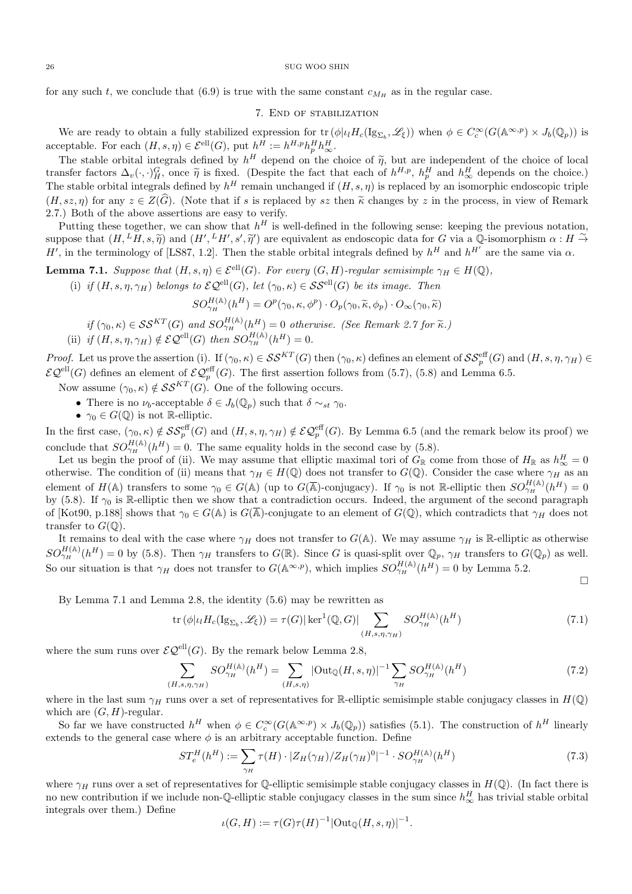for any such $t$, we conclude that (6.9) is true with the same constant $c_{M_H}$ as in the regular case.

## 7. End of stabilization

We are ready to obtain a fully stabilized expression for $\mathrm{tr}\,(\phi|\iota_l H_c(\mathrm{Ig}_{\Sigma_b}, \mathscr{L}_\xi))$ when $\phi \in C_c^\infty(G(\mathbb{A}^{\infty,p}) \times J_b(\mathbb{Q}_p))$ is acceptable. For each $(H, s, \eta) \in \mathcal{E}^{\mathrm{ell}}(G)$, put $h^H := h^{H,p} h_p^H h_\infty^H$.

The stable orbital integrals defined by $h^H$ depend on the choice of $\widetilde{\eta}$, but are independent of the choice of local transfer factors $\Delta_v(\cdot,\cdot)_H^G$, once $\widetilde{\eta}$ is fixed. (Despite the fact that each of $h^{H,p}$, $h_p^H$ and $h_\infty^H$ depends on the choice.) The stable orbital integrals defined by $h^H$ remain unchanged if $(H, s, \eta)$ is replaced by an isomorphic endoscopic triple $(H, sz, \eta)$ for any $z \in Z(\widehat{G})$. (Note that if $s$ is replaced by $sz$ then $\widetilde{\kappa}$ changes by $z$ in the process, in view of Remark 2.7.) Both of the above assertions are easy to verify.

Putting these together, we can show that $h^H$ is well-defined in the following sense: keeping the previous notation, suppose that $(H, {}^L H, s, \widetilde{\eta})$ and $(H', {}^L H', s', \widetilde{\eta}')$ are equivalent as endoscopic data for $G$ via a $\mathbb{Q}$-isomorphism $\alpha : H \overset{\sim}{\to} H'$, in the terminology of [LS87, 1.2]. Then the stable orbital integrals defined by $h^H$ and $h^{H'}$ are the same via $\alpha$.

**Lemma 7.1.** *Suppose that $(H, s, \eta) \in \mathcal{E}^{\mathrm{ell}}(G)$. For every $(G, H)$-regular semisimple $\gamma_H \in H(\mathbb{Q})$,*

(i) *if $(H, s, \eta, \gamma_H)$ belongs to $\mathcal{EQ}^{\mathrm{ell}}(G)$, let $(\gamma_0, \kappa) \in \mathcal{SS}^{\mathrm{ell}}(G)$ be its image. Then*
$$SO_{\gamma_H}^{H(\mathbb{A})}(h^H) = O^p(\gamma_0, \kappa, \phi^p) \cdot O_p(\gamma_0, \widetilde{\kappa}, \phi_p) \cdot O_\infty(\gamma_0, \widetilde{\kappa})$$
*if $(\gamma_0, \kappa) \in \mathcal{SS}^{KT}(G)$ and $SO_{\gamma_H}^{H(\mathbb{A})}(h^H) = 0$ otherwise. (See Remark 2.7 for $\widetilde{\kappa}$.)*

(ii) *if $(H, s, \eta, \gamma_H) \notin \mathcal{EQ}^{\mathrm{ell}}(G)$ then $SO_{\gamma_H}^{H(\mathbb{A})}(h^H) = 0$.*

*Proof.* Let us prove the assertion (i). If $(\gamma_0, \kappa) \in \mathcal{SS}^{KT}(G)$ then $(\gamma_0, \kappa)$ defines an element of $\mathcal{SS}_p^{\mathrm{eff}}(G)$ and $(H, s, \eta, \gamma_H) \in \mathcal{EQ}^{\mathrm{ell}}(G)$ defines an element of $\mathcal{EQ}_p^{\mathrm{eff}}(G)$. The first assertion follows from (5.7), (5.8) and Lemma 6.5.

Now assume $(\gamma_0, \kappa) \notin \mathcal{SS}^{KT}(G)$. One of the following occurs.

- There is no $\nu_b$-acceptable $\delta \in J_b(\mathbb{Q}_p)$ such that $\delta \sim_{st} \gamma_0$.
- $\gamma_0 \in G(\mathbb{Q})$ is not $\mathbb{R}$-elliptic.

In the first case, $(\gamma_0, \kappa) \notin \mathcal{SS}_p^{\mathrm{eff}}(G)$ and $(H, s, \eta, \gamma_H) \notin \mathcal{EQ}_p^{\mathrm{eff}}(G)$. By Lemma 6.5 (and the remark below its proof) we conclude that $SO_{\gamma_H}^{H(\mathbb{A})}(h^H) = 0$. The same equality holds in the second case by (5.8).

Let us begin the proof of (ii). We may assume that elliptic maximal tori of $G_\mathbb{R}$ come from those of $H_\mathbb{R}$ as $h_\infty^H = 0$ otherwise. The condition of (ii) means that $\gamma_H \in H(\mathbb{Q})$ does not transfer to $G(\mathbb{Q})$. Consider the case where $\gamma_H$ as an element of $H(\mathbb{A})$ transfers to some $\gamma_0 \in G(\mathbb{A})$ (up to $G(\overline{\mathbb{A}})$-conjugacy). If $\gamma_0$ is not $\mathbb{R}$-elliptic then $SO_{\gamma_H}^{H(\mathbb{A})}(h^H) = 0$ by (5.8). If $\gamma_0$ is $\mathbb{R}$-elliptic then we show that a contradiction occurs. Indeed, the argument of the second paragraph of [Kot90, p.188] shows that $\gamma_0 \in G(\mathbb{A})$ is $G(\overline{\mathbb{A}})$-conjugate to an element of $G(\mathbb{Q})$, which contradicts that $\gamma_H$ does not transfer to $G(\mathbb{Q})$.

It remains to deal with the case where $\gamma_H$ does not transfer to $G(\mathbb{A})$. We may assume $\gamma_H$ is $\mathbb{R}$-elliptic as otherwise $SO_{\gamma_H}^{H(\mathbb{A})}(h^H) = 0$ by (5.8). Then $\gamma_H$ transfers to $G(\mathbb{R})$. Since $G$ is quasi-split over $\mathbb{Q}_p$, $\gamma_H$ transfers to $G(\mathbb{Q}_p)$ as well. So our situation is that $\gamma_H$ does not transfer to $G(\mathbb{A}^{\infty,p})$, which implies $SO_{\gamma_H}^{H(\mathbb{A})}(h^H) = 0$ by Lemma 5.2. $\square$

By Lemma 7.1 and Lemma 2.8, the identity (5.6) may be rewritten as
$$\mathrm{tr}\,(\phi|\iota_l H_c(\mathrm{Ig}_{\Sigma_b}, \mathscr{L}_\xi)) = \tau(G)|\ker^1(\mathbb{Q}, G)| \sum_{(H,s,\eta,\gamma_H)} SO_{\gamma_H}^{H(\mathbb{A})}(h^H) \tag{7.1}$$
where the sum runs over $\mathcal{EQ}^{\mathrm{ell}}(G)$. By the remark below Lemma 2.8,
$$\sum_{(H,s,\eta,\gamma_H)} SO_{\gamma_H}^{H(\mathbb{A})}(h^H) = \sum_{(H,s,\eta)} |\mathrm{Out}_\mathbb{Q}(H, s, \eta)|^{-1} \sum_{\gamma_H} SO_{\gamma_H}^{H(\mathbb{A})}(h^H) \tag{7.2}$$
where in the last sum $\gamma_H$ runs over a set of representatives for $\mathbb{R}$-elliptic semisimple stable conjugacy classes in $H(\mathbb{Q})$ which are $(G, H)$-regular.

So far we have constructed $h^H$ when $\phi \in C_c^\infty(G(\mathbb{A}^{\infty,p}) \times J_b(\mathbb{Q}_p))$ satisfies (5.1). The construction of $h^H$ linearly extends to the general case where $\phi$ is an arbitrary acceptable function. Define
$$ST_e^H(h^H) := \sum_{\gamma_H} \tau(H) \cdot |Z_H(\gamma_H)/Z_H(\gamma_H)^0|^{-1} \cdot SO_{\gamma_H}^{H(\mathbb{A})}(h^H) \tag{7.3}$$
where $\gamma_H$ runs over a set of representatives for $\mathbb{Q}$-elliptic semisimple stable conjugacy classes in $H(\mathbb{Q})$. (In fact there is no new contribution if we include non-$\mathbb{Q}$-elliptic stable conjugacy classes in the sum since $h_\infty^H$ has trivial stable orbital integrals over them.) Define
$$\iota(G, H) := \tau(G)\tau(H)^{-1}|\mathrm{Out}_\mathbb{Q}(H, s, \eta)|^{-1}.$$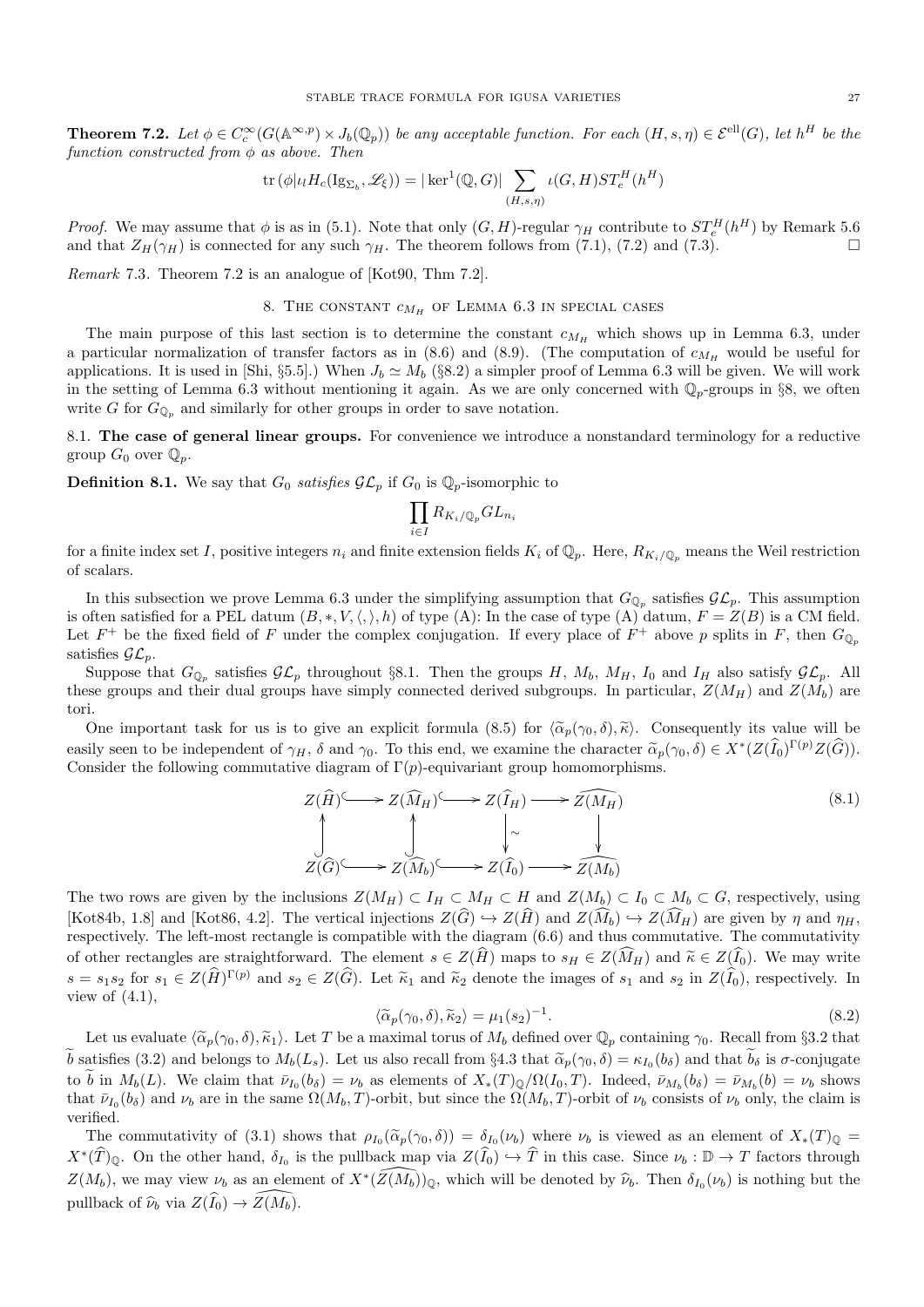**Theorem 7.2.** *Let $\phi \in C_c^\infty(G(\mathbb{A}^{\infty,p}) \times J_b(\mathbb{Q}_p))$ be any acceptable function. For each $(H,s,\eta) \in \mathcal{E}^{\mathrm{ell}}(G)$, let $h^H$ be the function constructed from $\phi$ as above. Then*

$$\mathrm{tr}\,(\phi|\iota_l H_c(\mathrm{Ig}_{\Sigma_b}, \mathscr{L}_\xi)) = |\ker^1(\mathbb{Q}, G)| \sum_{(H,s,\eta)} \iota(G,H) ST_e^H(h^H)$$

*Proof.* We may assume that $\phi$ is as in (5.1). Note that only $(G,H)$-regular $\gamma_H$ contribute to $ST_e^H(h^H)$ by Remark 5.6 and that $Z_H(\gamma_H)$ is connected for any such $\gamma_H$. The theorem follows from (7.1), (7.2) and (7.3). □

*Remark* 7.3. Theorem 7.2 is an analogue of [Kot90, Thm 7.2].

## 8. The constant $c_{M_H}$ of Lemma 6.3 in special cases

The main purpose of this last section is to determine the constant $c_{M_H}$ which shows up in Lemma 6.3, under a particular normalization of transfer factors as in (8.6) and (8.9). (The computation of $c_{M_H}$ would be useful for applications. It is used in [Shi, §5.5].) When $J_b \simeq M_b$ (§8.2) a simpler proof of Lemma 6.3 will be given. We will work in the setting of Lemma 6.3 without mentioning it again. As we are only concerned with $\mathbb{Q}_p$-groups in §8, we often write $G$ for $G_{\mathbb{Q}_p}$ and similarly for other groups in order to save notation.

### 8.1. The case of general linear groups.

For convenience we introduce a nonstandard terminology for a reductive group $G_0$ over $\mathbb{Q}_p$.

**Definition 8.1.** We say that $G_0$ *satisfies* $\mathcal{GL}_p$ if $G_0$ is $\mathbb{Q}_p$-isomorphic to

$$\prod_{i\in I} R_{K_i/\mathbb{Q}_p} GL_{n_i}$$

for a finite index set $I$, positive integers $n_i$ and finite extension fields $K_i$ of $\mathbb{Q}_p$. Here, $R_{K_i/\mathbb{Q}_p}$ means the Weil restriction of scalars.

In this subsection we prove Lemma 6.3 under the simplifying assumption that $G_{\mathbb{Q}_p}$ satisfies $\mathcal{GL}_p$. This assumption is often satisfied for a PEL datum $(B,*,V,\langle,\rangle,h)$ of type (A): In the case of type (A) datum, $F = Z(B)$ is a CM field. Let $F^+$ be the fixed field of $F$ under the complex conjugation. If every place of $F^+$ above $p$ splits in $F$, then $G_{\mathbb{Q}_p}$ satisfies $\mathcal{GL}_p$.

Suppose that $G_{\mathbb{Q}_p}$ satisfies $\mathcal{GL}_p$ throughout §8.1. Then the groups $H$, $M_b$, $M_H$, $I_0$ and $I_H$ also satisfy $\mathcal{GL}_p$. All these groups and their dual groups have simply connected derived subgroups. In particular, $Z(M_H)$ and $Z(M_b)$ are tori.

One important task for us is to give an explicit formula (8.5) for $\langle \widetilde{\alpha}_p(\gamma_0,\delta), \widetilde{\kappa}\rangle$. Consequently its value will be easily seen to be independent of $\gamma_H$, $\delta$ and $\gamma_0$. To this end, we examine the character $\widetilde{\alpha}_p(\gamma_0,\delta) \in X^*(Z(\widehat{I}_0)^{\Gamma(p)} Z(\widehat{G}))$. Consider the following commutative diagram of $\Gamma(p)$-equivariant group homomorphisms.

$$\begin{array}{ccccccc}
Z(\widehat{H}) & \hookrightarrow & Z(\widehat{M}_H) & \hookrightarrow & Z(\widehat{I}_H) & \longrightarrow & \widehat{Z(M_H)} \\
\uparrow & & \uparrow & & \downarrow \wr & & \downarrow \\
Z(\widehat{G}) & \hookrightarrow & Z(\widehat{M}_b) & \hookrightarrow & Z(\widehat{I}_0) & \longrightarrow & \widehat{Z(M_b)}
\end{array} \tag{8.1}$$

The two rows are given by the inclusions $Z(M_H) \subset I_H \subset M_H \subset H$ and $Z(M_b) \subset I_0 \subset M_b \subset G$, respectively, using [Kot84b, 1.8] and [Kot86, 4.2]. The vertical injections $Z(\widehat{G}) \hookrightarrow Z(\widehat{H})$ and $Z(\widehat{M}_b) \hookrightarrow Z(\widehat{M}_H)$ are given by $\eta$ and $\eta_H$, respectively. The left-most rectangle is compatible with the diagram (6.6) and thus commutative. The commutativity of other rectangles are straightforward. The element $s \in Z(\widehat{H})$ maps to $s_H \in Z(\widehat{M}_H)$ and $\widetilde{\kappa} \in Z(\widehat{I}_0)$. We may write $s = s_1 s_2$ for $s_1 \in Z(\widehat{H})^{\Gamma(p)}$ and $s_2 \in Z(\widehat{G})$. Let $\widetilde{\kappa}_1$ and $\widetilde{\kappa}_2$ denote the images of $s_1$ and $s_2$ in $Z(\widehat{I}_0)$, respectively. In view of (4.1),

$$\langle \widetilde{\alpha}_p(\gamma_0,\delta), \widetilde{\kappa}_2\rangle = \mu_1(s_2)^{-1}. \tag{8.2}$$

Let us evaluate $\langle \widetilde{\alpha}_p(\gamma_0,\delta), \widetilde{\kappa}_1\rangle$. Let $T$ be a maximal torus of $M_b$ defined over $\mathbb{Q}_p$ containing $\gamma_0$. Recall from §3.2 that $\widetilde{b}$ satisfies (3.2) and belongs to $M_b(L_s)$. Let us also recall from §4.3 that $\widetilde{\alpha}_p(\gamma_0,\delta) = \kappa_{I_0}(b_\delta)$ and that $\widetilde{b}_\delta$ is $\sigma$-conjugate to $\widetilde{b}$ in $M_b(L)$. We claim that $\bar{\nu}_{I_0}(b_\delta) = \nu_b$ as elements of $X_*(T)_{\mathbb{Q}}/\Omega(I_0,T)$. Indeed, $\bar{\nu}_{M_b}(b_\delta) = \bar{\nu}_{M_b}(b) = \nu_b$ shows that $\bar{\nu}_{I_0}(b_\delta)$ and $\nu_b$ are in the same $\Omega(M_b,T)$-orbit, but since the $\Omega(M_b,T)$-orbit of $\nu_b$ consists of $\nu_b$ only, the claim is verified.

The commutativity of (3.1) shows that $\rho_{I_0}(\widetilde{\alpha}_p(\gamma_0,\delta)) = \delta_{I_0}(\nu_b)$ where $\nu_b$ is viewed as an element of $X_*(T)_{\mathbb{Q}} = X^*(\widehat{T})_{\mathbb{Q}}$. On the other hand, $\delta_{I_0}$ is the pullback map via $Z(\widehat{I}_0) \hookrightarrow \widehat{T}$ in this case. Since $\nu_b : \mathbb{D} \to T$ factors through $Z(M_b)$, we may view $\nu_b$ as an element of $X^*(\widehat{Z(M_b)})_{\mathbb{Q}}$, which will be denoted by $\widehat{\nu}_b$. Then $\delta_{I_0}(\nu_b)$ is nothing but the pullback of $\widehat{\nu}_b$ via $Z(\widehat{I}_0) \to \widehat{Z(M_b)}$.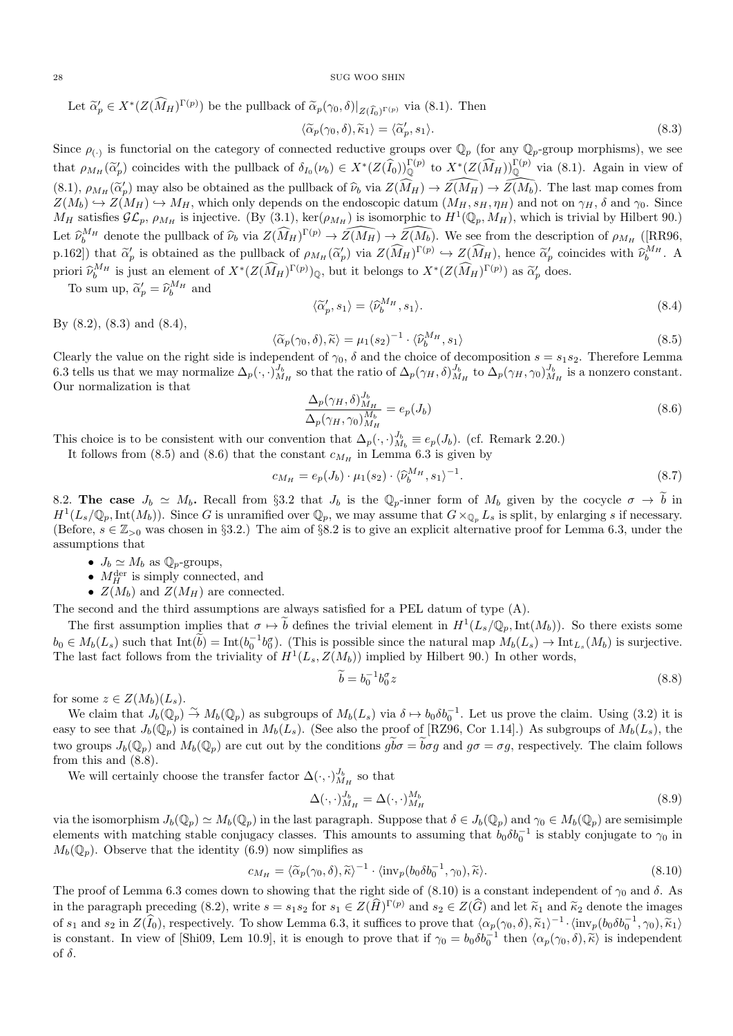Let $\widetilde{\alpha}'_p \in X^*(Z(\widehat{M}_H)^{\Gamma(p)})$ be the pullback of $\widetilde{\alpha}_p(\gamma_0,\delta)|_{Z(\widehat{I}_0)^{\Gamma(p)}}$ via (8.1). Then

$$\langle \widetilde{\alpha}_p(\gamma_0,\delta), \widetilde{\kappa}_1\rangle = \langle \widetilde{\alpha}'_p, s_1\rangle. \tag{8.3}$$

Since $\rho_{(\cdot)}$ is functorial on the category of connected reductive groups over $\mathbb{Q}_p$ (for any $\mathbb{Q}_p$-group morphisms), we see that $\rho_{M_H}(\widetilde{\alpha}'_p)$ coincides with the pullback of $\delta_{I_0}(\nu_b) \in X^*(Z(\widehat{I}_0))^{\Gamma(p)}_{\mathbb{Q}}$ to $X^*(Z(\widehat{M}_H))^{\Gamma(p)}_{\mathbb{Q}}$ via (8.1). Again in view of (8.1), $\rho_{M_H}(\widetilde{\alpha}'_p)$ may also be obtained as the pullback of $\widehat{\nu}_b$ via $Z(\widehat{M}_H) \to \widehat{Z(M_H)} \to \widehat{Z(M_b)}$. The last map comes from $Z(M_b) \hookrightarrow Z(M_H) \hookrightarrow M_H$, which only depends on the endoscopic datum $(M_H, s_H, \eta_H)$ and not on $\gamma_H$, $\delta$ and $\gamma_0$. Since $M_H$ satisfies $\mathcal{GL}_p$, $\rho_{M_H}$ is injective. (By (3.1), $\ker(\rho_{M_H})$ is isomorphic to $H^1(\mathbb{Q}_p, M_H)$, which is trivial by Hilbert 90.) Let $\widehat{\nu}^{M_H}_b$ denote the pullback of $\widehat{\nu}_b$ via $Z(\widehat{M}_H)^{\Gamma(p)} \to \widehat{Z(M_H)} \to \widehat{Z(M_b)}$. We see from the description of $\rho_{M_H}$ ([RR96, p.162]) that $\widetilde{\alpha}'_p$ is obtained as the pullback of $\rho_{M_H}(\widetilde{\alpha}'_p)$ via $Z(\widehat{M}_H)^{\Gamma(p)} \hookrightarrow Z(\widehat{M}_H)$, hence $\widetilde{\alpha}'_p$ coincides with $\widehat{\nu}^{M_H}_b$. A priori $\widehat{\nu}^{M_H}_b$ is just an element of $X^*(Z(\widehat{M}_H)^{\Gamma(p)})_{\mathbb{Q}}$, but it belongs to $X^*(Z(\widehat{M}_H)^{\Gamma(p)})$ as $\widetilde{\alpha}'_p$ does.

To sum up, $\widetilde{\alpha}'_p = \widehat{\nu}^{M_H}_b$ and

$$\langle \widetilde{\alpha}'_p, s_1\rangle = \langle \widehat{\nu}^{M_H}_b, s_1\rangle. \tag{8.4}$$

By (8.2), (8.3) and (8.4),

$$\langle \widetilde{\alpha}_p(\gamma_0,\delta), \widetilde{\kappa}\rangle = \mu_1(s_2)^{-1} \cdot \langle \widehat{\nu}^{M_H}_b, s_1\rangle \tag{8.5}$$

Clearly the value on the right side is independent of $\gamma_0$, $\delta$ and the choice of decomposition $s = s_1 s_2$. Therefore Lemma 6.3 tells us that we may normalize $\Delta_p(\cdot,\cdot)^{J_b}_{M_H}$ so that the ratio of $\Delta_p(\gamma_H,\delta)^{J_b}_{M_H}$ to $\Delta_p(\gamma_H,\gamma_0)^{J_b}_{M_H}$ is a nonzero constant. Our normalization is that

$$\frac{\Delta_p(\gamma_H,\delta)^{J_b}_{M_H}}{\Delta_p(\gamma_H,\gamma_0)^{M_b}_{M_H}} = e_p(J_b) \tag{8.6}$$

This choice is to be consistent with our convention that $\Delta_p(\cdot,\cdot)^{J_b}_{M_b} \equiv e_p(J_b)$. (cf. Remark 2.20.)

It follows from (8.5) and (8.6) that the constant $c_{M_H}$ in Lemma 6.3 is given by

$$c_{M_H} = e_p(J_b) \cdot \mu_1(s_2) \cdot \langle \widehat{\nu}^{M_H}_b, s_1\rangle^{-1}. \tag{8.7}$$

8.2. **The case** $J_b \simeq M_b$**.** Recall from §3.2 that $J_b$ is the $\mathbb{Q}_p$-inner form of $M_b$ given by the cocycle $\sigma \to \widetilde{b}$ in $H^1(L_s/\mathbb{Q}_p, \mathrm{Int}(M_b))$. Since $G$ is unramified over $\mathbb{Q}_p$, we may assume that $G \times_{\mathbb{Q}_p} L_s$ is split, by enlarging $s$ if necessary. (Before, $s \in \mathbb{Z}_{>0}$ was chosen in §3.2.) The aim of §8.2 is to give an explicit alternative proof for Lemma 6.3, under the assumptions that

- $J_b \simeq M_b$ as $\mathbb{Q}_p$-groups,
- $M^{\mathrm{der}}_H$ is simply connected, and
- $Z(M_b)$ and $Z(M_H)$ are connected.

The second and the third assumptions are always satisfied for a PEL datum of type (A).

The first assumption implies that $\sigma \mapsto \widetilde{b}$ defines the trivial element in $H^1(L_s/\mathbb{Q}_p, \mathrm{Int}(M_b))$. So there exists some $b_0 \in M_b(L_s)$ such that $\mathrm{Int}(\widetilde{b}) = \mathrm{Int}(b_0^{-1} b_0^{\sigma})$. (This is possible since the natural map $M_b(L_s) \to \mathrm{Int}_{L_s}(M_b)$ is surjective. The last fact follows from the triviality of $H^1(L_s, Z(M_b))$ implied by Hilbert 90.) In other words,

$$\widetilde{b} = b_0^{-1} b_0^{\sigma} z \tag{8.8}$$

for some $z \in Z(M_b)(L_s)$.

We claim that $J_b(\mathbb{Q}_p) \overset{\sim}{\to} M_b(\mathbb{Q}_p)$ as subgroups of $M_b(L_s)$ via $\delta \mapsto b_0 \delta b_0^{-1}$. Let us prove the claim. Using (3.2) it is easy to see that $J_b(\mathbb{Q}_p)$ is contained in $M_b(L_s)$. (See also the proof of [RZ96, Cor 1.14].) As subgroups of $M_b(L_s)$, the two groups $J_b(\mathbb{Q}_p)$ and $M_b(\mathbb{Q}_p)$ are cut out by the conditions $g\widetilde{b}\sigma = \widetilde{b}\sigma g$ and $g\sigma = \sigma g$, respectively. The claim follows from this and (8.8).

We will certainly choose the transfer factor $\Delta(\cdot,\cdot)^{J_b}_{M_H}$ so that

$$\Delta(\cdot,\cdot)^{J_b}_{M_H} = \Delta(\cdot,\cdot)^{M_b}_{M_H} \tag{8.9}$$

via the isomorphism $J_b(\mathbb{Q}_p) \simeq M_b(\mathbb{Q}_p)$ in the last paragraph. Suppose that $\delta \in J_b(\mathbb{Q}_p)$ and $\gamma_0 \in M_b(\mathbb{Q}_p)$ are semisimple elements with matching stable conjugacy classes. This amounts to assuming that $b_0 \delta b_0^{-1}$ is stably conjugate to $\gamma_0$ in $M_b(\mathbb{Q}_p)$. Observe that the identity (6.9) now simplifies as

$$c_{M_H} = \langle \widetilde{\alpha}_p(\gamma_0,\delta), \widetilde{\kappa}\rangle^{-1} \cdot \langle \mathrm{inv}_p(b_0\delta b_0^{-1}, \gamma_0), \widetilde{\kappa}\rangle. \tag{8.10}$$

The proof of Lemma 6.3 comes down to showing that the right side of (8.10) is a constant independent of $\gamma_0$ and $\delta$. As in the paragraph preceding (8.2), write $s = s_1 s_2$ for $s_1 \in Z(\widehat{H})^{\Gamma(p)}$ and $s_2 \in Z(\widehat{G})$ and let $\widetilde{\kappa}_1$ and $\widetilde{\kappa}_2$ denote the images of $s_1$ and $s_2$ in $Z(\widehat{I}_0)$, respectively. To show Lemma 6.3, it suffices to prove that $\langle \alpha_p(\gamma_0,\delta), \widetilde{\kappa}_1\rangle^{-1} \cdot \langle \mathrm{inv}_p(b_0\delta b_0^{-1}, \gamma_0), \widetilde{\kappa}_1\rangle$ is constant. In view of [Shi09, Lem 10.9], it is enough to prove that if $\gamma_0 = b_0 \delta b_0^{-1}$ then $\langle \alpha_p(\gamma_0,\delta), \widetilde{\kappa}\rangle$ is independent of $\delta$.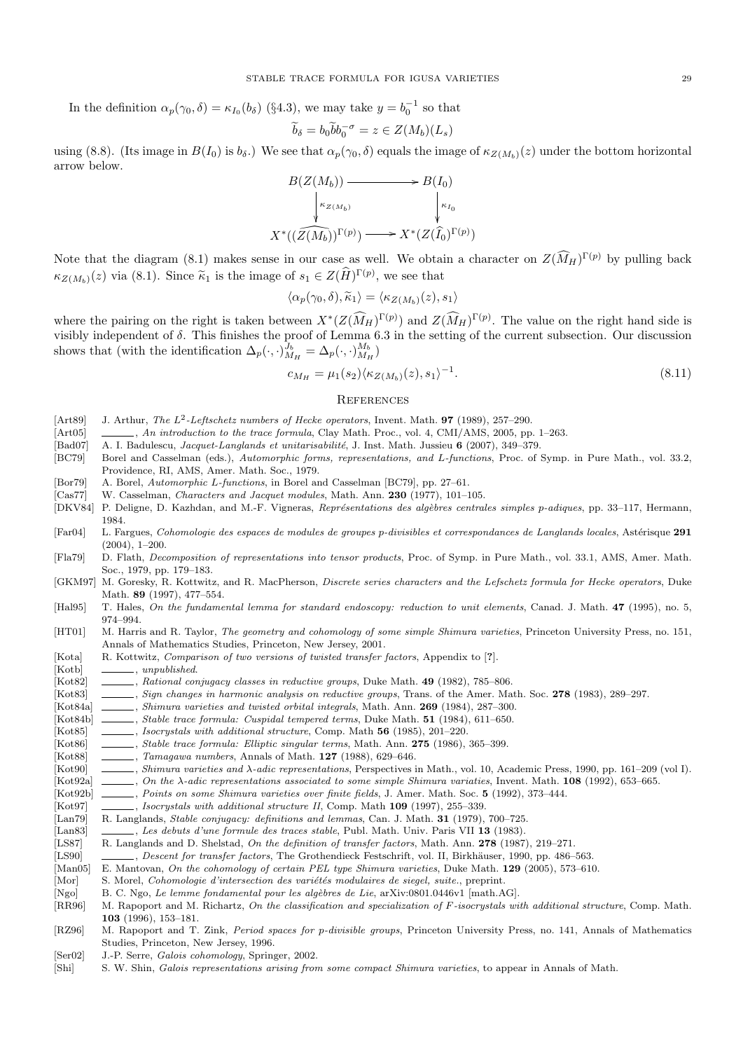In the definition $\alpha_p(\gamma_0,\delta)=\kappa_{I_0}(b_\delta)$ (§4.3), we may take $y=b_0^{-1}$ so that

$$\widetilde{b}_\delta = b_0\widetilde{b}b_0^{-\sigma}=z\in Z(M_b)(L_s)$$

using (8.8). (Its image in $B(I_0)$ is $b_\delta$.) We see that $\alpha_p(\gamma_0,\delta)$ equals the image of $\kappa_{Z(M_b)}(z)$ under the bottom horizontal arrow below.

$$\begin{array}{ccc} B(Z(M_b)) & \longrightarrow & B(I_0) \\ \Big\downarrow{\scriptstyle \kappa_{Z(M_b)}} & & \Big\downarrow{\scriptstyle \kappa_{I_0}} \\ X^*((\widehat{Z(M_b)})^{\Gamma(p)}) & \longrightarrow & X^*(Z(\widehat{I}_0)^{\Gamma(p)}) \end{array}$$

Note that the diagram (8.1) makes sense in our case as well. We obtain a character on $Z(\widehat{M}_H)^{\Gamma(p)}$ by pulling back $\kappa_{Z(M_b)}(z)$ via (8.1). Since $\widetilde{\kappa}_1$ is the image of $s_1\in Z(\widehat{H})^{\Gamma(p)}$, we see that

$$\langle \alpha_p(\gamma_0,\delta),\widetilde{\kappa}_1\rangle = \langle \kappa_{Z(M_b)}(z),s_1\rangle$$

where the pairing on the right is taken between $X^*(Z(\widehat{M}_H)^{\Gamma(p)})$ and $Z(\widehat{M}_H)^{\Gamma(p)}$. The value on the right hand side is visibly independent of $\delta$. This finishes the proof of Lemma 6.3 in the setting of the current subsection. Our discussion shows that (with the identification $\Delta_p(\cdot,\cdot)^{J_b}_{M_H}=\Delta_p(\cdot,\cdot)^{M_b}_{M_H}$)

$$c_{M_H}=\mu_1(s_2)\langle \kappa_{Z(M_b)}(z),s_1\rangle^{-1}. \tag{8.11}$$

## References

- [Art89] J. Arthur, *The $L^2$-Leftschetz numbers of Hecke operators*, Invent. Math. **97** (1989), 257–290.
- [Art05] ______, *An introduction to the trace formula*, Clay Math. Proc., vol. 4, CMI/AMS, 2005, pp. 1–263.
- [Bad07] A. I. Badulescu, *Jacquet-Langlands et unitarisabilité*, J. Inst. Math. Jussieu **6** (2007), 349–379.
- [BC79] Borel and Casselman (eds.), *Automorphic forms, representations, and L-functions*, Proc. of Symp. in Pure Math., vol. 33.2, Providence, RI, AMS, Amer. Math. Soc., 1979.
- [Bor79] A. Borel, *Automorphic L-functions*, in Borel and Casselman [BC79], pp. 27–61.
- [Cas77] W. Casselman, *Characters and Jacquet modules*, Math. Ann. **230** (1977), 101–105.
- [DKV84] P. Deligne, D. Kazhdan, and M.-F. Vigneras, *Représentations des algèbres centrales simples p-adiques*, pp. 33–117, Hermann, 1984.
- [Far04] L. Fargues, *Cohomologie des espaces de modules de groupes p-divisibles et correspondances de Langlands locales*, Astérisque **291** (2004), 1–200.
- [Fla79] D. Flath, *Decomposition of representations into tensor products*, Proc. of Symp. in Pure Math., vol. 33.1, AMS, Amer. Math. Soc., 1979, pp. 179–183.
- [GKM97] M. Goresky, R. Kottwitz, and R. MacPherson, *Discrete series characters and the Lefschetz formula for Hecke operators*, Duke Math. **89** (1997), 477–554.
- [Hal95] T. Hales, *On the fundamental lemma for standard endoscopy: reduction to unit elements*, Canad. J. Math. **47** (1995), no. 5, 974–994.
- [HT01] M. Harris and R. Taylor, *The geometry and cohomology of some simple Shimura varieties*, Princeton University Press, no. 151, Annals of Mathematics Studies, Princeton, New Jersey, 2001.
- [Kota] R. Kottwitz, *Comparison of two versions of twisted transfer factors*, Appendix to [?].
- [Kotb] ______, *unpublished*.
- [Kot82] ______, *Rational conjugacy classes in reductive groups*, Duke Math. **49** (1982), 785–806.
- [Kot83] ______, *Sign changes in harmonic analysis on reductive groups*, Trans. of the Amer. Math. Soc. **278** (1983), 289–297.
- [Kot84a] ______, *Shimura varieties and twisted orbital integrals*, Math. Ann. **269** (1984), 287–300.
- [Kot84b] ______, *Stable trace formula: Cuspidal tempered terms*, Duke Math. **51** (1984), 611–650.
- [Kot85] ______, *Isocrystals with additional structure*, Comp. Math **56** (1985), 201–220.
- [Kot86] ______, *Stable trace formula: Elliptic singular terms*, Math. Ann. **275** (1986), 365–399.
- [Kot88] ______, *Tamagawa numbers*, Annals of Math. **127** (1988), 629–646.
- [Kot90] ______, *Shimura varieties and λ-adic representations*, Perspectives in Math., vol. 10, Academic Press, 1990, pp. 161–209 (vol I).
- [Kot92a] ______, *On the λ-adic representations associated to some simple Shimura variaties*, Invent. Math. **108** (1992), 653–665.
- [Kot92b] ______, *Points on some Shimura varieties over finite fields*, J. Amer. Math. Soc. **5** (1992), 373–444.
- [Kot97] ______, *Isocrystals with additional structure II*, Comp. Math **109** (1997), 255–339.
- [Lan79] R. Langlands, *Stable conjugacy: definitions and lemmas*, Can. J. Math. **31** (1979), 700–725.
- [Lan83] ______, *Les debuts d'une formule des traces stable*, Publ. Math. Univ. Paris VII **13** (1983).
- [LS87] R. Langlands and D. Shelstad, *On the definition of transfer factors*, Math. Ann. **278** (1987), 219–271.
- [LS90] ______, *Descent for transfer factors*, The Grothendieck Festschrift, vol. II, Birkhäuser, 1990, pp. 486–563.
- [Man05] E. Mantovan, *On the cohomology of certain PEL type Shimura varieties*, Duke Math. **129** (2005), 573–610.
- [Mor] S. Morel, *Cohomologie d'intersection des variétés modulaires de siegel, suite.*, preprint.
- [Ngo] B. C. Ngo, *Le lemme fondamental pour les algèbres de Lie*, arXiv:0801.0446v1 [math.AG].
- [RR96] M. Rapoport and M. Richartz, *On the classification and specialization of F-isocrystals with additional structure*, Comp. Math. **103** (1996), 153–181.
- [RZ96] M. Rapoport and T. Zink, *Period spaces for p-divisible groups*, Princeton University Press, no. 141, Annals of Mathematics Studies, Princeton, New Jersey, 1996.
- [Ser02] J.-P. Serre, *Galois cohomology*, Springer, 2002.
- [Shi] S. W. Shin, *Galois representations arising from some compact Shimura varieties*, to appear in Annals of Math.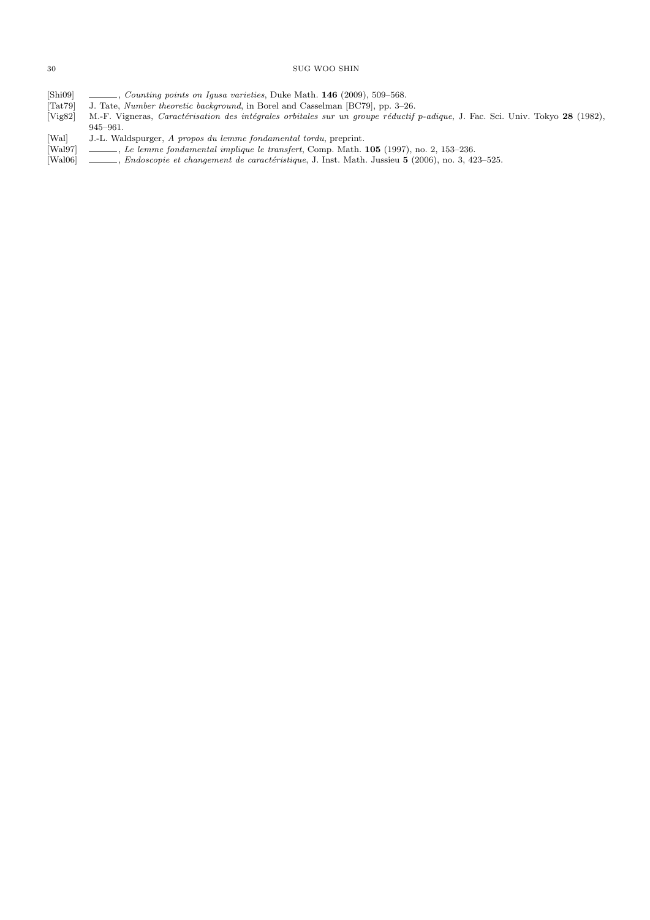- [Shi09] ______, *Counting points on Igusa varieties*, Duke Math. **146** (2009), 509–568.
- [Tat79] J. Tate, *Number theoretic background*, in Borel and Casselman [BC79], pp. 3–26.
- [Vig82] M.-F. Vigneras, *Caractérisation des intégrales orbitales sur un groupe réductif p-adique*, J. Fac. Sci. Univ. Tokyo **28** (1982), 945–961.
- [Wal] J.-L. Waldspurger, *A propos du lemme fondamental tordu*, preprint.
- [Wal97] ______, *Le lemme fondamental implique le transfert*, Comp. Math. **105** (1997), no. 2, 153–236.
- [Wal06] ______, *Endoscopie et changement de caractéristique*, J. Inst. Math. Jussieu **5** (2006), no. 3, 423–525.